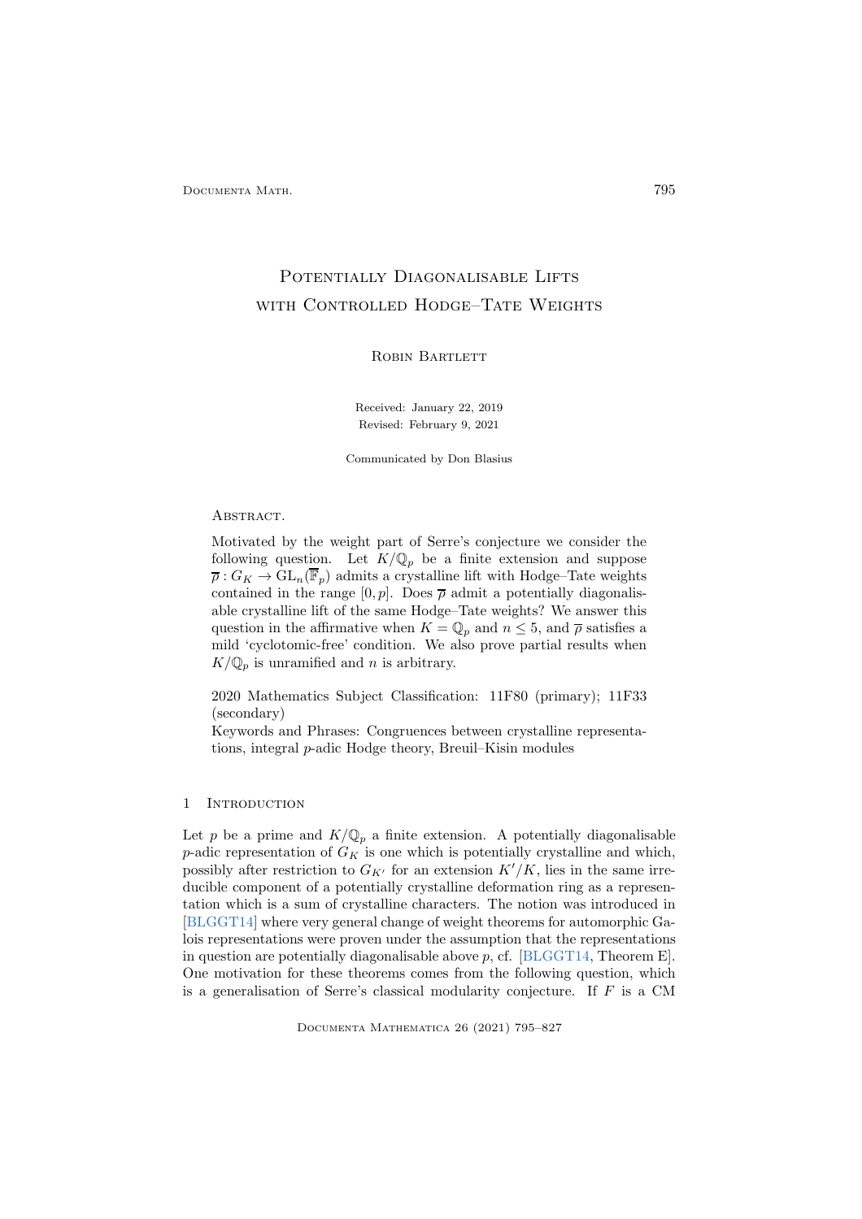# Potentially Diagonalisable Lifts with Controlled Hodge–Tate Weights

Robin Bartlett

Received: January 22, 2019

Revised: February 9, 2021

Communicated by Don Blasius

Abstract.

Motivated by the weight part of Serre's conjecture we consider the following question. Let $K/\mathbb{Q}_p$ be a finite extension and suppose $\overline{\rho} : G_K \to \mathrm{GL}_n(\overline{\mathbb{F}}_p)$ admits a crystalline lift with Hodge–Tate weights contained in the range $[0,p]$. Does $\overline{\rho}$ admit a potentially diagonalisable crystalline lift of the same Hodge–Tate weights? We answer this question in the affirmative when $K = \mathbb{Q}_p$ and $n \leq 5$, and $\overline{\rho}$ satisfies a mild 'cyclotomic-free' condition. We also prove partial results when $K/\mathbb{Q}_p$ is unramified and $n$ is arbitrary.

2020 Mathematics Subject Classification: 11F80 (primary); 11F33 (secondary)

Keywords and Phrases: Congruences between crystalline representations, integral $p$-adic Hodge theory, Breuil–Kisin modules

## 1 Introduction

Let $p$ be a prime and $K/\mathbb{Q}_p$ a finite extension. A potentially diagonalisable $p$-adic representation of $G_K$ is one which is potentially crystalline and which, possibly after restriction to $G_{K'}$ for an extension $K'/K$, lies in the same irreducible component of a potentially crystalline deformation ring as a representation which is a sum of crystalline characters. The notion was introduced in [BLGGT14] where very general change of weight theorems for automorphic Galois representations were proven under the assumption that the representations in question are potentially diagonalisable above $p$, cf. [BLGGT14, Theorem E]. One motivation for these theorems comes from the following question, which is a generalisation of Serre's classical modularity conjecture. If $F$ is a CM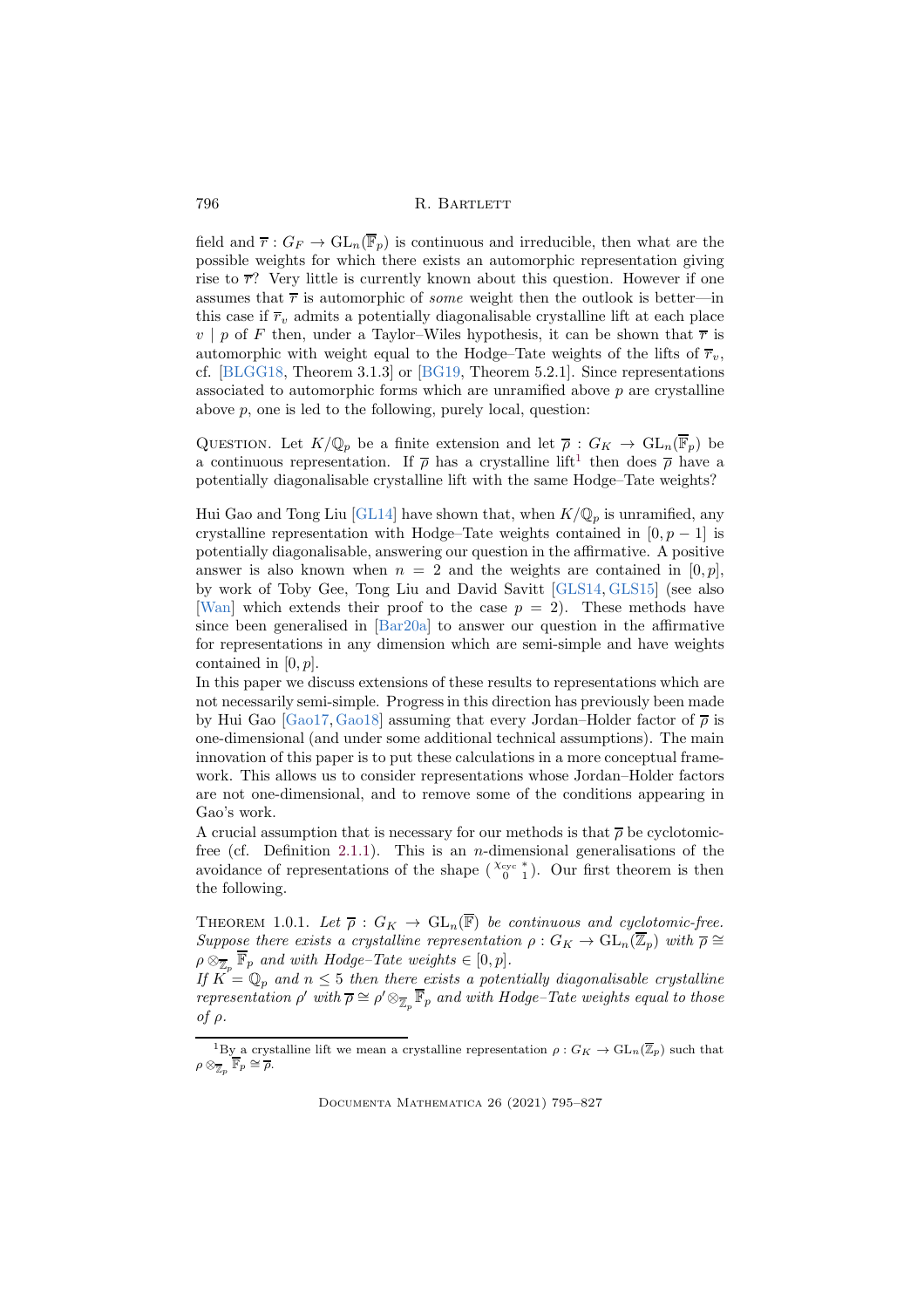field and $\overline{r} : G_F \to \mathrm{GL}_n(\overline{\mathbb{F}}_p)$ is continuous and irreducible, then what are the possible weights for which there exists an automorphic representation giving rise to $\overline{r}$? Very little is currently known about this question. However if one assumes that $\overline{r}$ is automorphic of *some* weight then the outlook is better—in this case if $\overline{r}_v$ admits a potentially diagonalisable crystalline lift at each place $v \mid p$ of $F$ then, under a Taylor–Wiles hypothesis, it can be shown that $\overline{r}$ is automorphic with weight equal to the Hodge–Tate weights of the lifts of $\overline{r}_v$, cf. [BLGG18, Theorem 3.1.3] or [BG19, Theorem 5.2.1]. Since representations associated to automorphic forms which are unramified above $p$ are crystalline above $p$, one is led to the following, purely local, question:

Question. Let $K/\mathbb{Q}_p$ be a finite extension and let $\overline{\rho} : G_K \to \mathrm{GL}_n(\overline{\mathbb{F}}_p)$ be a continuous representation. If $\overline{\rho}$ has a crystalline lift[1] then does $\overline{\rho}$ have a potentially diagonalisable crystalline lift with the same Hodge–Tate weights?

Hui Gao and Tong Liu [GL14] have shown that, when $K/\mathbb{Q}_p$ is unramified, any crystalline representation with Hodge–Tate weights contained in $[0, p-1]$ is potentially diagonalisable, answering our question in the affirmative. A positive answer is also known when $n = 2$ and the weights are contained in $[0, p]$, by work of Toby Gee, Tong Liu and David Savitt [GLS14, GLS15] (see also [Wan] which extends their proof to the case $p = 2$). These methods have since been generalised in [Bar20a] to answer our question in the affirmative for representations in any dimension which are semi-simple and have weights contained in $[0, p]$.

In this paper we discuss extensions of these results to representations which are not necessarily semi-simple. Progress in this direction has previously been made by Hui Gao [Gao17, Gao18] assuming that every Jordan–Holder factor of $\overline{\rho}$ is one-dimensional (and under some additional technical assumptions). The main innovation of this paper is to put these calculations in a more conceptual framework. This allows us to consider representations whose Jordan–Holder factors are not one-dimensional, and to remove some of the conditions appearing in Gao's work.

A crucial assumption that is necessary for our methods is that $\overline{\rho}$ be cyclotomic-free (cf. Definition 2.1.1). This is an $n$-dimensional generalisations of the avoidance of representations of the shape $\left(\begin{smallmatrix} \chi_{\mathrm{cyc}} & * \\ 0 & 1 \end{smallmatrix}\right)$. Our first theorem is then the following.

Theorem 1.0.1. *Let $\overline{\rho} : G_K \to \mathrm{GL}_n(\overline{\mathbb{F}})$ be continuous and cyclotomic-free. Suppose there exists a crystalline representation $\rho : G_K \to \mathrm{GL}_n(\overline{\mathbb{Z}}_p)$ with $\overline{\rho} \cong \rho \otimes_{\overline{\mathbb{Z}}_p} \overline{\mathbb{F}}_p$ and with Hodge–Tate weights $\in [0, p]$.*

*If $K = \mathbb{Q}_p$ and $n \leq 5$ then there exists a potentially diagonalisable crystalline representation $\rho'$ with $\overline{\rho} \cong \rho' \otimes_{\overline{\mathbb{Z}}_p} \overline{\mathbb{F}}_p$ and with Hodge–Tate weights equal to those of $\rho$.*

[1] By a crystalline lift we mean a crystalline representation $\rho : G_K \to \mathrm{GL}_n(\overline{\mathbb{Z}}_p)$ such that $\rho \otimes_{\overline{\mathbb{Z}}_p} \overline{\mathbb{F}}_p \cong \overline{\rho}$.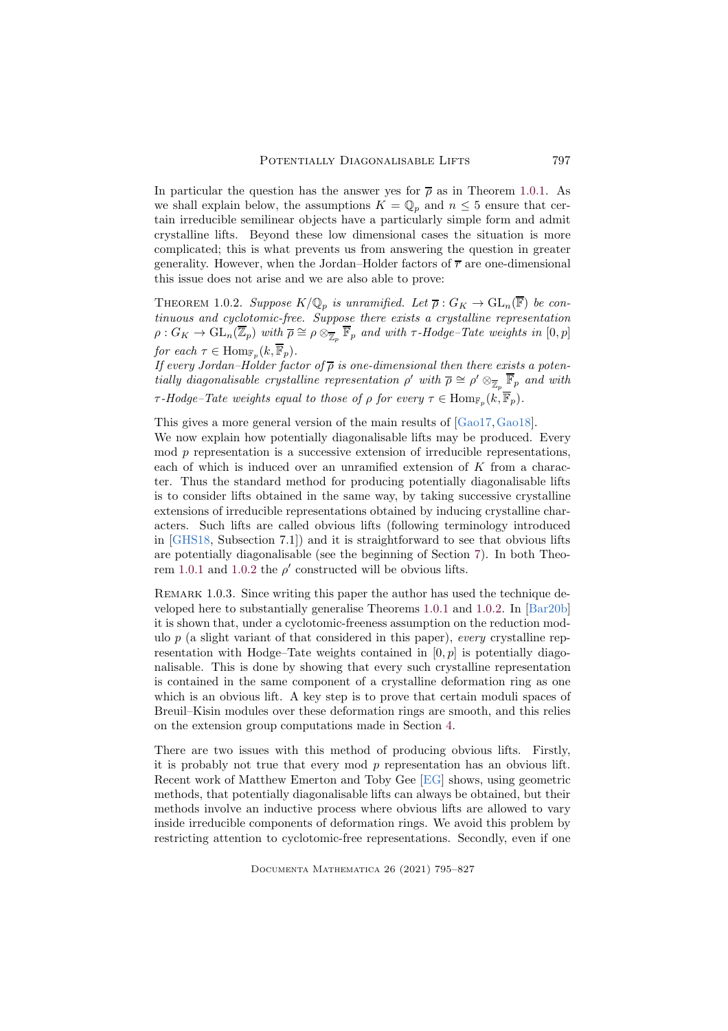In particular the question has the answer yes for $\overline{\rho}$ as in Theorem 1.0.1. As we shall explain below, the assumptions $K = \mathbb{Q}_p$ and $n \leq 5$ ensure that certain irreducible semilinear objects have a particularly simple form and admit crystalline lifts. Beyond these low dimensional cases the situation is more complicated; this is what prevents us from answering the question in greater generality. However, when the Jordan–Holder factors of $\overline{r}$ are one-dimensional this issue does not arise and we are also able to prove:

Theorem 1.0.2. *Suppose $K/\mathbb{Q}_p$ is unramified. Let $\overline{\rho} : G_K \to \mathrm{GL}_n(\overline{\mathbb{F}})$ be continuous and cyclotomic-free. Suppose there exists a crystalline representation $\rho : G_K \to \mathrm{GL}_n(\overline{\mathbb{Z}}_p)$ with $\overline{\rho} \cong \rho \otimes_{\overline{\mathbb{Z}}_p} \overline{\mathbb{F}}_p$ and with $\tau$-Hodge–Tate weights in $[0,p]$ for each $\tau \in \mathrm{Hom}_{\mathbb{F}_p}(k, \overline{\mathbb{F}}_p)$.*
*If every Jordan–Holder factor of $\overline{\rho}$ is one-dimensional then there exists a potentially diagonalisable crystalline representation $\rho'$ with $\overline{\rho} \cong \rho' \otimes_{\overline{\mathbb{Z}}_p} \overline{\mathbb{F}}_p$ and with $\tau$-Hodge–Tate weights equal to those of $\rho$ for every $\tau \in \mathrm{Hom}_{\mathbb{F}_p}(k, \overline{\mathbb{F}}_p)$.*

This gives a more general version of the main results of [Gao17, Gao18].

We now explain how potentially diagonalisable lifts may be produced. Every mod $p$ representation is a successive extension of irreducible representations, each of which is induced over an unramified extension of $K$ from a character. Thus the standard method for producing potentially diagonalisable lifts is to consider lifts obtained in the same way, by taking successive crystalline extensions of irreducible representations obtained by inducing crystalline characters. Such lifts are called obvious lifts (following terminology introduced in [GHS18, Subsection 7.1]) and it is straightforward to see that obvious lifts are potentially diagonalisable (see the beginning of Section 7). In both Theorem 1.0.1 and 1.0.2 the $\rho'$ constructed will be obvious lifts.

Remark 1.0.3. Since writing this paper the author has used the technique developed here to substantially generalise Theorems 1.0.1 and 1.0.2. In [Bar20b] it is shown that, under a cyclotomic-freeness assumption on the reduction modulo $p$ (a slight variant of that considered in this paper), *every* crystalline representation with Hodge–Tate weights contained in $[0,p]$ is potentially diagonalisable. This is done by showing that every such crystalline representation is contained in the same component of a crystalline deformation ring as one which is an obvious lift. A key step is to prove that certain moduli spaces of Breuil–Kisin modules over these deformation rings are smooth, and this relies on the extension group computations made in Section 4.

There are two issues with this method of producing obvious lifts. Firstly, it is probably not true that every mod $p$ representation has an obvious lift. Recent work of Matthew Emerton and Toby Gee [EG] shows, using geometric methods, that potentially diagonalisable lifts can always be obtained, but their methods involve an inductive process where obvious lifts are allowed to vary inside irreducible components of deformation rings. We avoid this problem by restricting attention to cyclotomic-free representations. Secondly, even if one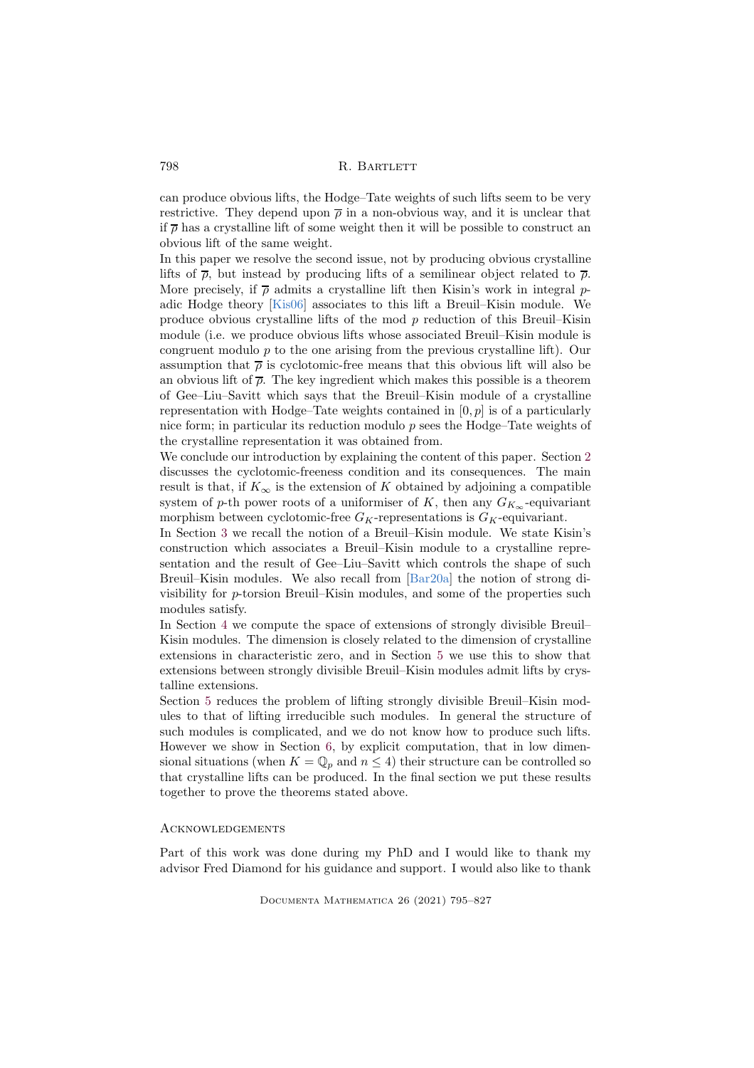can produce obvious lifts, the Hodge–Tate weights of such lifts seem to be very restrictive. They depend upon $\overline{\rho}$ in a non-obvious way, and it is unclear that if $\overline{\rho}$ has a crystalline lift of some weight then it will be possible to construct an obvious lift of the same weight.

In this paper we resolve the second issue, not by producing obvious crystalline lifts of $\overline{\rho}$, but instead by producing lifts of a semilinear object related to $\overline{\rho}$. More precisely, if $\overline{\rho}$ admits a crystalline lift then Kisin's work in integral $p$-adic Hodge theory [Kis06] associates to this lift a Breuil–Kisin module. We produce obvious crystalline lifts of the mod $p$ reduction of this Breuil–Kisin module (i.e. we produce obvious lifts whose associated Breuil–Kisin module is congruent modulo $p$ to the one arising from the previous crystalline lift). Our assumption that $\overline{\rho}$ is cyclotomic-free means that this obvious lift will also be an obvious lift of $\overline{\rho}$. The key ingredient which makes this possible is a theorem of Gee–Liu–Savitt which says that the Breuil–Kisin module of a crystalline representation with Hodge–Tate weights contained in $[0, p]$ is of a particularly nice form; in particular its reduction modulo $p$ sees the Hodge–Tate weights of the crystalline representation it was obtained from.

We conclude our introduction by explaining the content of this paper. Section 2 discusses the cyclotomic-freeness condition and its consequences. The main result is that, if $K_\infty$ is the extension of $K$ obtained by adjoining a compatible system of $p$-th power roots of a uniformiser of $K$, then any $G_{K_\infty}$-equivariant morphism between cyclotomic-free $G_K$-representations is $G_K$-equivariant.

In Section 3 we recall the notion of a Breuil–Kisin module. We state Kisin's construction which associates a Breuil–Kisin module to a crystalline representation and the result of Gee–Liu–Savitt which controls the shape of such Breuil–Kisin modules. We also recall from [Bar20a] the notion of strong divisibility for $p$-torsion Breuil–Kisin modules, and some of the properties such modules satisfy.

In Section 4 we compute the space of extensions of strongly divisible Breuil–Kisin modules. The dimension is closely related to the dimension of crystalline extensions in characteristic zero, and in Section 5 we use this to show that extensions between strongly divisible Breuil–Kisin modules admit lifts by crystalline extensions.

Section 5 reduces the problem of lifting strongly divisible Breuil–Kisin modules to that of lifting irreducible such modules. In general the structure of such modules is complicated, and we do not know how to produce such lifts. However we show in Section 6, by explicit computation, that in low dimensional situations (when $K = \mathbb{Q}_p$ and $n \leq 4$) their structure can be controlled so that crystalline lifts can be produced. In the final section we put these results together to prove the theorems stated above.

## Acknowledgements

Part of this work was done during my PhD and I would like to thank my advisor Fred Diamond for his guidance and support. I would also like to thank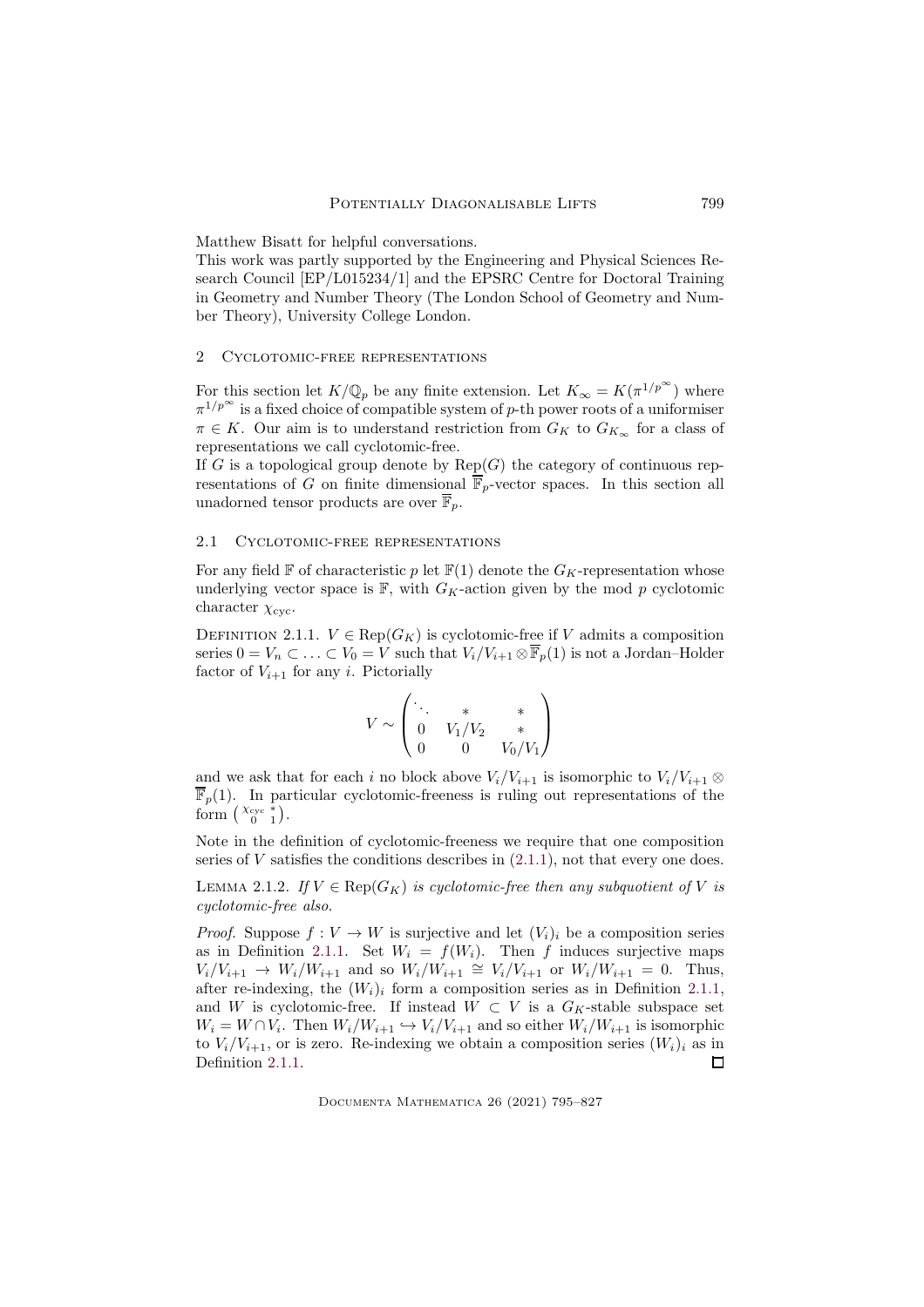Matthew Bisatt for helpful conversations.

This work was partly supported by the Engineering and Physical Sciences Research Council [EP/L015234/1] and the EPSRC Centre for Doctoral Training in Geometry and Number Theory (The London School of Geometry and Number Theory), University College London.

## 2 Cyclotomic-free representations

For this section let $K/\mathbb{Q}_p$ be any finite extension. Let $K_\infty = K(\pi^{1/p^\infty})$ where $\pi^{1/p^\infty}$ is a fixed choice of compatible system of $p$-th power roots of a uniformiser $\pi \in K$. Our aim is to understand restriction from $G_K$ to $G_{K_\infty}$ for a class of representations we call cyclotomic-free.

If $G$ is a topological group denote by $\mathrm{Rep}(G)$ the category of continuous representations of $G$ on finite dimensional $\overline{\mathbb{F}}_p$-vector spaces. In this section all unadorned tensor products are over $\overline{\mathbb{F}}_p$.

### 2.1 Cyclotomic-free representations

For any field $\mathbb{F}$ of characteristic $p$ let $\mathbb{F}(1)$ denote the $G_K$-representation whose underlying vector space is $\mathbb{F}$, with $G_K$-action given by the mod $p$ cyclotomic character $\chi_{\mathrm{cyc}}$.

Definition 2.1.1. $V \in \mathrm{Rep}(G_K)$ is cyclotomic-free if $V$ admits a composition series $0 = V_n \subset \ldots \subset V_0 = V$ such that $V_i/V_{i+1} \otimes \overline{\mathbb{F}}_p(1)$ is not a Jordan–Holder factor of $V_{i+1}$ for any $i$. Pictorially

$$V \sim \begin{pmatrix} \ddots & * & * \\ 0 & V_1/V_2 & * \\ 0 & 0 & V_0/V_1 \end{pmatrix}$$

and we ask that for each $i$ no block above $V_i/V_{i+1}$ is isomorphic to $V_i/V_{i+1} \otimes \overline{\mathbb{F}}_p(1)$. In particular cyclotomic-freeness is ruling out representations of the form $\left(\begin{smallmatrix} \chi_{\mathrm{cyc}} & * \\ 0 & 1 \end{smallmatrix}\right)$.

Note in the definition of cyclotomic-freeness we require that one composition series of $V$ satisfies the conditions describes in (2.1.1), not that every one does.

Lemma 2.1.2. *If $V \in \mathrm{Rep}(G_K)$ is cyclotomic-free then any subquotient of $V$ is cyclotomic-free also.*

*Proof.* Suppose $f : V \to W$ is surjective and let $(V_i)_i$ be a composition series as in Definition 2.1.1. Set $W_i = f(W_i)$. Then $f$ induces surjective maps $V_i/V_{i+1} \to W_i/W_{i+1}$ and so $W_i/W_{i+1} \cong V_i/V_{i+1}$ or $W_i/W_{i+1} = 0$. Thus, after re-indexing, the $(W_i)_i$ form a composition series as in Definition 2.1.1, and $W$ is cyclotomic-free. If instead $W \subset V$ is a $G_K$-stable subspace set $W_i = W \cap V_i$. Then $W_i/W_{i+1} \hookrightarrow V_i/V_{i+1}$ and so either $W_i/W_{i+1}$ is isomorphic to $V_i/V_{i+1}$, or is zero. Re-indexing we obtain a composition series $(W_i)_i$ as in Definition 2.1.1. $\square$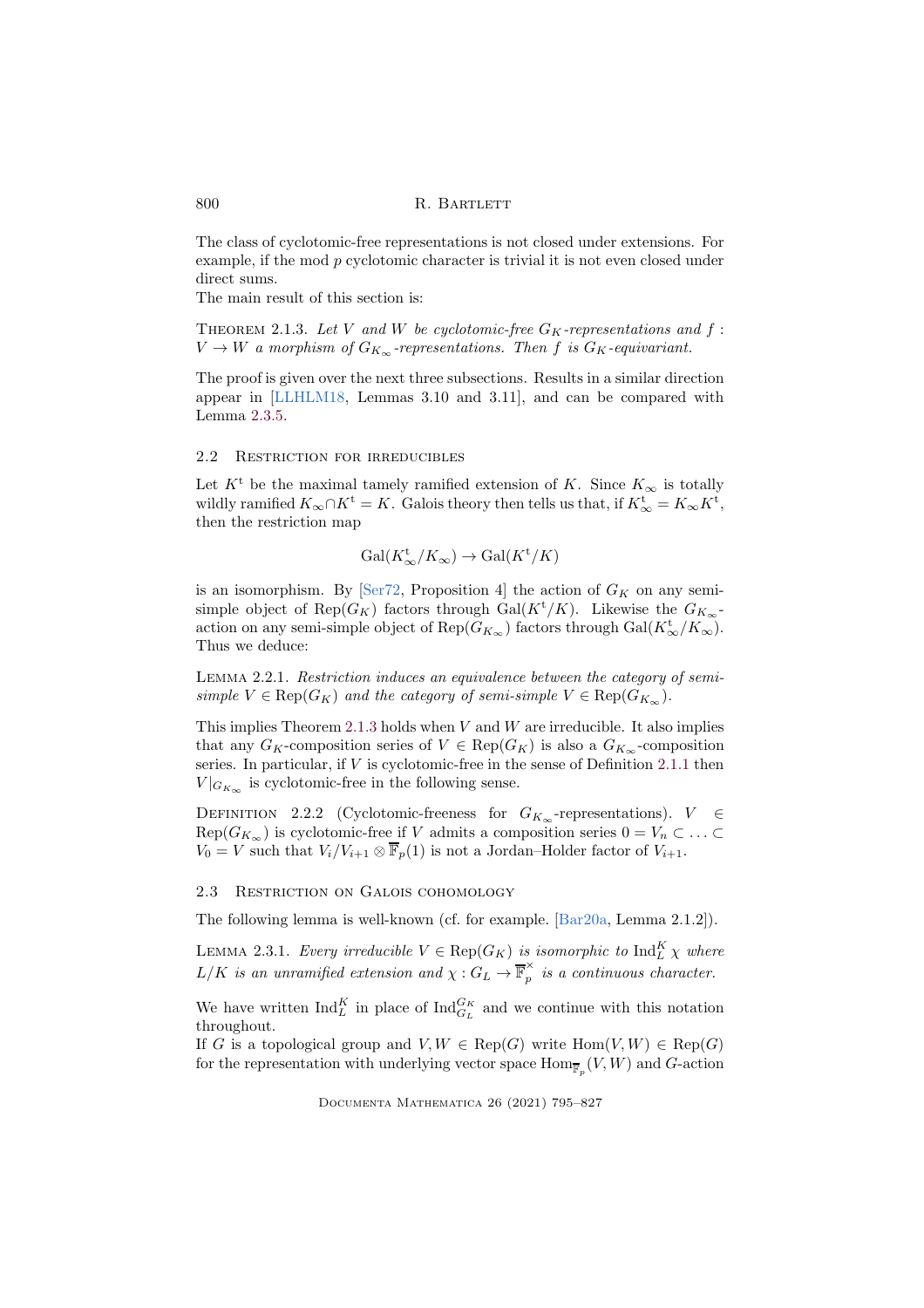The class of cyclotomic-free representations is not closed under extensions. For example, if the mod $p$ cyclotomic character is trivial it is not even closed under direct sums.

The main result of this section is:

Theorem 2.1.3. *Let $V$ and $W$ be cyclotomic-free $G_K$-representations and $f : V \to W$ a morphism of $G_{K_\infty}$-representations. Then $f$ is $G_K$-equivariant.*

The proof is given over the next three subsections. Results in a similar direction appear in [LLHLM18, Lemmas 3.10 and 3.11], and can be compared with Lemma 2.3.5.

## 2.2 Restriction for irreducibles

Let $K^{\mathrm{t}}$ be the maximal tamely ramified extension of $K$. Since $K_\infty$ is totally wildly ramified $K_\infty \cap K^{\mathrm{t}} = K$. Galois theory then tells us that, if $K^{\mathrm{t}}_\infty = K_\infty K^{\mathrm{t}}$, then the restriction map

$$\mathrm{Gal}(K^{\mathrm{t}}_\infty / K_\infty) \to \mathrm{Gal}(K^{\mathrm{t}}/K)$$

is an isomorphism. By [Ser72, Proposition 4] the action of $G_K$ on any semi-simple object of $\mathrm{Rep}(G_K)$ factors through $\mathrm{Gal}(K^{\mathrm{t}}/K)$. Likewise the $G_{K_\infty}$-action on any semi-simple object of $\mathrm{Rep}(G_{K_\infty})$ factors through $\mathrm{Gal}(K^{\mathrm{t}}_\infty/K_\infty)$. Thus we deduce:

Lemma 2.2.1. *Restriction induces an equivalence between the category of semi-simple $V \in \mathrm{Rep}(G_K)$ and the category of semi-simple $V \in \mathrm{Rep}(G_{K_\infty})$.*

This implies Theorem 2.1.3 holds when $V$ and $W$ are irreducible. It also implies that any $G_K$-composition series of $V \in \mathrm{Rep}(G_K)$ is also a $G_{K_\infty}$-composition series. In particular, if $V$ is cyclotomic-free in the sense of Definition 2.1.1 then $V|_{G_{K_\infty}}$ is cyclotomic-free in the following sense.

Definition 2.2.2 (Cyclotomic-freeness for $G_{K_\infty}$-representations). $V \in \mathrm{Rep}(G_{K_\infty})$ is cyclotomic-free if $V$ admits a composition series $0 = V_n \subset \ldots \subset V_0 = V$ such that $V_i/V_{i+1} \otimes \overline{\mathbb{F}}_p(1)$ is not a Jordan–Holder factor of $V_{i+1}$.

## 2.3 Restriction on Galois cohomology

The following lemma is well-known (cf. for example. [Bar20a, Lemma 2.1.2]).

Lemma 2.3.1. *Every irreducible $V \in \mathrm{Rep}(G_K)$ is isomorphic to $\mathrm{Ind}_L^K \chi$ where $L/K$ is an unramified extension and $\chi : G_L \to \overline{\mathbb{F}}_p^\times$ is a continuous character.*

We have written $\mathrm{Ind}_L^K$ in place of $\mathrm{Ind}_{G_L}^{G_K}$ and we continue with this notation throughout.

If $G$ is a topological group and $V, W \in \mathrm{Rep}(G)$ write $\mathrm{Hom}(V, W) \in \mathrm{Rep}(G)$ for the representation with underlying vector space $\mathrm{Hom}_{\overline{\mathbb{F}}_p}(V, W)$ and $G$-action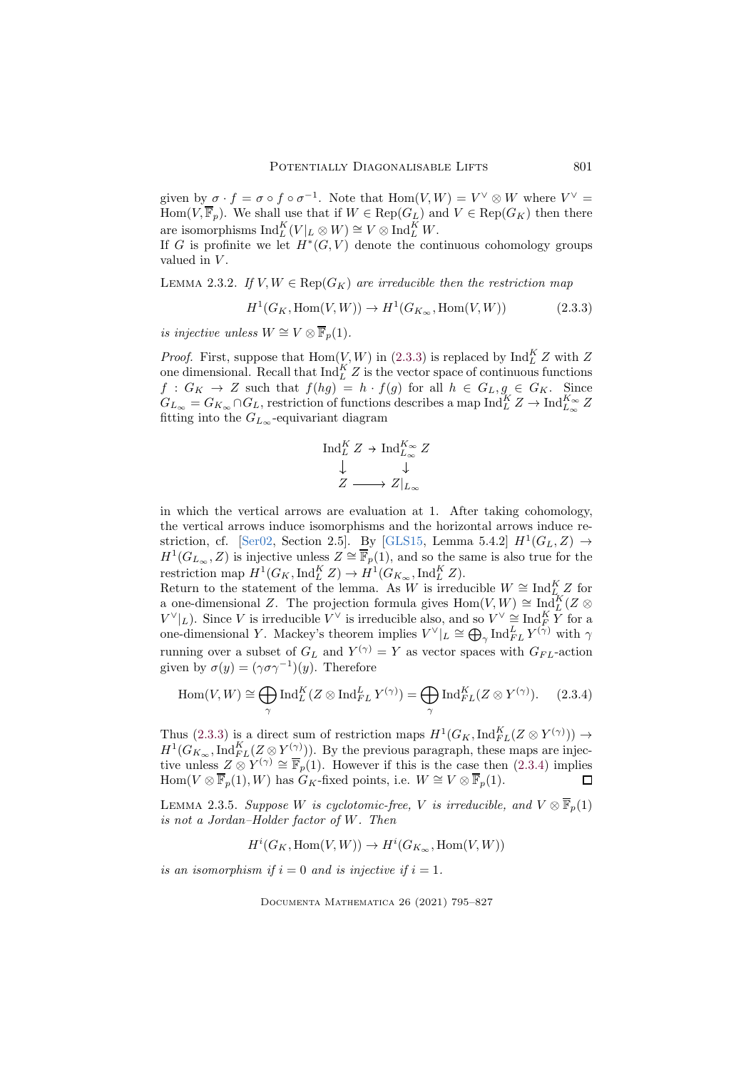given by $\sigma \cdot f = \sigma \circ f \circ \sigma^{-1}$. Note that $\mathrm{Hom}(V, W) = V^\vee \otimes W$ where $V^\vee = \mathrm{Hom}(V, \overline{\mathbb{F}}_p)$. We shall use that if $W \in \mathrm{Rep}(G_L)$ and $V \in \mathrm{Rep}(G_K)$ then there are isomorphisms $\mathrm{Ind}_L^K(V|_L \otimes W) \cong V \otimes \mathrm{Ind}_L^K W$.

If $G$ is profinite we let $H^*(G, V)$ denote the continuous cohomology groups valued in $V$.

Lemma 2.3.2. *If $V, W \in \mathrm{Rep}(G_K)$ are irreducible then the restriction map*

$$H^1(G_K, \mathrm{Hom}(V, W)) \to H^1(G_{K_\infty}, \mathrm{Hom}(V, W)) \tag{2.3.3}$$

*is injective unless $W \cong V \otimes \overline{\mathbb{F}}_p(1)$.*

*Proof.* First, suppose that $\mathrm{Hom}(V, W)$ in (2.3.3) is replaced by $\mathrm{Ind}_L^K Z$ with $Z$ one dimensional. Recall that $\mathrm{Ind}_L^K Z$ is the vector space of continuous functions $f : G_K \to Z$ such that $f(hg) = h \cdot f(g)$ for all $h \in G_L, g \in G_K$. Since $G_{L_\infty} = G_{K_\infty} \cap G_L$, restriction of functions describes a map $\mathrm{Ind}_L^K Z \to \mathrm{Ind}_{L_\infty}^{K_\infty} Z$ fitting into the $G_{L_\infty}$-equivariant diagram

$$\begin{array}{ccc} \mathrm{Ind}_L^K Z & \to & \mathrm{Ind}_{L_\infty}^{K_\infty} Z \\ \downarrow & & \downarrow \\ Z & \longrightarrow & Z|_{L_\infty} \end{array}$$

in which the vertical arrows are evaluation at 1. After taking cohomology, the vertical arrows induce isomorphisms and the horizontal arrows induce restriction, cf. [Ser02, Section 2.5]. By [GLS15, Lemma 5.4.2] $H^1(G_L, Z) \to H^1(G_{L_\infty}, Z)$ is injective unless $Z \cong \overline{\mathbb{F}}_p(1)$, and so the same is also true for the restriction map $H^1(G_K, \mathrm{Ind}_L^K Z) \to H^1(G_{K_\infty}, \mathrm{Ind}_L^K Z)$.

Return to the statement of the lemma. As $W$ is irreducible $W \cong \mathrm{Ind}_L^K Z$ for a one-dimensional $Z$. The projection formula gives $\mathrm{Hom}(V, W) \cong \mathrm{Ind}_L^K(Z \otimes V^\vee|_L)$. Since $V$ is irreducible $V^\vee$ is irreducible also, and so $V^\vee \cong \mathrm{Ind}_F^K Y$ for a one-dimensional $Y$. Mackey's theorem implies $V^\vee|_L \cong \bigoplus_\gamma \mathrm{Ind}_{FL}^L Y^{(\gamma)}$ with $\gamma$ running over a subset of $G_L$ and $Y^{(\gamma)} = Y$ as vector spaces with $G_{FL}$-action given by $\sigma(y) = (\gamma\sigma\gamma^{-1})(y)$. Therefore

$$\mathrm{Hom}(V, W) \cong \bigoplus_\gamma \mathrm{Ind}_L^K(Z \otimes \mathrm{Ind}_{FL}^L Y^{(\gamma)}) = \bigoplus_\gamma \mathrm{Ind}_{FL}^K(Z \otimes Y^{(\gamma)}). \tag{2.3.4}$$

Thus (2.3.3) is a direct sum of restriction maps $H^1(G_K, \mathrm{Ind}_{FL}^K(Z \otimes Y^{(\gamma)})) \to H^1(G_{K_\infty}, \mathrm{Ind}_{FL}^K(Z \otimes Y^{(\gamma)}))$. By the previous paragraph, these maps are injective unless $Z \otimes Y^{(\gamma)} \cong \overline{\mathbb{F}}_p(1)$. However if this is the case then (2.3.4) implies $\mathrm{Hom}(V \otimes \overline{\mathbb{F}}_p(1), W)$ has $G_K$-fixed points, i.e. $W \cong V \otimes \overline{\mathbb{F}}_p(1)$. ∎

Lemma 2.3.5. *Suppose $W$ is cyclotomic-free, $V$ is irreducible, and $V \otimes \overline{\mathbb{F}}_p(1)$ is not a Jordan–Holder factor of $W$. Then*

$$H^i(G_K, \mathrm{Hom}(V, W)) \to H^i(G_{K_\infty}, \mathrm{Hom}(V, W))$$

*is an isomorphism if $i = 0$ and is injective if $i = 1$.*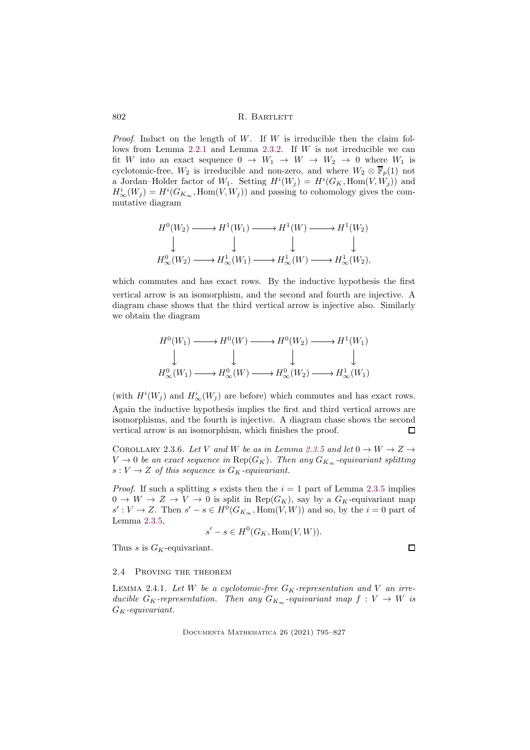*Proof.* Induct on the length of $W$. If $W$ is irreducible then the claim follows from Lemma 2.2.1 and Lemma 2.3.2. If $W$ is not irreducible we can fit $W$ into an exact sequence $0 \to W_1 \to W \to W_2 \to 0$ where $W_1$ is cyclotomic-free, $W_2$ is irreducible and non-zero, and where $W_2 \otimes \overline{\mathbb{F}}_p(1)$ not a Jordan–Holder factor of $W_1$. Setting $H^i(W_j) = H^i(G_K, \mathrm{Hom}(V, W_j))$ and $H^i_\infty(W_j) = H^i(G_{K_\infty}, \mathrm{Hom}(V, W_j))$ and passing to cohomology gives the commutative diagram

$$\begin{array}{ccccccc}
H^0(W_2) & \longrightarrow & H^1(W_1) & \longrightarrow & H^1(W) & \longrightarrow & H^1(W_2) \\
\downarrow & & \downarrow & & \downarrow & & \downarrow \\
H^0_\infty(W_2) & \longrightarrow & H^1_\infty(W_1) & \longrightarrow & H^1_\infty(W) & \longrightarrow & H^1_\infty(W_2),
\end{array}$$

which commutes and has exact rows. By the inductive hypothesis the first vertical arrow is an isomorphism, and the second and fourth are injective. A diagram chase shows that the third vertical arrow is injective also. Similarly we obtain the diagram

$$\begin{array}{ccccccc}
H^0(W_1) & \longrightarrow & H^0(W) & \longrightarrow & H^0(W_2) & \longrightarrow & H^1(W_1) \\
\downarrow & & \downarrow & & \downarrow & & \downarrow \\
H^0_\infty(W_1) & \longrightarrow & H^0_\infty(W) & \longrightarrow & H^0_\infty(W_2) & \longrightarrow & H^1_\infty(W_1)
\end{array}$$

(with $H^i(W_j)$ and $H^i_\infty(W_j)$ are before) which commutes and has exact rows. Again the inductive hypothesis implies the first and third vertical arrows are isomorphisms, and the fourth is injective. A diagram chase shows the second vertical arrow is an isomorphism, which finishes the proof. $\square$

Corollary 2.3.6. *Let $V$ and $W$ be as in Lemma 2.3.5 and let $0 \to W \to Z \to V \to 0$ be an exact sequence in $\mathrm{Rep}(G_K)$. Then any $G_{K_\infty}$-equivariant splitting $s : V \to Z$ of this sequence is $G_K$-equivariant.*

*Proof.* If such a splitting $s$ exists then the $i = 1$ part of Lemma 2.3.5 implies $0 \to W \to Z \to V \to 0$ is split in $\mathrm{Rep}(G_K)$, say by a $G_K$-equivariant map $s' : V \to Z$. Then $s' - s \in H^0(G_{K_\infty}, \mathrm{Hom}(V, W))$ and so, by the $i = 0$ part of Lemma 2.3.5,

$$s' - s \in H^0(G_K, \mathrm{Hom}(V, W)).$$

Thus $s$ is $G_K$-equivariant. $\square$

### 2.4 Proving the theorem

Lemma 2.4.1. *Let $W$ be a cyclotomic-free $G_K$-representation and $V$ an irreducible $G_K$-representation. Then any $G_{K_\infty}$-equivariant map $f : V \to W$ is $G_K$-equivariant.*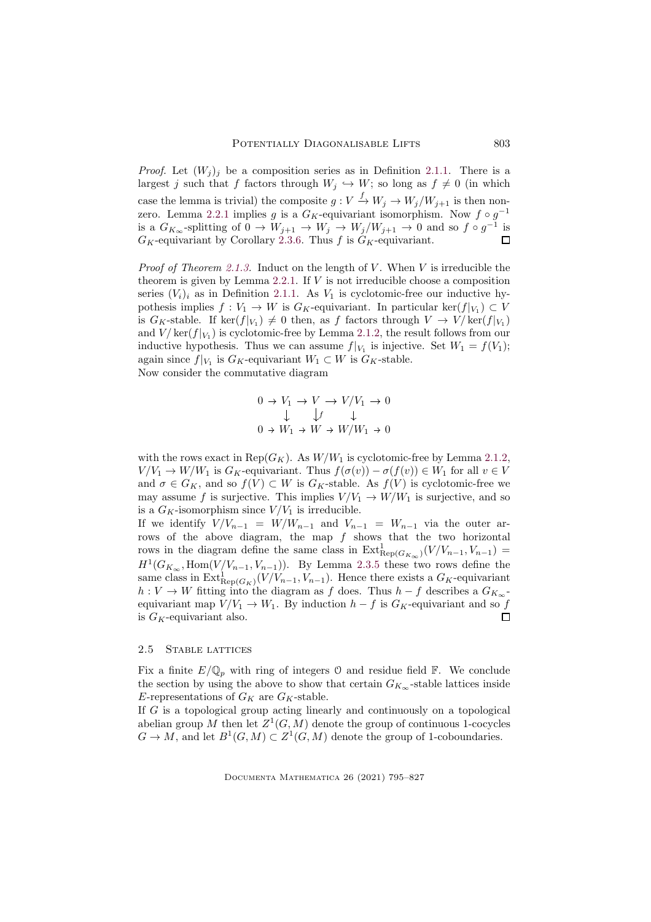*Proof.* Let $(W_j)_j$ be a composition series as in Definition 2.1.1. There is a largest $j$ such that $f$ factors through $W_j \hookrightarrow W$; so long as $f \neq 0$ (in which case the lemma is trivial) the composite $g : V \xrightarrow{f} W_j \to W_j/W_{j+1}$ is then non-zero. Lemma 2.2.1 implies $g$ is a $G_K$-equivariant isomorphism. Now $f \circ g^{-1}$ is a $G_{K_\infty}$-splitting of $0 \to W_{j+1} \to W_j \to W_j/W_{j+1} \to 0$ and so $f \circ g^{-1}$ is $G_K$-equivariant by Corollary 2.3.6. Thus $f$ is $G_K$-equivariant. $\square$

*Proof of Theorem 2.1.3.* Induct on the length of $V$. When $V$ is irreducible the theorem is given by Lemma 2.2.1. If $V$ is not irreducible choose a composition series $(V_i)_i$ as in Definition 2.1.1. As $V_1$ is cyclotomic-free our inductive hypothesis implies $f : V_1 \to W$ is $G_K$-equivariant. In particular $\ker(f|_{V_1}) \subset V$ is $G_K$-stable. If $\ker(f|_{V_1}) \neq 0$ then, as $f$ factors through $V \to V/\ker(f|_{V_1})$ and $V/\ker(f|_{V_1})$ is cyclotomic-free by Lemma 2.1.2, the result follows from our inductive hypothesis. Thus we can assume $f|_{V_1}$ is injective. Set $W_1 = f(V_1)$; again since $f|_{V_1}$ is $G_K$-equivariant $W_1 \subset W$ is $G_K$-stable.
Now consider the commutative diagram

$$\begin{array}{ccccccccc} 0 & \to & V_1 & \to & V & \to & V/V_1 & \to & 0 \\ & & \downarrow & & \downarrow f & & \downarrow & & \\ 0 & \to & W_1 & \to & W & \to & W/W_1 & \to & 0 \end{array}$$

with the rows exact in $\mathrm{Rep}(G_K)$. As $W/W_1$ is cyclotomic-free by Lemma 2.1.2, $V/V_1 \to W/W_1$ is $G_K$-equivariant. Thus $f(\sigma(v)) - \sigma(f(v)) \in W_1$ for all $v \in V$ and $\sigma \in G_K$, and so $f(V) \subset W$ is $G_K$-stable. As $f(V)$ is cyclotomic-free we may assume $f$ is surjective. This implies $V/V_1 \to W/W_1$ is surjective, and so is a $G_K$-isomorphism since $V/V_1$ is irreducible.
If we identify $V/V_{n-1} = W/W_{n-1}$ and $V_{n-1} = W_{n-1}$ via the outer arrows of the above diagram, the map $f$ shows that the two horizontal rows in the diagram define the same class in $\mathrm{Ext}^1_{\mathrm{Rep}(G_{K_\infty})}(V/V_{n-1}, V_{n-1}) = H^1(G_{K_\infty}, \mathrm{Hom}(V/V_{n-1}, V_{n-1}))$. By Lemma 2.3.5 these two rows define the same class in $\mathrm{Ext}^1_{\mathrm{Rep}(G_K)}(V/V_{n-1}, V_{n-1})$. Hence there exists a $G_K$-equivariant $h : V \to W$ fitting into the diagram as $f$ does. Thus $h - f$ describes a $G_{K_\infty}$-equivariant map $V/V_1 \to W_1$. By induction $h - f$ is $G_K$-equivariant and so $f$ is $G_K$-equivariant also. $\square$

## 2.5 Stable lattices

Fix a finite $E/\mathbb{Q}_p$ with ring of integers $\mathcal{O}$ and residue field $\mathbb{F}$. We conclude the section by using the above to show that certain $G_{K_\infty}$-stable lattices inside $E$-representations of $G_K$ are $G_K$-stable.
If $G$ is a topological group acting linearly and continuously on a topological abelian group $M$ then let $Z^1(G, M)$ denote the group of continuous 1-cocycles $G \to M$, and let $B^1(G, M) \subset Z^1(G, M)$ denote the group of 1-coboundaries.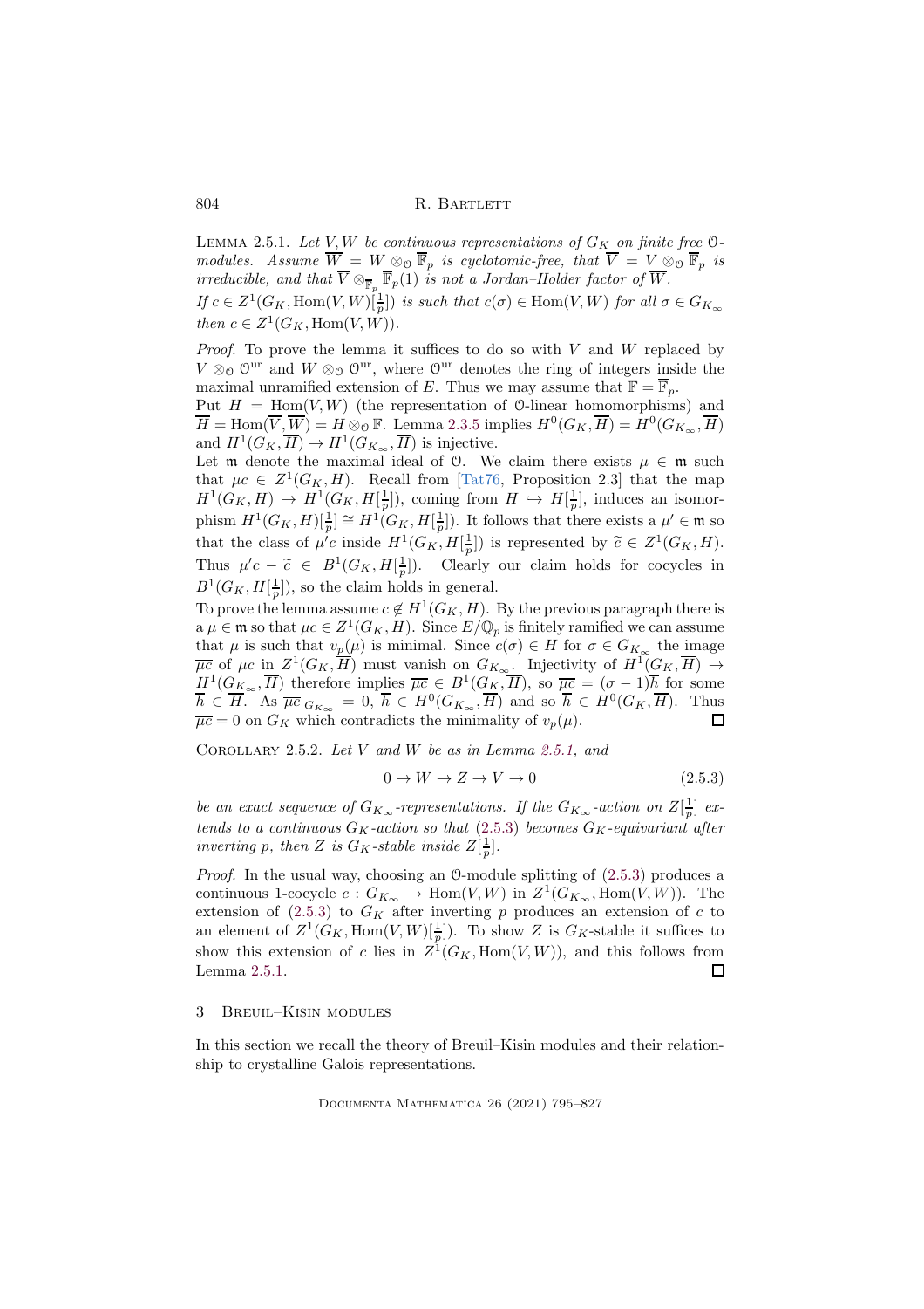Lemma 2.5.1. *Let $V, W$ be continuous representations of $G_K$ on finite free $\mathcal{O}$-modules. Assume $\overline{W} = W \otimes_{\mathcal{O}} \overline{\mathbb{F}}_p$ is cyclotomic-free, that $\overline{V} = V \otimes_{\mathcal{O}} \overline{\mathbb{F}}_p$ is irreducible, and that $\overline{V} \otimes_{\overline{\mathbb{F}}_p} \overline{\mathbb{F}}_p(1)$ is not a Jordan–Holder factor of $\overline{W}$.*

*If $c \in Z^1(G_K, \mathrm{Hom}(V,W)[\frac{1}{p}])$ is such that $c(\sigma) \in \mathrm{Hom}(V,W)$ for all $\sigma \in G_{K_\infty}$ then $c \in Z^1(G_K, \mathrm{Hom}(V,W))$.*

*Proof.* To prove the lemma it suffices to do so with $V$ and $W$ replaced by $V \otimes_{\mathcal{O}} \mathcal{O}^{\mathrm{ur}}$ and $W \otimes_{\mathcal{O}} \mathcal{O}^{\mathrm{ur}}$, where $\mathcal{O}^{\mathrm{ur}}$ denotes the ring of integers inside the maximal unramified extension of $E$. Thus we may assume that $\mathbb{F} = \overline{\mathbb{F}}_p$.

Put $H = \mathrm{Hom}(V,W)$ (the representation of $\mathcal{O}$-linear homomorphisms) and $\overline{H} = \mathrm{Hom}(\overline{V}, \overline{W}) = H \otimes_{\mathcal{O}} \mathbb{F}$. Lemma 2.3.5 implies $H^0(G_K, \overline{H}) = H^0(G_{K_\infty}, \overline{H})$ and $H^1(G_K, \overline{H}) \to H^1(G_{K_\infty}, \overline{H})$ is injective.

Let $\mathfrak{m}$ denote the maximal ideal of $\mathcal{O}$. We claim there exists $\mu \in \mathfrak{m}$ such that $\mu c \in Z^1(G_K, H)$. Recall from [Tat76, Proposition 2.3] that the map $H^1(G_K, H) \to H^1(G_K, H[\frac{1}{p}])$, coming from $H \hookrightarrow H[\frac{1}{p}]$, induces an isomorphism $H^1(G_K, H)[\frac{1}{p}] \cong H^1(G_K, H[\frac{1}{p}])$. It follows that there exists a $\mu' \in \mathfrak{m}$ so that the class of $\mu' c$ inside $H^1(G_K, H[\frac{1}{p}])$ is represented by $\widetilde{c} \in Z^1(G_K, H)$. Thus $\mu' c - \widetilde{c} \in B^1(G_K, H[\frac{1}{p}])$. Clearly our claim holds for cocycles in $B^1(G_K, H[\frac{1}{p}])$, so the claim holds in general.

To prove the lemma assume $c \notin H^1(G_K, H)$. By the previous paragraph there is a $\mu \in \mathfrak{m}$ so that $\mu c \in Z^1(G_K, H)$. Since $E/\mathbb{Q}_p$ is finitely ramified we can assume that $\mu$ is such that $v_p(\mu)$ is minimal. Since $c(\sigma) \in H$ for $\sigma \in G_{K_\infty}$ the image $\overline{\mu c}$ of $\mu c$ in $Z^1(G_K, \overline{H})$ must vanish on $G_{K_\infty}$. Injectivity of $H^1(G_K, \overline{H}) \to H^1(G_{K_\infty}, \overline{H})$ therefore implies $\overline{\mu c} \in B^1(G_K, \overline{H})$, so $\overline{\mu c} = (\sigma - 1)\overline{h}$ for some $\overline{h} \in \overline{H}$. As $\overline{\mu c}|_{G_{K_\infty}} = 0$, $\overline{h} \in H^0(G_{K_\infty}, \overline{H})$ and so $\overline{h} \in H^0(G_K, \overline{H})$. Thus $\overline{\mu c} = 0$ on $G_K$ which contradicts the minimality of $v_p(\mu)$. $\square$

Corollary 2.5.2. *Let $V$ and $W$ be as in Lemma 2.5.1, and*

$$0 \to W \to Z \to V \to 0 \tag{2.5.3}$$

*be an exact sequence of $G_{K_\infty}$-representations. If the $G_{K_\infty}$-action on $Z[\frac{1}{p}]$ extends to a continuous $G_K$-action so that (2.5.3) becomes $G_K$-equivariant after inverting $p$, then $Z$ is $G_K$-stable inside $Z[\frac{1}{p}]$.*

*Proof.* In the usual way, choosing an $\mathcal{O}$-module splitting of (2.5.3) produces a continuous 1-cocycle $c : G_{K_\infty} \to \mathrm{Hom}(V,W)$ in $Z^1(G_{K_\infty}, \mathrm{Hom}(V,W))$. The extension of (2.5.3) to $G_K$ after inverting $p$ produces an extension of $c$ to an element of $Z^1(G_K, \mathrm{Hom}(V,W)[\frac{1}{p}])$. To show $Z$ is $G_K$-stable it suffices to show this extension of $c$ lies in $Z^1(G_K, \mathrm{Hom}(V,W))$, and this follows from Lemma 2.5.1. $\square$

## 3 Breuil–Kisin modules

In this section we recall the theory of Breuil–Kisin modules and their relationship to crystalline Galois representations.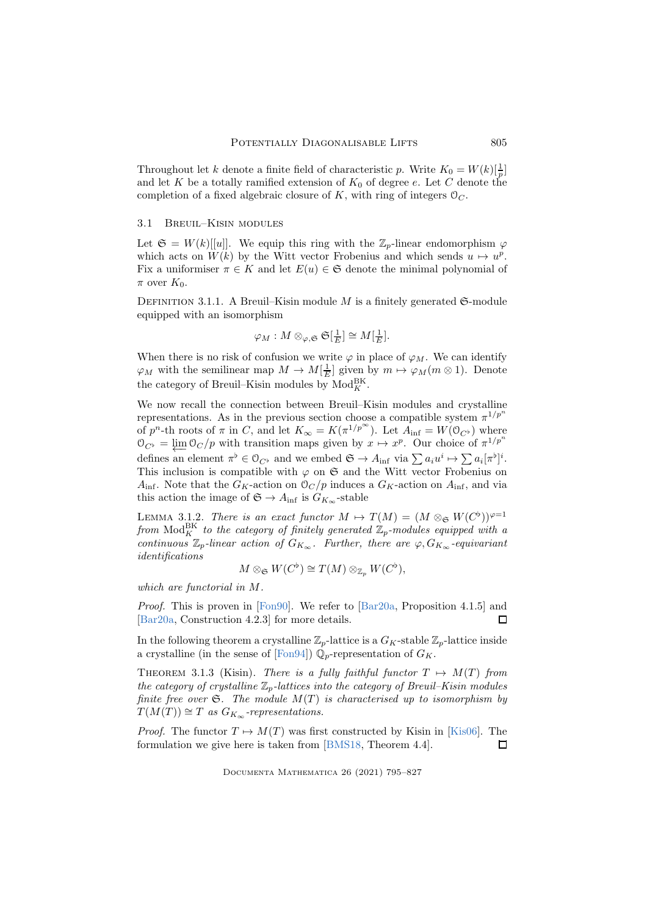Throughout let $k$ denote a finite field of characteristic $p$. Write $K_0 = W(k)[\frac{1}{p}]$ and let $K$ be a totally ramified extension of $K_0$ of degree $e$. Let $C$ denote the completion of a fixed algebraic closure of $K$, with ring of integers $\mathcal{O}_C$.

## 3.1 Breuil–Kisin modules

Let $\mathfrak{S} = W(k)[[u]]$. We equip this ring with the $\mathbb{Z}_p$-linear endomorphism $\varphi$ which acts on $W(k)$ by the Witt vector Frobenius and which sends $u \mapsto u^p$. Fix a uniformiser $\pi \in K$ and let $E(u) \in \mathfrak{S}$ denote the minimal polynomial of $\pi$ over $K_0$.

Definition 3.1.1. A Breuil–Kisin module $M$ is a finitely generated $\mathfrak{S}$-module equipped with an isomorphism

$$\varphi_M : M \otimes_{\varphi, \mathfrak{S}} \mathfrak{S}[\tfrac{1}{E}] \cong M[\tfrac{1}{E}].$$

When there is no risk of confusion we write $\varphi$ in place of $\varphi_M$. We can identify $\varphi_M$ with the semilinear map $M \to M[\frac{1}{E}]$ given by $m \mapsto \varphi_M(m \otimes 1)$. Denote the category of Breuil–Kisin modules by $\mathrm{Mod}_K^{\mathrm{BK}}$.

We now recall the connection between Breuil–Kisin modules and crystalline representations. As in the previous section choose a compatible system $\pi^{1/p^n}$ of $p^n$-th roots of $\pi$ in $C$, and let $K_\infty = K(\pi^{1/p^\infty})$. Let $A_{\mathrm{inf}} = W(\mathcal{O}_{C^\flat})$ where $\mathcal{O}_{C^\flat} = \varprojlim \mathcal{O}_C/p$ with transition maps given by $x \mapsto x^p$. Our choice of $\pi^{1/p^n}$ defines an element $\pi^\flat \in \mathcal{O}_{C^\flat}$ and we embed $\mathfrak{S} \to A_{\mathrm{inf}}$ via $\sum a_i u^i \mapsto \sum a_i [\pi^\flat]^i$. This inclusion is compatible with $\varphi$ on $\mathfrak{S}$ and the Witt vector Frobenius on $A_{\mathrm{inf}}$. Note that the $G_K$-action on $\mathcal{O}_C/p$ induces a $G_K$-action on $A_{\mathrm{inf}}$, and via this action the image of $\mathfrak{S} \to A_{\mathrm{inf}}$ is $G_{K_\infty}$-stable

Lemma 3.1.2. *There is an exact functor $M \mapsto T(M) = (M \otimes_{\mathfrak{S}} W(C^\flat))^{\varphi=1}$ from $\mathrm{Mod}_K^{\mathrm{BK}}$ to the category of finitely generated $\mathbb{Z}_p$-modules equipped with a continuous $\mathbb{Z}_p$-linear action of $G_{K_\infty}$. Further, there are $\varphi, G_{K_\infty}$-equivariant identifications*

$$M \otimes_{\mathfrak{S}} W(C^\flat) \cong T(M) \otimes_{\mathbb{Z}_p} W(C^\flat),$$

*which are functorial in $M$.*

*Proof.* This is proven in [Fon90]. We refer to [Bar20a, Proposition 4.1.5] and [Bar20a, Construction 4.2.3] for more details. □

In the following theorem a crystalline $\mathbb{Z}_p$-lattice is a $G_K$-stable $\mathbb{Z}_p$-lattice inside a crystalline (in the sense of [Fon94]) $\mathbb{Q}_p$-representation of $G_K$.

Theorem 3.1.3 (Kisin). *There is a fully faithful functor $T \mapsto M(T)$ from the category of crystalline $\mathbb{Z}_p$-lattices into the category of Breuil–Kisin modules finite free over $\mathfrak{S}$. The module $M(T)$ is characterised up to isomorphism by $T(M(T)) \cong T$ as $G_{K_\infty}$-representations.*

*Proof.* The functor $T \mapsto M(T)$ was first constructed by Kisin in [Kis06]. The formulation we give here is taken from [BMS18, Theorem 4.4]. □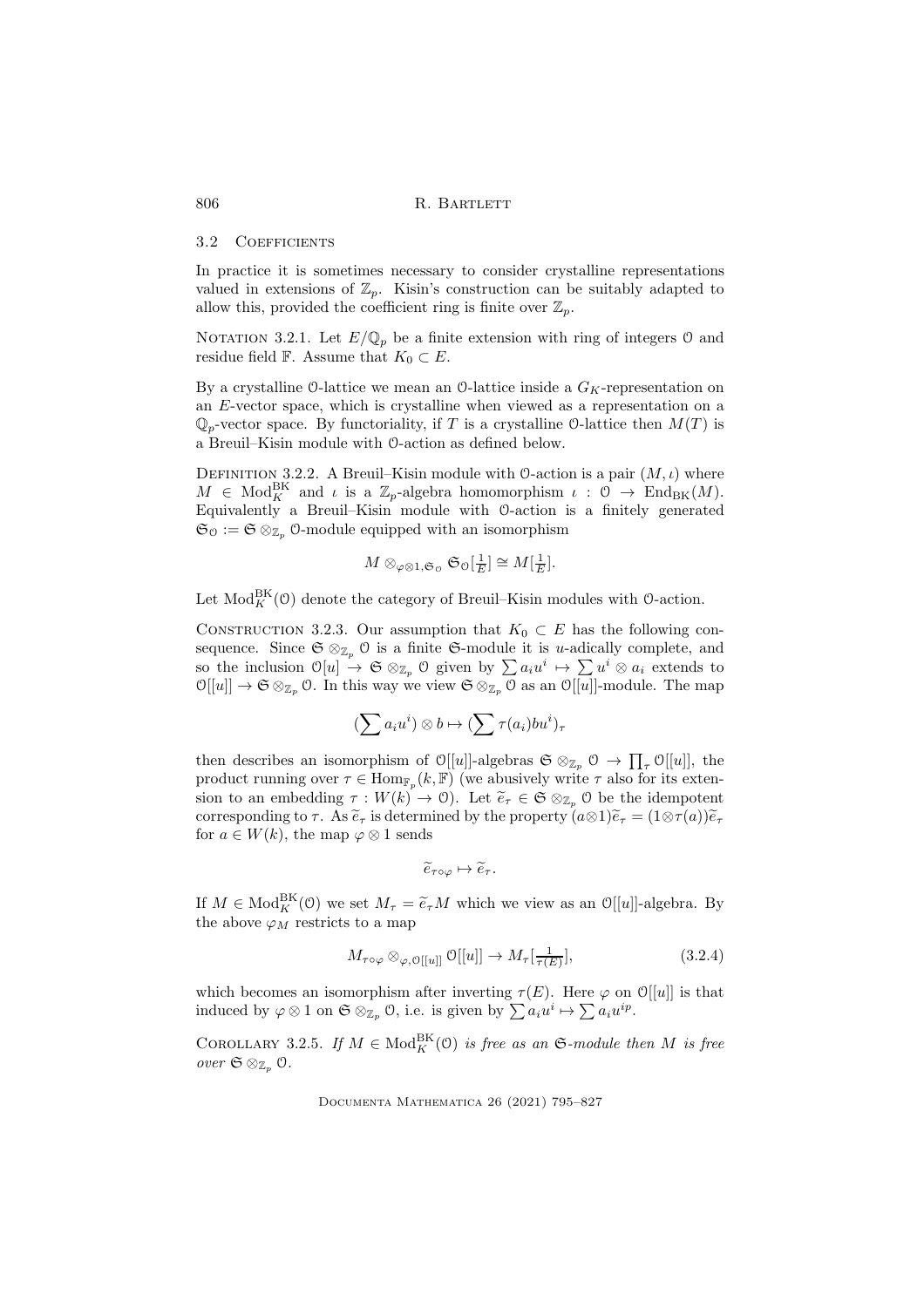### 3.2 Coefficients

In practice it is sometimes necessary to consider crystalline representations valued in extensions of $\mathbb{Z}_p$. Kisin's construction can be suitably adapted to allow this, provided the coefficient ring is finite over $\mathbb{Z}_p$.

Notation 3.2.1. Let $E/\mathbb{Q}_p$ be a finite extension with ring of integers $\mathcal{O}$ and residue field $\mathbb{F}$. Assume that $K_0 \subset E$.

By a crystalline $\mathcal{O}$-lattice we mean an $\mathcal{O}$-lattice inside a $G_K$-representation on an $E$-vector space, which is crystalline when viewed as a representation on a $\mathbb{Q}_p$-vector space. By functoriality, if $T$ is a crystalline $\mathcal{O}$-lattice then $M(T)$ is a Breuil–Kisin module with $\mathcal{O}$-action as defined below.

Definition 3.2.2. A Breuil–Kisin module with $\mathcal{O}$-action is a pair $(M, \iota)$ where $M \in \mathrm{Mod}_K^{\mathrm{BK}}$ and $\iota$ is a $\mathbb{Z}_p$-algebra homomorphism $\iota : \mathcal{O} \to \mathrm{End}_{\mathrm{BK}}(M)$. Equivalently a Breuil–Kisin module with $\mathcal{O}$-action is a finitely generated $\mathfrak{S}_{\mathcal{O}} := \mathfrak{S} \otimes_{\mathbb{Z}_p} \mathcal{O}$-module equipped with an isomorphism

$$M \otimes_{\varphi \otimes 1, \mathfrak{S}_{\mathcal{O}}} \mathfrak{S}_{\mathcal{O}}[\tfrac{1}{E}] \cong M[\tfrac{1}{E}].$$

Let $\mathrm{Mod}_K^{\mathrm{BK}}(\mathcal{O})$ denote the category of Breuil–Kisin modules with $\mathcal{O}$-action.

Construction 3.2.3. Our assumption that $K_0 \subset E$ has the following consequence. Since $\mathfrak{S} \otimes_{\mathbb{Z}_p} \mathcal{O}$ is a finite $\mathfrak{S}$-module it is $u$-adically complete, and so the inclusion $\mathcal{O}[u] \to \mathfrak{S} \otimes_{\mathbb{Z}_p} \mathcal{O}$ given by $\sum a_i u^i \mapsto \sum u^i \otimes a_i$ extends to $\mathcal{O}[[u]] \to \mathfrak{S} \otimes_{\mathbb{Z}_p} \mathcal{O}$. In this way we view $\mathfrak{S} \otimes_{\mathbb{Z}_p} \mathcal{O}$ as an $\mathcal{O}[[u]]$-module. The map

$$(\sum a_i u^i) \otimes b \mapsto (\sum \tau(a_i) b u^i)_\tau$$

then describes an isomorphism of $\mathcal{O}[[u]]$-algebras $\mathfrak{S} \otimes_{\mathbb{Z}_p} \mathcal{O} \to \prod_\tau \mathcal{O}[[u]]$, the product running over $\tau \in \mathrm{Hom}_{\mathbb{F}_p}(k, \mathbb{F})$ (we abusively write $\tau$ also for its extension to an embedding $\tau : W(k) \to \mathcal{O}$). Let $\widetilde{e}_\tau \in \mathfrak{S} \otimes_{\mathbb{Z}_p} \mathcal{O}$ be the idempotent corresponding to $\tau$. As $\widetilde{e}_\tau$ is determined by the property $(a \otimes 1)\widetilde{e}_\tau = (1 \otimes \tau(a))\widetilde{e}_\tau$ for $a \in W(k)$, the map $\varphi \otimes 1$ sends

$$\widetilde{e}_{\tau \circ \varphi} \mapsto \widetilde{e}_\tau.$$

If $M \in \mathrm{Mod}_K^{\mathrm{BK}}(\mathcal{O})$ we set $M_\tau = \widetilde{e}_\tau M$ which we view as an $\mathcal{O}[[u]]$-algebra. By the above $\varphi_M$ restricts to a map

$$M_{\tau \circ \varphi} \otimes_{\varphi, \mathcal{O}[[u]]} \mathcal{O}[[u]] \to M_\tau[\tfrac{1}{\tau(E)}], \tag{3.2.4}$$

which becomes an isomorphism after inverting $\tau(E)$. Here $\varphi$ on $\mathcal{O}[[u]]$ is that induced by $\varphi \otimes 1$ on $\mathfrak{S} \otimes_{\mathbb{Z}_p} \mathcal{O}$, i.e. is given by $\sum a_i u^i \mapsto \sum a_i u^{ip}$.

Corollary 3.2.5. *If $M \in \mathrm{Mod}_K^{\mathrm{BK}}(\mathcal{O})$ is free as an $\mathfrak{S}$-module then $M$ is free over $\mathfrak{S} \otimes_{\mathbb{Z}_p} \mathcal{O}$.*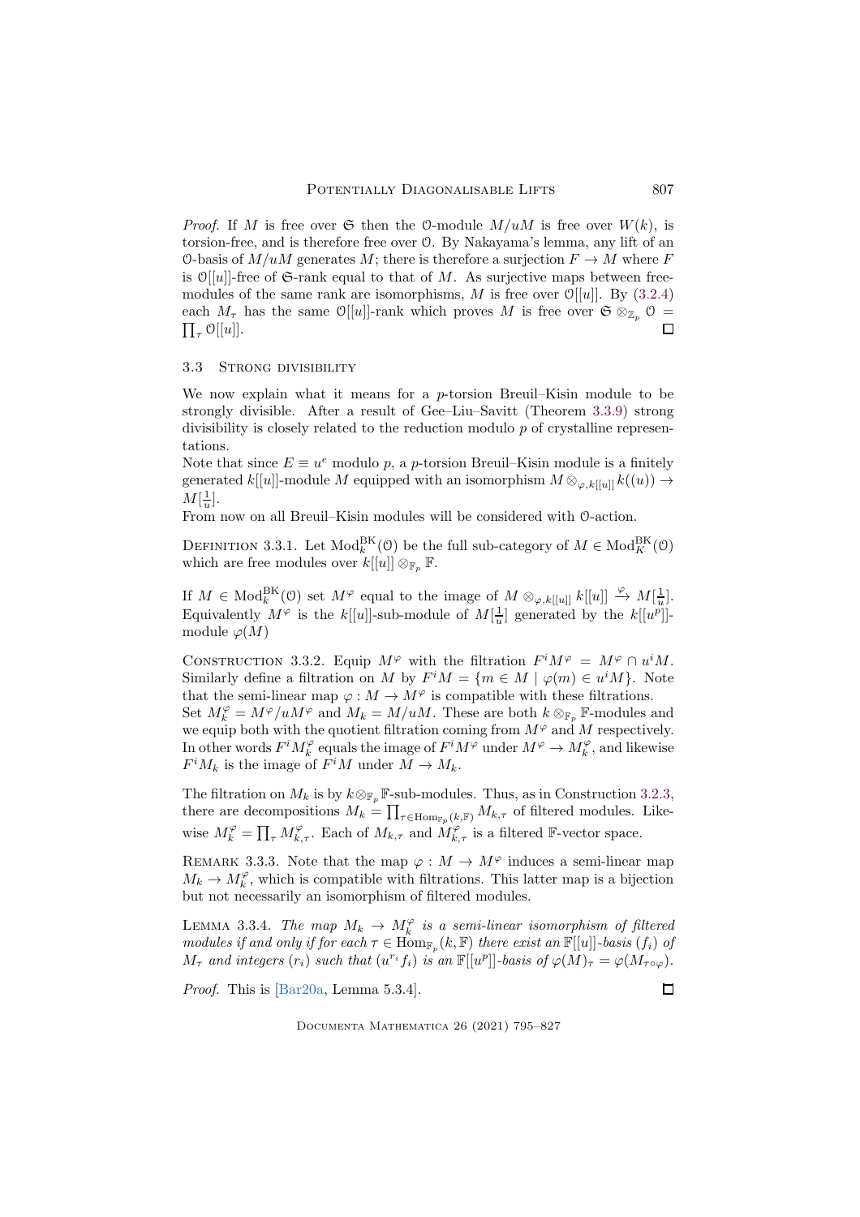*Proof.* If $M$ is free over $\mathfrak{S}$ then the $\mathcal{O}$-module $M/uM$ is free over $W(k)$, is torsion-free, and is therefore free over $\mathcal{O}$. By Nakayama's lemma, any lift of an $\mathcal{O}$-basis of $M/uM$ generates $M$; there is therefore a surjection $F \to M$ where $F$ is $\mathcal{O}[[u]]$-free of $\mathfrak{S}$-rank equal to that of $M$. As surjective maps between free-modules of the same rank are isomorphisms, $M$ is free over $\mathcal{O}[[u]]$. By (3.2.4) each $M_\tau$ has the same $\mathcal{O}[[u]]$-rank which proves $M$ is free over $\mathfrak{S} \otimes_{\mathbb{Z}_p} \mathcal{O} = \prod_\tau \mathcal{O}[[u]]$. □

## 3.3 Strong divisibility

We now explain what it means for a $p$-torsion Breuil–Kisin module to be strongly divisible. After a result of Gee–Liu–Savitt (Theorem 3.3.9) strong divisibility is closely related to the reduction modulo $p$ of crystalline representations.

Note that since $E \equiv u^e$ modulo $p$, a $p$-torsion Breuil–Kisin module is a finitely generated $k[[u]]$-module $M$ equipped with an isomorphism $M \otimes_{\varphi, k[[u]]} k((u)) \to M[\frac{1}{u}]$.

From now on all Breuil–Kisin modules will be considered with $\mathcal{O}$-action.

Definition 3.3.1. Let $\mathrm{Mod}^{\mathrm{BK}}_k(\mathcal{O})$ be the full sub-category of $M \in \mathrm{Mod}^{\mathrm{BK}}_K(\mathcal{O})$ which are free modules over $k[[u]] \otimes_{\mathbb{F}_p} \mathbb{F}$.

If $M \in \mathrm{Mod}^{\mathrm{BK}}_k(\mathcal{O})$ set $M^\varphi$ equal to the image of $M \otimes_{\varphi, k[[u]]} k[[u]] \xrightarrow{\varphi} M[\frac{1}{u}]$. Equivalently $M^\varphi$ is the $k[[u]]$-sub-module of $M[\frac{1}{u}]$ generated by the $k[[u^p]]$-module $\varphi(M)$

Construction 3.3.2. Equip $M^\varphi$ with the filtration $F^i M^\varphi = M^\varphi \cap u^i M$. Similarly define a filtration on $M$ by $F^i M = \{m \in M \mid \varphi(m) \in u^i M\}$. Note that the semi-linear map $\varphi : M \to M^\varphi$ is compatible with these filtrations.

Set $M^\varphi_k = M^\varphi / u M^\varphi$ and $M_k = M/uM$. These are both $k \otimes_{\mathbb{F}_p} \mathbb{F}$-modules and we equip both with the quotient filtration coming from $M^\varphi$ and $M$ respectively. In other words $F^i M^\varphi_k$ equals the image of $F^i M^\varphi$ under $M^\varphi \to M^\varphi_k$, and likewise $F^i M_k$ is the image of $F^i M$ under $M \to M_k$.

The filtration on $M_k$ is by $k \otimes_{\mathbb{F}_p} \mathbb{F}$-sub-modules. Thus, as in Construction 3.2.3, there are decompositions $M_k = \prod_{\tau \in \mathrm{Hom}_{\mathbb{F}_p}(k,\mathbb{F})} M_{k,\tau}$ of filtered modules. Likewise $M^\varphi_k = \prod_\tau M^\varphi_{k,\tau}$. Each of $M_{k,\tau}$ and $M^\varphi_{k,\tau}$ is a filtered $\mathbb{F}$-vector space.

Remark 3.3.3. Note that the map $\varphi : M \to M^\varphi$ induces a semi-linear map $M_k \to M^\varphi_k$, which is compatible with filtrations. This latter map is a bijection but not necessarily an isomorphism of filtered modules.

Lemma 3.3.4. *The map $M_k \to M^\varphi_k$ is a semi-linear isomorphism of filtered modules if and only if for each $\tau \in \mathrm{Hom}_{\mathbb{F}_p}(k, \mathbb{F})$ there exist an $\mathbb{F}[[u]]$-basis $(f_i)$ of $M_\tau$ and integers $(r_i)$ such that $(u^{r_i} f_i)$ is an $\mathbb{F}[[u^p]]$-basis of $\varphi(M)_\tau = \varphi(M_{\tau \circ \varphi})$.*

*Proof.* This is [Bar20a, Lemma 5.3.4]. □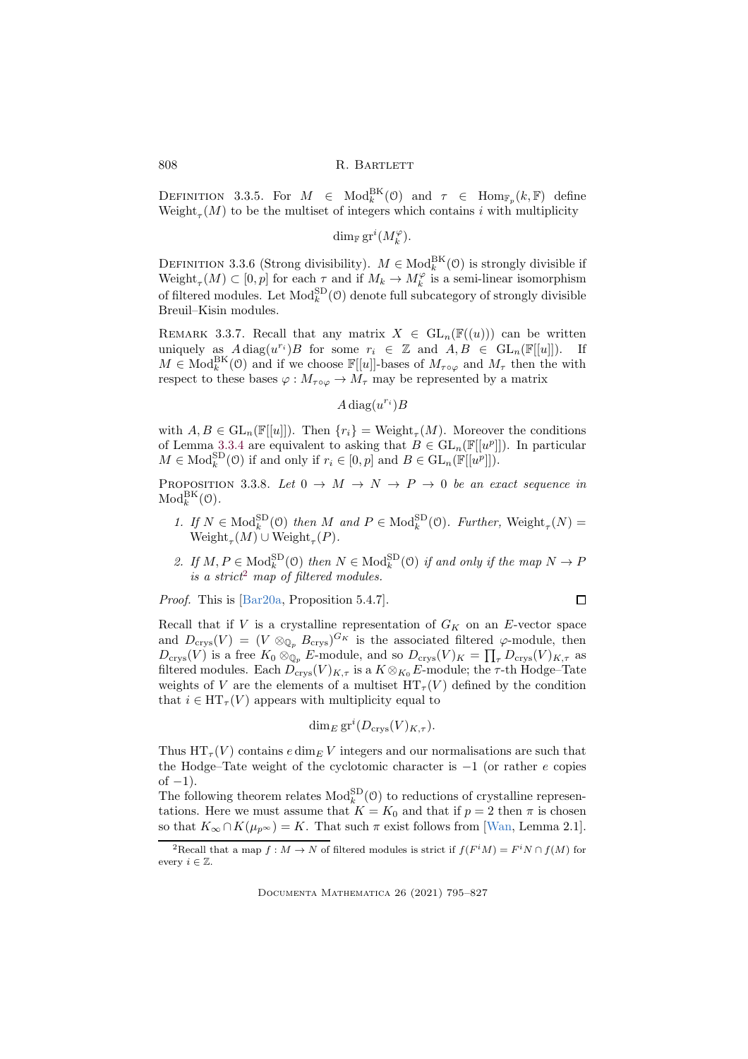Definition 3.3.5. For $M \in \mathrm{Mod}^{\mathrm{BK}}_k(\mathcal{O})$ and $\tau \in \mathrm{Hom}_{\mathbb{F}_p}(k,\mathbb{F})$ define $\mathrm{Weight}_\tau(M)$ to be the multiset of integers which contains $i$ with multiplicity

$$\dim_{\mathbb{F}} \mathrm{gr}^i(M_k^\varphi).$$

Definition 3.3.6 (Strong divisibility). $M \in \mathrm{Mod}^{\mathrm{BK}}_k(\mathcal{O})$ is strongly divisible if $\mathrm{Weight}_\tau(M) \subset [0,p]$ for each $\tau$ and if $M_k \to M_k^\varphi$ is a semi-linear isomorphism of filtered modules. Let $\mathrm{Mod}^{\mathrm{SD}}_k(\mathcal{O})$ denote full subcategory of strongly divisible Breuil–Kisin modules.

Remark 3.3.7. Recall that any matrix $X \in \mathrm{GL}_n(\mathbb{F}((u)))$ can be written uniquely as $A\,\mathrm{diag}(u^{r_i})B$ for some $r_i \in \mathbb{Z}$ and $A,B \in \mathrm{GL}_n(\mathbb{F}[[u]])$. If $M \in \mathrm{Mod}^{\mathrm{BK}}_k(\mathcal{O})$ and if we choose $\mathbb{F}[[u]]$-bases of $M_{\tau\circ\varphi}$ and $M_\tau$ then the with respect to these bases $\varphi : M_{\tau\circ\varphi} \to M_\tau$ may be represented by a matrix

$$A\,\mathrm{diag}(u^{r_i})B$$

with $A,B \in \mathrm{GL}_n(\mathbb{F}[[u]])$. Then $\{r_i\} = \mathrm{Weight}_\tau(M)$. Moreover the conditions of Lemma 3.3.4 are equivalent to asking that $B \in \mathrm{GL}_n(\mathbb{F}[[u^p]])$. In particular $M \in \mathrm{Mod}^{\mathrm{SD}}_k(\mathcal{O})$ if and only if $r_i \in [0,p]$ and $B \in \mathrm{GL}_n(\mathbb{F}[[u^p]])$.

Proposition 3.3.8. *Let $0 \to M \to N \to P \to 0$ be an exact sequence in $\mathrm{Mod}^{\mathrm{BK}}_k(\mathcal{O})$.*

1. *If $N \in \mathrm{Mod}^{\mathrm{SD}}_k(\mathcal{O})$ then $M$ and $P \in \mathrm{Mod}^{\mathrm{SD}}_k(\mathcal{O})$. Further, $\mathrm{Weight}_\tau(N) = \mathrm{Weight}_\tau(M) \cup \mathrm{Weight}_\tau(P)$.*
2. *If $M,P \in \mathrm{Mod}^{\mathrm{SD}}_k(\mathcal{O})$ then $N \in \mathrm{Mod}^{\mathrm{SD}}_k(\mathcal{O})$ if and only if the map $N \to P$ is a strict[2] map of filtered modules.*

*Proof.* This is [Bar20a, Proposition 5.4.7]. ∎

Recall that if $V$ is a crystalline representation of $G_K$ on an $E$-vector space and $D_{\mathrm{crys}}(V) = (V \otimes_{\mathbb{Q}_p} B_{\mathrm{crys}})^{G_K}$ is the associated filtered $\varphi$-module, then $D_{\mathrm{crys}}(V)$ is a free $K_0 \otimes_{\mathbb{Q}_p} E$-module, and so $D_{\mathrm{crys}}(V)_K = \prod_\tau D_{\mathrm{crys}}(V)_{K,\tau}$ as filtered modules. Each $D_{\mathrm{crys}}(V)_{K,\tau}$ is a $K \otimes_{K_0} E$-module; the $\tau$-th Hodge–Tate weights of $V$ are the elements of a multiset $\mathrm{HT}_\tau(V)$ defined by the condition that $i \in \mathrm{HT}_\tau(V)$ appears with multiplicity equal to

$$\dim_E \mathrm{gr}^i(D_{\mathrm{crys}}(V)_{K,\tau}).$$

Thus $\mathrm{HT}_\tau(V)$ contains $e \dim_E V$ integers and our normalisations are such that the Hodge–Tate weight of the cyclotomic character is $-1$ (or rather $e$ copies of $-1$).

The following theorem relates $\mathrm{Mod}^{\mathrm{SD}}_k(\mathcal{O})$ to reductions of crystalline representations. Here we must assume that $K = K_0$ and that if $p = 2$ then $\pi$ is chosen so that $K_\infty \cap K(\mu_{p^\infty}) = K$. That such $\pi$ exist follows from [Wan, Lemma 2.1].

[2] Recall that a map $f : M \to N$ of filtered modules is strict if $f(F^iM) = F^iN \cap f(M)$ for every $i \in \mathbb{Z}$.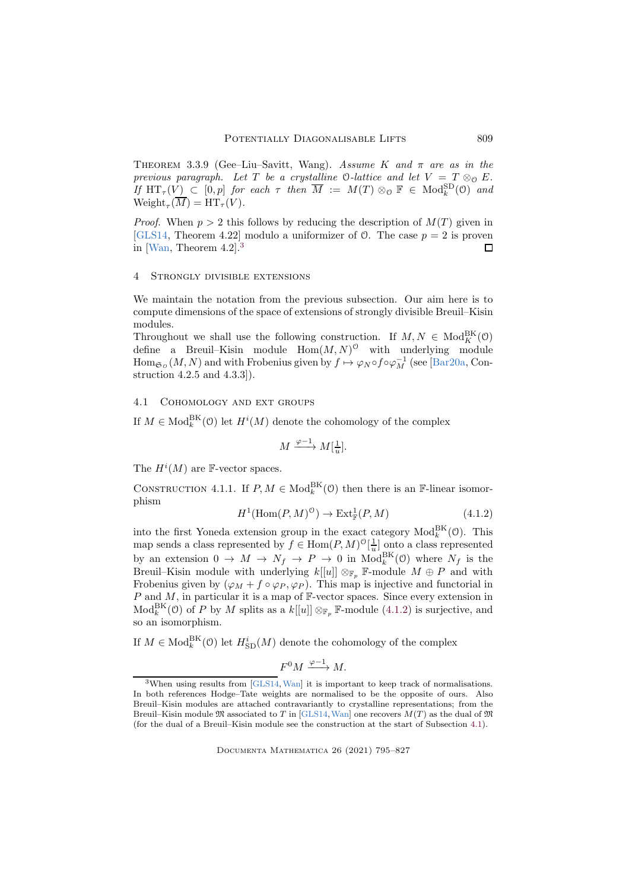Theorem 3.3.9 (Gee–Liu–Savitt, Wang). *Assume $K$ and $\pi$ are as in the previous paragraph. Let $T$ be a crystalline $\mathcal{O}$-lattice and let $V = T \otimes_{\mathcal{O}} E$. If $\mathrm{HT}_\tau(V) \subset [0,p]$ for each $\tau$ then $\overline{M} := M(T) \otimes_{\mathcal{O}} \mathbb{F} \in \mathrm{Mod}_k^{\mathrm{SD}}(\mathcal{O})$ and $\mathrm{Weight}_\tau(\overline{M}) = \mathrm{HT}_\tau(V)$.*

*Proof.* When $p > 2$ this follows by reducing the description of $M(T)$ given in [GLS14, Theorem 4.22] modulo a uniformizer of $\mathcal{O}$. The case $p = 2$ is proven in [Wan, Theorem 4.2].[3] □

## 4 Strongly divisible extensions

We maintain the notation from the previous subsection. Our aim here is to compute dimensions of the space of extensions of strongly divisible Breuil–Kisin modules.

Throughout we shall use the following construction. If $M, N \in \mathrm{Mod}_K^{\mathrm{BK}}(\mathcal{O})$ define a Breuil–Kisin module $\mathrm{Hom}(M,N)^{\mathcal{O}}$ with underlying module $\mathrm{Hom}_{\mathfrak{S}_{\mathcal{O}}}(M,N)$ and with Frobenius given by $f \mapsto \varphi_N \circ f \circ \varphi_M^{-1}$ (see [Bar20a, Construction 4.2.5 and 4.3.3]).

### 4.1 Cohomology and ext groups

If $M \in \mathrm{Mod}_k^{\mathrm{BK}}(\mathcal{O})$ let $H^i(M)$ denote the cohomology of the complex

$$M \xrightarrow{\varphi - 1} M[\tfrac{1}{u}].$$

The $H^i(M)$ are $\mathbb{F}$-vector spaces.

Construction 4.1.1. If $P, M \in \mathrm{Mod}_k^{\mathrm{BK}}(\mathcal{O})$ then there is an $\mathbb{F}$-linear isomorphism

$$H^1(\mathrm{Hom}(P,M)^{\mathcal{O}}) \to \mathrm{Ext}^1_{\mathbb{F}}(P,M) \tag{4.1.2}$$

into the first Yoneda extension group in the exact category $\mathrm{Mod}_k^{\mathrm{BK}}(\mathcal{O})$. This map sends a class represented by $f \in \mathrm{Hom}(P,M)^{\mathcal{O}}[\frac{1}{u}]$ onto a class represented by an extension $0 \to M \to N_f \to P \to 0$ in $\mathrm{Mod}_k^{\mathrm{BK}}(\mathcal{O})$ where $N_f$ is the Breuil–Kisin module with underlying $k[[u]] \otimes_{\mathbb{F}_p} \mathbb{F}$-module $M \oplus P$ and with Frobenius given by $(\varphi_M + f \circ \varphi_P, \varphi_P)$. This map is injective and functorial in $P$ and $M$, in particular it is a map of $\mathbb{F}$-vector spaces. Since every extension in $\mathrm{Mod}_k^{\mathrm{BK}}(\mathcal{O})$ of $P$ by $M$ splits as a $k[[u]] \otimes_{\mathbb{F}_p} \mathbb{F}$-module (4.1.2) is surjective, and so an isomorphism.

If $M \in \mathrm{Mod}_k^{\mathrm{BK}}(\mathcal{O})$ let $H^i_{\mathrm{SD}}(M)$ denote the cohomology of the complex

$$F^0 M \xrightarrow{\varphi - 1} M.$$

[3] When using results from [GLS14, Wan] it is important to keep track of normalisations. In both references Hodge–Tate weights are normalised to be the opposite of ours. Also Breuil–Kisin modules are attached contravariantly to crystalline representations; from the Breuil–Kisin module $\mathfrak{M}$ associated to $T$ in [GLS14, Wan] one recovers $M(T)$ as the dual of $\mathfrak{M}$ (for the dual of a Breuil–Kisin module see the construction at the start of Subsection 4.1).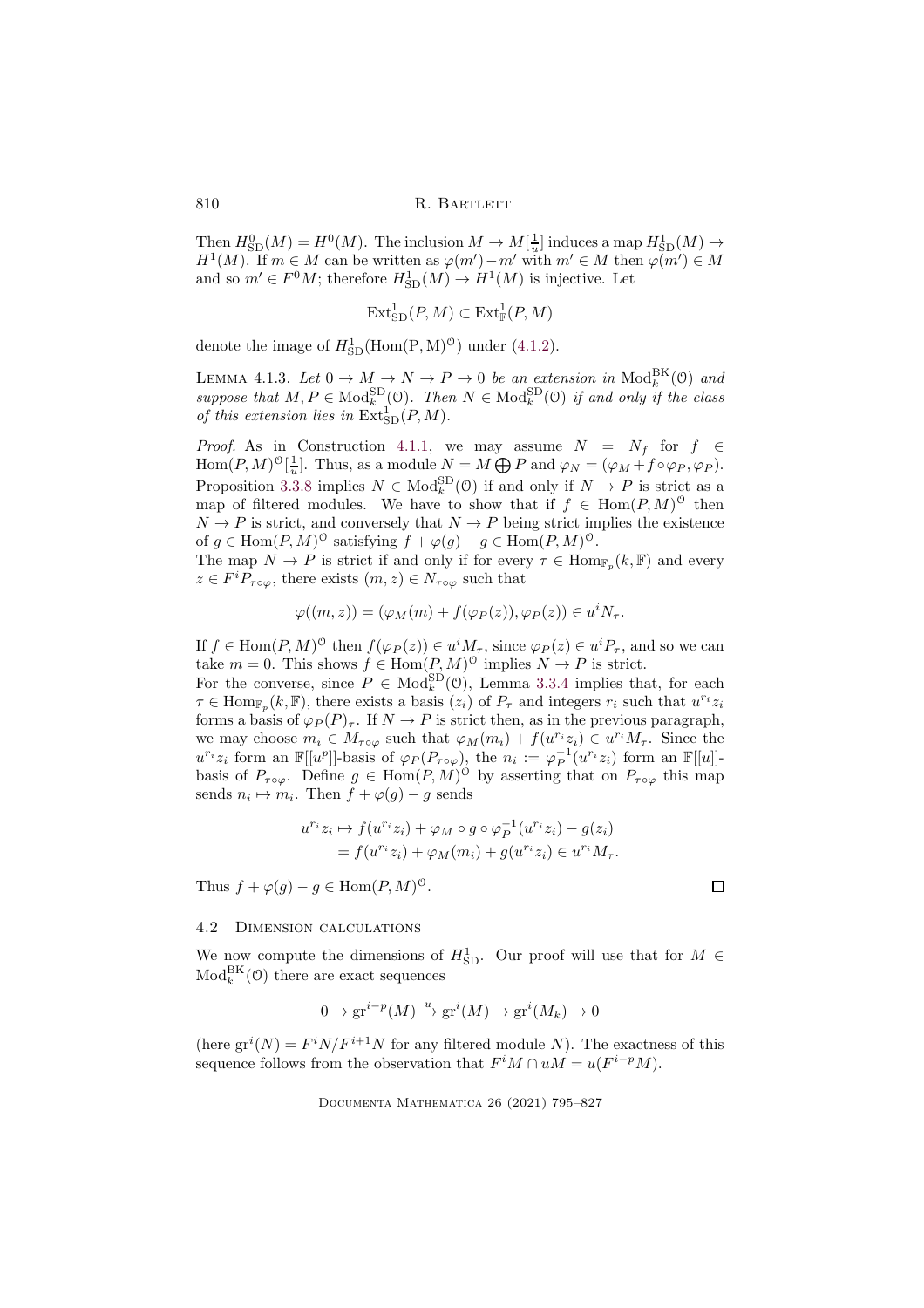Then $H^0_{\mathrm{SD}}(M) = H^0(M)$. The inclusion $M \to M[\frac{1}{u}]$ induces a map $H^1_{\mathrm{SD}}(M) \to H^1(M)$. If $m \in M$ can be written as $\varphi(m') - m'$ with $m' \in M$ then $\varphi(m') \in M$ and so $m' \in F^0M$; therefore $H^1_{\mathrm{SD}}(M) \to H^1(M)$ is injective. Let

$$\mathrm{Ext}^1_{\mathrm{SD}}(P, M) \subset \mathrm{Ext}^1_{\mathbb{F}}(P, M)$$

denote the image of $H^1_{\mathrm{SD}}(\mathrm{Hom(P, M)}^{\mathcal{O}})$ under (4.1.2).

Lemma 4.1.3. *Let $0 \to M \to N \to P \to 0$ be an extension in $\mathrm{Mod}^{\mathrm{BK}}_k(\mathcal{O})$ and suppose that $M, P \in \mathrm{Mod}^{\mathrm{SD}}_k(\mathcal{O})$. Then $N \in \mathrm{Mod}^{\mathrm{SD}}_k(\mathcal{O})$ if and only if the class of this extension lies in $\mathrm{Ext}^1_{\mathrm{SD}}(P, M)$.*

*Proof.* As in Construction 4.1.1, we may assume $N = N_f$ for $f \in \mathrm{Hom}(P, M)^{\mathcal{O}}[\frac{1}{u}]$. Thus, as a module $N = M \bigoplus P$ and $\varphi_N = (\varphi_M + f \circ \varphi_P, \varphi_P)$. Proposition 3.3.8 implies $N \in \mathrm{Mod}^{\mathrm{SD}}_k(\mathcal{O})$ if and only if $N \to P$ is strict as a map of filtered modules. We have to show that if $f \in \mathrm{Hom}(P, M)^{\mathcal{O}}$ then $N \to P$ is strict, and conversely that $N \to P$ being strict implies the existence of $g \in \mathrm{Hom}(P, M)^{\mathcal{O}}$ satisfying $f + \varphi(g) - g \in \mathrm{Hom}(P, M)^{\mathcal{O}}$.

The map $N \to P$ is strict if and only if for every $\tau \in \mathrm{Hom}_{\mathbb{F}_p}(k, \mathbb{F})$ and every $z \in F^iP_{\tau\circ\varphi}$, there exists $(m, z) \in N_{\tau\circ\varphi}$ such that

$$\varphi((m, z)) = (\varphi_M(m) + f(\varphi_P(z)), \varphi_P(z)) \in u^iN_\tau.$$

If $f \in \mathrm{Hom}(P, M)^{\mathcal{O}}$ then $f(\varphi_P(z)) \in u^iM_\tau$, since $\varphi_P(z) \in u^iP_\tau$, and so we can take $m = 0$. This shows $f \in \mathrm{Hom}(P, M)^{\mathcal{O}}$ implies $N \to P$ is strict.

For the converse, since $P \in \mathrm{Mod}^{\mathrm{SD}}_k(\mathcal{O})$, Lemma 3.3.4 implies that, for each $\tau \in \mathrm{Hom}_{\mathbb{F}_p}(k, \mathbb{F})$, there exists a basis $(z_i)$ of $P_\tau$ and integers $r_i$ such that $u^{r_i}z_i$ forms a basis of $\varphi_P(P)_\tau$. If $N \to P$ is strict then, as in the previous paragraph, we may choose $m_i \in M_{\tau\circ\varphi}$ such that $\varphi_M(m_i) + f(u^{r_i}z_i) \in u^{r_i}M_\tau$. Since the $u^{r_i}z_i$ form an $\mathbb{F}[[u^p]]$-basis of $\varphi_P(P_{\tau\circ\varphi})$, the $n_i := \varphi_P^{-1}(u^{r_i}z_i)$ form an $\mathbb{F}[[u]]$-basis of $P_{\tau\circ\varphi}$. Define $g \in \mathrm{Hom}(P, M)^{\mathcal{O}}$ by asserting that on $P_{\tau\circ\varphi}$ this map sends $n_i \mapsto m_i$. Then $f + \varphi(g) - g$ sends

$$\begin{aligned}
u^{r_i}z_i &\mapsto f(u^{r_i}z_i) + \varphi_M \circ g \circ \varphi_P^{-1}(u^{r_i}z_i) - g(z_i) \\
&= f(u^{r_i}z_i) + \varphi_M(m_i) + g(u^{r_i}z_i) \in u^{r_i}M_\tau.
\end{aligned}$$

Thus $f + \varphi(g) - g \in \mathrm{Hom}(P, M)^{\mathcal{O}}$. $\square$

### 4.2 Dimension calculations

We now compute the dimensions of $H^1_{\mathrm{SD}}$. Our proof will use that for $M \in \mathrm{Mod}^{\mathrm{BK}}_k(\mathcal{O})$ there are exact sequences

$$0 \to \mathrm{gr}^{i-p}(M) \xrightarrow{u} \mathrm{gr}^i(M) \to \mathrm{gr}^i(M_k) \to 0$$

(here $\mathrm{gr}^i(N) = F^iN/F^{i+1}N$ for any filtered module $N$). The exactness of this sequence follows from the observation that $F^iM \cap uM = u(F^{i-p}M)$.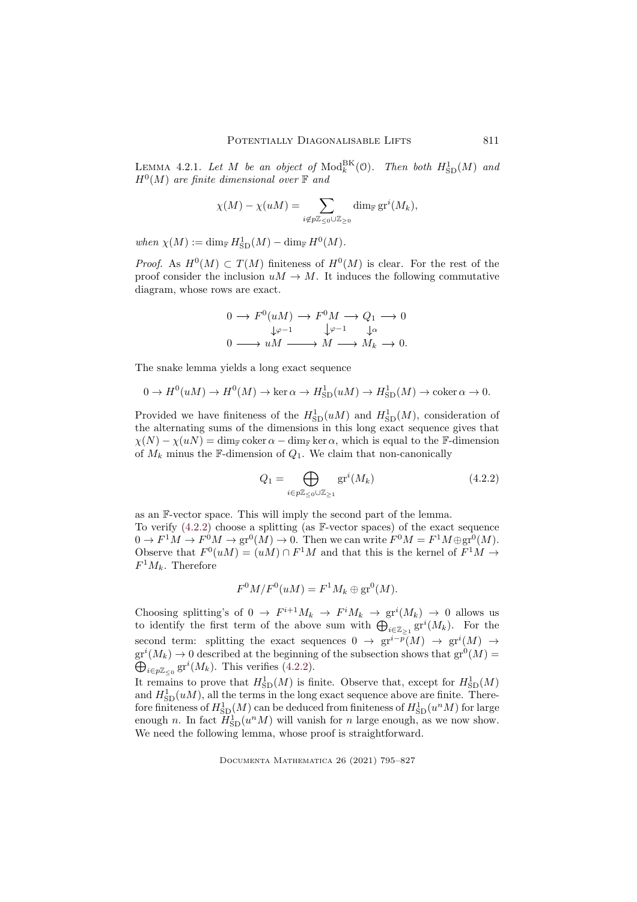LEMMA 4.2.1. *Let $M$ be an object of $\mathrm{Mod}_k^{\mathrm{BK}}(\mathcal{O})$. Then both $H^1_{\mathrm{SD}}(M)$ and $H^0(M)$ are finite dimensional over $\mathbb{F}$ and*

$$\chi(M) - \chi(uM) = \sum_{i \notin p\mathbb{Z}_{\leq 0} \cup \mathbb{Z}_{\geq 0}} \dim_{\mathbb{F}} \mathrm{gr}^i(M_k),$$

*when $\chi(M) := \dim_{\mathbb{F}} H^1_{\mathrm{SD}}(M) - \dim_{\mathbb{F}} H^0(M)$.*

*Proof.* As $H^0(M) \subset T(M)$ finiteness of $H^0(M)$ is clear. For the rest of the proof consider the inclusion $uM \to M$. It induces the following commutative diagram, whose rows are exact.

$$\begin{array}{ccccccccc} 0 & \longrightarrow & F^0(uM) & \longrightarrow & F^0M & \longrightarrow & Q_1 & \longrightarrow & 0 \\ & & \downarrow{\scriptstyle \varphi-1} & & \downarrow{\scriptstyle \varphi-1} & & \downarrow{\scriptstyle \alpha} & & \\ 0 & \longrightarrow & uM & \longrightarrow & M & \longrightarrow & M_k & \longrightarrow & 0. \end{array}$$

The snake lemma yields a long exact sequence

$$0 \to H^0(uM) \to H^0(M) \to \ker \alpha \to H^1_{\mathrm{SD}}(uM) \to H^1_{\mathrm{SD}}(M) \to \operatorname{coker} \alpha \to 0.$$

Provided we have finiteness of the $H^1_{\mathrm{SD}}(uM)$ and $H^1_{\mathrm{SD}}(M)$, consideration of the alternating sums of the dimensions in this long exact sequence gives that $\chi(N) - \chi(uN) = \dim_{\mathbb{F}} \operatorname{coker} \alpha - \dim_{\mathbb{F}} \ker \alpha$, which is equal to the $\mathbb{F}$-dimension of $M_k$ minus the $\mathbb{F}$-dimension of $Q_1$. We claim that non-canonically

$$Q_1 = \bigoplus_{i \in p\mathbb{Z}_{\leq 0} \cup \mathbb{Z}_{\geq 1}} \mathrm{gr}^i(M_k) \tag{4.2.2}$$

as an $\mathbb{F}$-vector space. This will imply the second part of the lemma.

To verify (4.2.2) choose a splitting (as $\mathbb{F}$-vector spaces) of the exact sequence $0 \to F^1M \to F^0M \to \mathrm{gr}^0(M) \to 0$. Then we can write $F^0M = F^1M \oplus \mathrm{gr}^0(M)$. Observe that $F^0(uM) = (uM) \cap F^1M$ and that this is the kernel of $F^1M \to F^1M_k$. Therefore

$$F^0M/F^0(uM) = F^1M_k \oplus \mathrm{gr}^0(M).$$

Choosing splitting's of $0 \to F^{i+1}M_k \to F^iM_k \to \mathrm{gr}^i(M_k) \to 0$ allows us to identify the first term of the above sum with $\bigoplus_{i \in \mathbb{Z}_{\geq 1}} \mathrm{gr}^i(M_k)$. For the second term: splitting the exact sequences $0 \to \mathrm{gr}^{i-p}(M) \to \mathrm{gr}^i(M) \to \mathrm{gr}^i(M_k) \to 0$ described at the beginning of the subsection shows that $\mathrm{gr}^0(M) = \bigoplus_{i \in p\mathbb{Z}_{\leq 0}} \mathrm{gr}^i(M_k)$. This verifies (4.2.2).

It remains to prove that $H^1_{\mathrm{SD}}(M)$ is finite. Observe that, except for $H^1_{\mathrm{SD}}(M)$ and $H^1_{\mathrm{SD}}(uM)$, all the terms in the long exact sequence above are finite. Therefore finiteness of $H^1_{\mathrm{SD}}(M)$ can be deduced from finiteness of $H^1_{\mathrm{SD}}(u^nM)$ for large enough $n$. In fact $H^1_{\mathrm{SD}}(u^nM)$ will vanish for $n$ large enough, as we now show. We need the following lemma, whose proof is straightforward.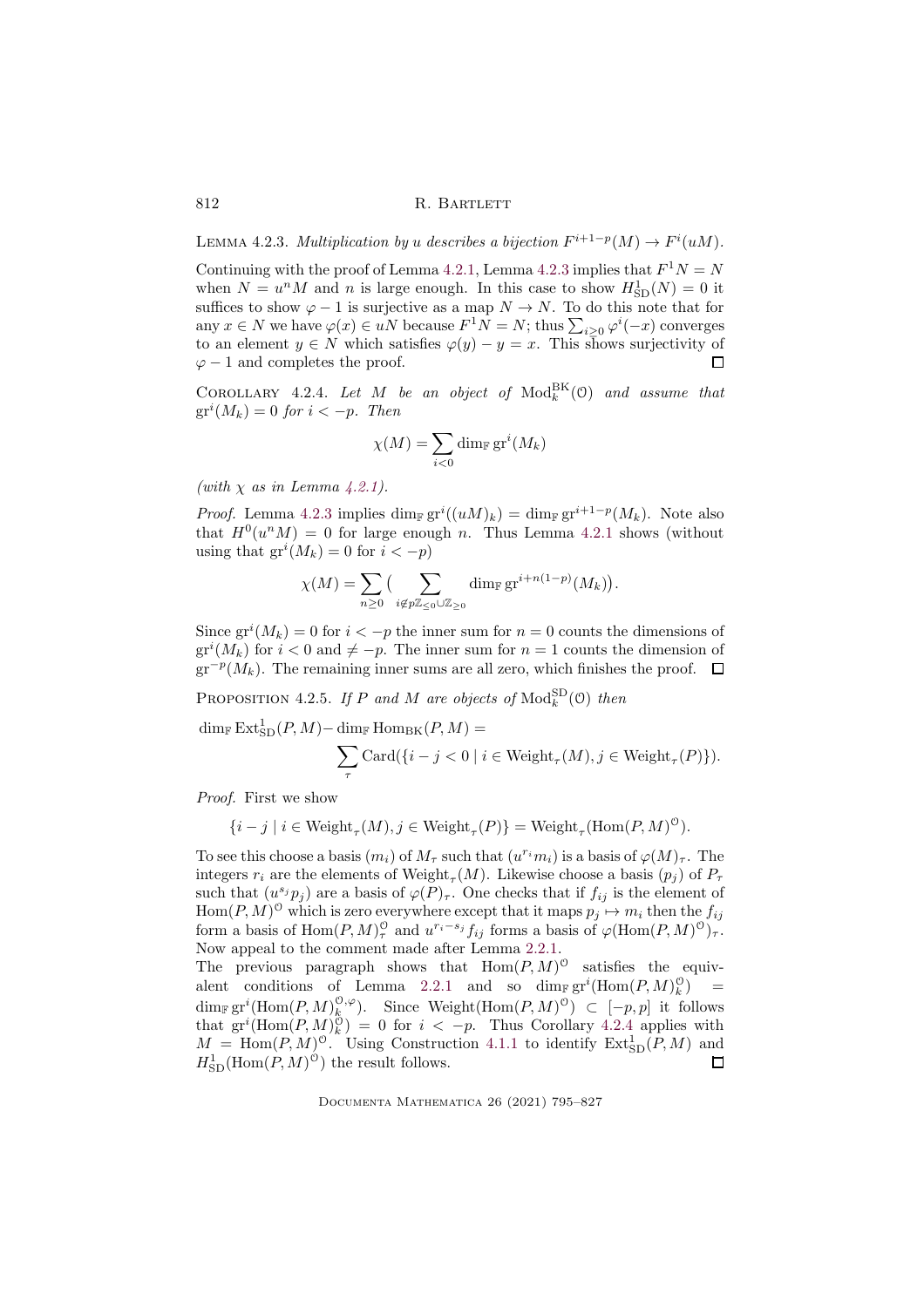LEMMA 4.2.3. *Multiplication by $u$ describes a bijection $F^{i+1-p}(M) \to F^i(uM)$.*

Continuing with the proof of Lemma 4.2.1, Lemma 4.2.3 implies that $F^1 N = N$ when $N = u^n M$ and $n$ is large enough. In this case to show $H^1_{\mathrm{SD}}(N) = 0$ it suffices to show $\varphi - 1$ is surjective as a map $N \to N$. To do this note that for any $x \in N$ we have $\varphi(x) \in uN$ because $F^1 N = N$; thus $\sum_{i \geq 0} \varphi^i(-x)$ converges to an element $y \in N$ which satisfies $\varphi(y) - y = x$. This shows surjectivity of $\varphi - 1$ and completes the proof. $\square$

COROLLARY 4.2.4. *Let $M$ be an object of $\mathrm{Mod}^{\mathrm{BK}}_k(\mathcal{O})$ and assume that $\mathrm{gr}^i(M_k) = 0$ for $i < -p$. Then*

$$\chi(M) = \sum_{i<0} \dim_{\mathbb{F}} \mathrm{gr}^i(M_k)$$

*(with $\chi$ as in Lemma 4.2.1).*

*Proof.* Lemma 4.2.3 implies $\dim_{\mathbb{F}} \mathrm{gr}^i((uM)_k) = \dim_{\mathbb{F}} \mathrm{gr}^{i+1-p}(M_k)$. Note also that $H^0(u^n M) = 0$ for large enough $n$. Thus Lemma 4.2.1 shows (without using that $\mathrm{gr}^i(M_k) = 0$ for $i < -p$)

$$\chi(M) = \sum_{n \geq 0} \big( \sum_{i \notin p\mathbb{Z}_{\leq 0} \cup \mathbb{Z}_{\geq 0}} \dim_{\mathbb{F}} \mathrm{gr}^{i+n(1-p)}(M_k) \big).$$

Since $\mathrm{gr}^i(M_k) = 0$ for $i < -p$ the inner sum for $n = 0$ counts the dimensions of $\mathrm{gr}^i(M_k)$ for $i < 0$ and $\neq -p$. The inner sum for $n = 1$ counts the dimension of $\mathrm{gr}^{-p}(M_k)$. The remaining inner sums are all zero, which finishes the proof. $\square$

PROPOSITION 4.2.5. *If $P$ and $M$ are objects of $\mathrm{Mod}^{\mathrm{SD}}_k(\mathcal{O})$ then*

$$\dim_{\mathbb{F}} \mathrm{Ext}^1_{\mathrm{SD}}(P, M) - \dim_{\mathbb{F}} \mathrm{Hom}_{\mathrm{BK}}(P, M) = \sum_{\tau} \mathrm{Card}(\{i - j < 0 \mid i \in \mathrm{Weight}_\tau(M), j \in \mathrm{Weight}_\tau(P)\}).$$

*Proof.* First we show

$$\{i - j \mid i \in \mathrm{Weight}_\tau(M), j \in \mathrm{Weight}_\tau(P)\} = \mathrm{Weight}_\tau(\mathrm{Hom}(P, M)^{\mathcal{O}}).$$

To see this choose a basis $(m_i)$ of $M_\tau$ such that $(u^{r_i} m_i)$ is a basis of $\varphi(M)_\tau$. The integers $r_i$ are the elements of $\mathrm{Weight}_\tau(M)$. Likewise choose a basis $(p_j)$ of $P_\tau$ such that $(u^{s_j} p_j)$ are a basis of $\varphi(P)_\tau$. One checks that if $f_{ij}$ is the element of $\mathrm{Hom}(P, M)^{\mathcal{O}}$ which is zero everywhere except that it maps $p_j \mapsto m_i$ then the $f_{ij}$ form a basis of $\mathrm{Hom}(P, M)^{\mathcal{O}}_\tau$ and $u^{r_i - s_j} f_{ij}$ forms a basis of $\varphi(\mathrm{Hom}(P, M)^{\mathcal{O}})_\tau$. Now appeal to the comment made after Lemma 2.2.1.

The previous paragraph shows that $\mathrm{Hom}(P, M)^{\mathcal{O}}$ satisfies the equivalent conditions of Lemma 2.2.1 and so $\dim_{\mathbb{F}} \mathrm{gr}^i(\mathrm{Hom}(P, M)^{\mathcal{O}}_k) = \dim_{\mathbb{F}} \mathrm{gr}^i(\mathrm{Hom}(P, M)^{\mathcal{O}, \varphi}_k)$. Since $\mathrm{Weight}(\mathrm{Hom}(P, M)^{\mathcal{O}}) \subset [-p, p]$ it follows that $\mathrm{gr}^i(\mathrm{Hom}(P, M)^{\mathcal{O}}_k) = 0$ for $i < -p$. Thus Corollary 4.2.4 applies with $M = \mathrm{Hom}(P, M)^{\mathcal{O}}$. Using Construction 4.1.1 to identify $\mathrm{Ext}^1_{\mathrm{SD}}(P, M)$ and $H^1_{\mathrm{SD}}(\mathrm{Hom}(P, M)^{\mathcal{O}})$ the result follows. $\square$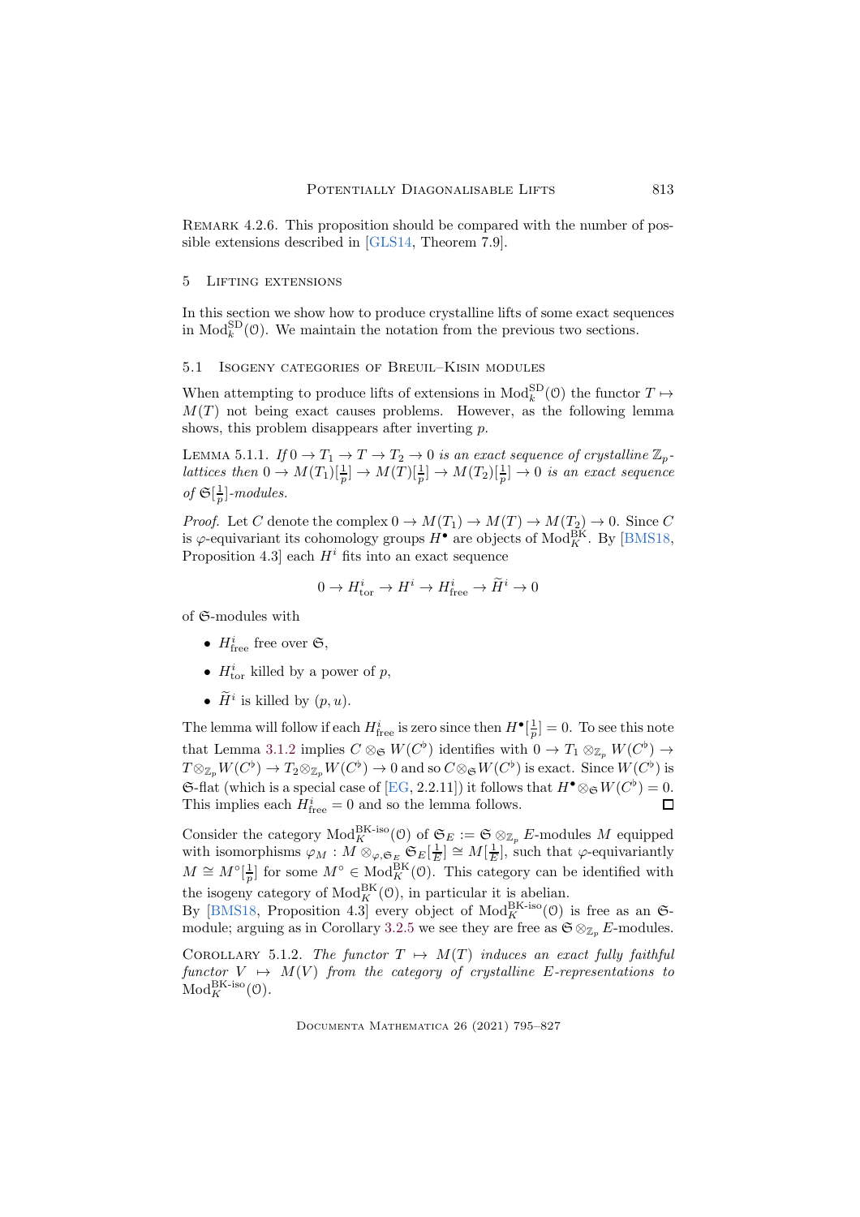Remark 4.2.6. This proposition should be compared with the number of possible extensions described in [GLS14, Theorem 7.9].

# 5 Lifting extensions

In this section we show how to produce crystalline lifts of some exact sequences in $\mathrm{Mod}_k^{\mathrm{SD}}(\mathcal{O})$. We maintain the notation from the previous two sections.

## 5.1 Isogeny categories of Breuil–Kisin modules

When attempting to produce lifts of extensions in $\mathrm{Mod}_k^{\mathrm{SD}}(\mathcal{O})$ the functor $T \mapsto M(T)$ not being exact causes problems. However, as the following lemma shows, this problem disappears after inverting $p$.

Lemma 5.1.1. *If $0 \to T_1 \to T \to T_2 \to 0$ is an exact sequence of crystalline $\mathbb{Z}_p$-lattices then $0 \to M(T_1)[\frac{1}{p}] \to M(T)[\frac{1}{p}] \to M(T_2)[\frac{1}{p}] \to 0$ is an exact sequence of $\mathfrak{S}[\frac{1}{p}]$-modules.*

*Proof.* Let $C$ denote the complex $0 \to M(T_1) \to M(T) \to M(T_2) \to 0$. Since $C$ is $\varphi$-equivariant its cohomology groups $H^\bullet$ are objects of $\mathrm{Mod}_K^{\mathrm{BK}}$. By [BMS18, Proposition 4.3] each $H^i$ fits into an exact sequence

$$0 \to H^i_{\mathrm{tor}} \to H^i \to H^i_{\mathrm{free}} \to \widetilde{H}^i \to 0$$

of $\mathfrak{S}$-modules with

- $H^i_{\mathrm{free}}$ free over $\mathfrak{S}$,
- $H^i_{\mathrm{tor}}$ killed by a power of $p$,
- $\widetilde{H}^i$ is killed by $(p, u)$.

The lemma will follow if each $H^i_{\mathrm{free}}$ is zero since then $H^\bullet[\frac{1}{p}] = 0$. To see this note that Lemma 3.1.2 implies $C \otimes_{\mathfrak{S}} W(C^\flat)$ identifies with $0 \to T_1 \otimes_{\mathbb{Z}_p} W(C^\flat) \to T \otimes_{\mathbb{Z}_p} W(C^\flat) \to T_2 \otimes_{\mathbb{Z}_p} W(C^\flat) \to 0$ and so $C \otimes_{\mathfrak{S}} W(C^\flat)$ is exact. Since $W(C^\flat)$ is $\mathfrak{S}$-flat (which is a special case of [EG, 2.2.11]) it follows that $H^\bullet \otimes_{\mathfrak{S}} W(C^\flat) = 0$. This implies each $H^i_{\mathrm{free}} = 0$ and so the lemma follows. ∎

Consider the category $\mathrm{Mod}_K^{\mathrm{BK\text{-}iso}}(\mathcal{O})$ of $\mathfrak{S}_E := \mathfrak{S} \otimes_{\mathbb{Z}_p} E$-modules $M$ equipped with isomorphisms $\varphi_M : M \otimes_{\varphi, \mathfrak{S}_E} \mathfrak{S}_E[\frac{1}{E}] \cong M[\frac{1}{E}]$, such that $\varphi$-equivariantly $M \cong M^\circ[\frac{1}{p}]$ for some $M^\circ \in \mathrm{Mod}_K^{\mathrm{BK}}(\mathcal{O})$. This category can be identified with the isogeny category of $\mathrm{Mod}_K^{\mathrm{BK}}(\mathcal{O})$, in particular it is abelian.
By [BMS18, Proposition 4.3] every object of $\mathrm{Mod}_K^{\mathrm{BK\text{-}iso}}(\mathcal{O})$ is free as an $\mathfrak{S}$-module; arguing as in Corollary 3.2.5 we see they are free as $\mathfrak{S} \otimes_{\mathbb{Z}_p} E$-modules.

Corollary 5.1.2. *The functor $T \mapsto M(T)$ induces an exact fully faithful functor $V \mapsto M(V)$ from the category of crystalline $E$-representations to $\mathrm{Mod}_K^{\mathrm{BK\text{-}iso}}(\mathcal{O})$.*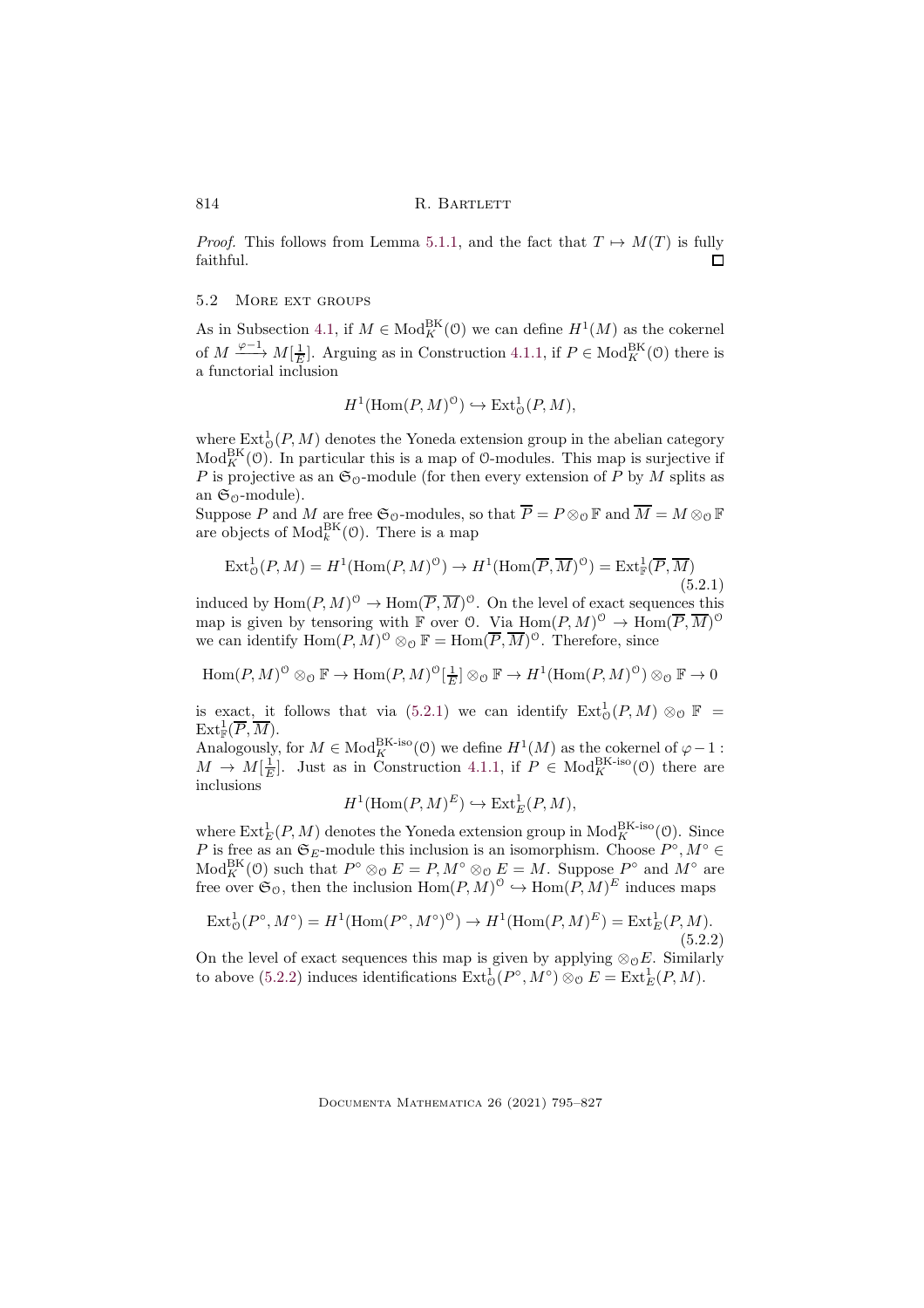*Proof.* This follows from Lemma 5.1.1, and the fact that $T \mapsto M(T)$ is fully faithful. $\square$

## 5.2 More ext groups

As in Subsection 4.1, if $M \in \mathrm{Mod}_K^{\mathrm{BK}}(\mathcal{O})$ we can define $H^1(M)$ as the cokernel of $M \xrightarrow{\varphi-1} M[\frac{1}{E}]$. Arguing as in Construction 4.1.1, if $P \in \mathrm{Mod}_K^{\mathrm{BK}}(\mathcal{O})$ there is a functorial inclusion

$$H^1(\mathrm{Hom}(P, M)^{\mathcal{O}}) \hookrightarrow \mathrm{Ext}^1_{\mathcal{O}}(P, M),$$

where $\mathrm{Ext}^1_{\mathcal{O}}(P, M)$ denotes the Yoneda extension group in the abelian category $\mathrm{Mod}_K^{\mathrm{BK}}(\mathcal{O})$. In particular this is a map of $\mathcal{O}$-modules. This map is surjective if $P$ is projective as an $\mathfrak{S}_{\mathcal{O}}$-module (for then every extension of $P$ by $M$ splits as an $\mathfrak{S}_{\mathcal{O}}$-module).

Suppose $P$ and $M$ are free $\mathfrak{S}_{\mathcal{O}}$-modules, so that $\overline{P} = P \otimes_{\mathcal{O}} \mathbb{F}$ and $\overline{M} = M \otimes_{\mathcal{O}} \mathbb{F}$ are objects of $\mathrm{Mod}_k^{\mathrm{BK}}(\mathcal{O})$. There is a map

$$\mathrm{Ext}^1_{\mathcal{O}}(P, M) = H^1(\mathrm{Hom}(P, M)^{\mathcal{O}}) \to H^1(\mathrm{Hom}(\overline{P}, \overline{M})^{\mathcal{O}}) = \mathrm{Ext}^1_{\mathbb{F}}(\overline{P}, \overline{M}) \tag{5.2.1}$$

induced by $\mathrm{Hom}(P, M)^{\mathcal{O}} \to \mathrm{Hom}(\overline{P}, \overline{M})^{\mathcal{O}}$. On the level of exact sequences this map is given by tensoring with $\mathbb{F}$ over $\mathcal{O}$. Via $\mathrm{Hom}(P, M)^{\mathcal{O}} \to \mathrm{Hom}(\overline{P}, \overline{M})^{\mathcal{O}}$ we can identify $\mathrm{Hom}(P, M)^{\mathcal{O}} \otimes_{\mathcal{O}} \mathbb{F} = \mathrm{Hom}(\overline{P}, \overline{M})^{\mathcal{O}}$. Therefore, since

$$\mathrm{Hom}(P, M)^{\mathcal{O}} \otimes_{\mathcal{O}} \mathbb{F} \to \mathrm{Hom}(P, M)^{\mathcal{O}}[\tfrac{1}{E}] \otimes_{\mathcal{O}} \mathbb{F} \to H^1(\mathrm{Hom}(P, M)^{\mathcal{O}}) \otimes_{\mathcal{O}} \mathbb{F} \to 0$$

is exact, it follows that via (5.2.1) we can identify $\mathrm{Ext}^1_{\mathcal{O}}(P, M) \otimes_{\mathcal{O}} \mathbb{F} = \mathrm{Ext}^1_{\mathbb{F}}(\overline{P}, \overline{M})$.

Analogously, for $M \in \mathrm{Mod}_K^{\mathrm{BK\text{-}iso}}(\mathcal{O})$ we define $H^1(M)$ as the cokernel of $\varphi - 1 : M \to M[\frac{1}{E}]$. Just as in Construction 4.1.1, if $P \in \mathrm{Mod}_K^{\mathrm{BK\text{-}iso}}(\mathcal{O})$ there are inclusions

$$H^1(\mathrm{Hom}(P, M)^E) \hookrightarrow \mathrm{Ext}^1_E(P, M),$$

where $\mathrm{Ext}^1_E(P, M)$ denotes the Yoneda extension group in $\mathrm{Mod}_K^{\mathrm{BK\text{-}iso}}(\mathcal{O})$. Since $P$ is free as an $\mathfrak{S}_E$-module this inclusion is an isomorphism. Choose $P^\circ, M^\circ \in \mathrm{Mod}_K^{\mathrm{BK}}(\mathcal{O})$ such that $P^\circ \otimes_{\mathcal{O}} E = P, M^\circ \otimes_{\mathcal{O}} E = M$. Suppose $P^\circ$ and $M^\circ$ are free over $\mathfrak{S}_{\mathcal{O}}$, then the inclusion $\mathrm{Hom}(P, M)^{\mathcal{O}} \hookrightarrow \mathrm{Hom}(P, M)^E$ induces maps

$$\mathrm{Ext}^1_{\mathcal{O}}(P^\circ, M^\circ) = H^1(\mathrm{Hom}(P^\circ, M^\circ)^{\mathcal{O}}) \to H^1(\mathrm{Hom}(P, M)^E) = \mathrm{Ext}^1_E(P, M). \tag{5.2.2}$$

On the level of exact sequences this map is given by applying $\otimes_{\mathcal{O}} E$. Similarly to above (5.2.2) induces identifications $\mathrm{Ext}^1_{\mathcal{O}}(P^\circ, M^\circ) \otimes_{\mathcal{O}} E = \mathrm{Ext}^1_E(P, M)$.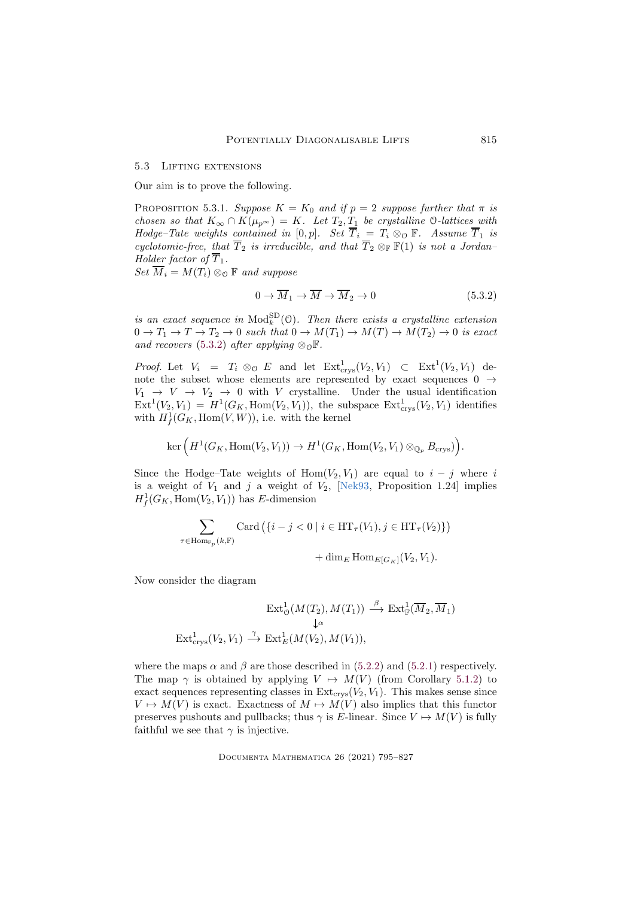## 5.3 Lifting extensions

Our aim is to prove the following.

**Proposition 5.3.1.** *Suppose $K = K_0$ and if $p = 2$ suppose further that $\pi$ is chosen so that $K_\infty \cap K(\mu_{p^\infty}) = K$. Let $T_2, T_1$ be crystalline $\mathcal{O}$-lattices with Hodge–Tate weights contained in $[0, p]$. Set $\overline{T}_i = T_i \otimes_{\mathcal{O}} \mathbb{F}$. Assume $\overline{T}_1$ is cyclotomic-free, that $\overline{T}_2$ is irreducible, and that $\overline{T}_2 \otimes_{\mathbb{F}} \mathbb{F}(1)$ is not a Jordan–Holder factor of $\overline{T}_1$.*

*Set $\overline{M}_i = M(T_i) \otimes_{\mathcal{O}} \mathbb{F}$ and suppose*

$$0 \to \overline{M}_1 \to \overline{M} \to \overline{M}_2 \to 0 \tag{5.3.2}$$

*is an exact sequence in $\mathrm{Mod}_k^{\mathrm{SD}}(\mathcal{O})$. Then there exists a crystalline extension $0 \to T_1 \to T \to T_2 \to 0$ such that $0 \to M(T_1) \to M(T) \to M(T_2) \to 0$ is exact and recovers (5.3.2) after applying $\otimes_{\mathcal{O}} \mathbb{F}$.*

*Proof.* Let $V_i = T_i \otimes_{\mathcal{O}} E$ and let $\mathrm{Ext}^1_{\mathrm{crys}}(V_2, V_1) \subset \mathrm{Ext}^1(V_2, V_1)$ denote the subset whose elements are represented by exact sequences $0 \to V_1 \to V \to V_2 \to 0$ with $V$ crystalline. Under the usual identification $\mathrm{Ext}^1(V_2, V_1) = H^1(G_K, \mathrm{Hom}(V_2, V_1))$, the subspace $\mathrm{Ext}^1_{\mathrm{crys}}(V_2, V_1)$ identifies with $H^1_f(G_K, \mathrm{Hom}(V, W))$, i.e. with the kernel

$$\ker\Big(H^1(G_K, \mathrm{Hom}(V_2, V_1)) \to H^1(G_K, \mathrm{Hom}(V_2, V_1) \otimes_{\mathbb{Q}_p} B_{\mathrm{crys}})\Big).$$

Since the Hodge–Tate weights of $\mathrm{Hom}(V_2, V_1)$ are equal to $i - j$ where $i$ is a weight of $V_1$ and $j$ a weight of $V_2$, [Nek93, Proposition 1.24] implies $H^1_f(G_K, \mathrm{Hom}(V_2, V_1))$ has $E$-dimension

$$\sum_{\tau \in \mathrm{Hom}_{\mathbb{F}_p}(k, \mathbb{F})} \mathrm{Card}\left(\{i - j < 0 \mid i \in \mathrm{HT}_\tau(V_1), j \in \mathrm{HT}_\tau(V_2)\}\right) + \dim_E \mathrm{Hom}_{E[G_K]}(V_2, V_1).$$

Now consider the diagram

$$\begin{array}{ccc} & \mathrm{Ext}^1_{\mathcal{O}}(M(T_2), M(T_1)) & \xrightarrow{\beta} \mathrm{Ext}^1_{\mathbb{F}}(\overline{M}_2, \overline{M}_1) \\ & \downarrow{\scriptstyle\alpha} & \\ \mathrm{Ext}^1_{\mathrm{crys}}(V_2, V_1) \xrightarrow{\gamma} & \mathrm{Ext}^1_E(M(V_2), M(V_1)), & \end{array}$$

where the maps $\alpha$ and $\beta$ are those described in (5.2.2) and (5.2.1) respectively. The map $\gamma$ is obtained by applying $V \mapsto M(V)$ (from Corollary 5.1.2) to exact sequences representing classes in $\mathrm{Ext}_{\mathrm{crys}}(V_2, V_1)$. This makes sense since $V \mapsto M(V)$ is exact. Exactness of $M \mapsto M(V)$ also implies that this functor preserves pushouts and pullbacks; thus $\gamma$ is $E$-linear. Since $V \mapsto M(V)$ is fully faithful we see that $\gamma$ is injective.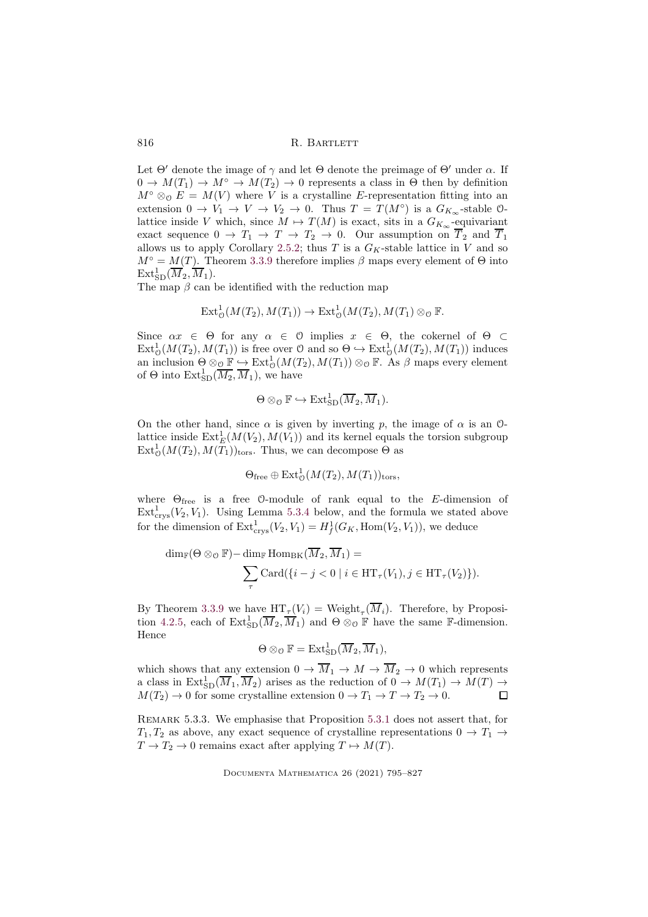Let $\Theta'$ denote the image of $\gamma$ and let $\Theta$ denote the preimage of $\Theta'$ under $\alpha$. If $0 \to M(T_1) \to M^\circ \to M(T_2) \to 0$ represents a class in $\Theta$ then by definition $M^\circ \otimes_{\mathcal{O}} E = M(V)$ where $V$ is a crystalline $E$-representation fitting into an extension $0 \to V_1 \to V \to V_2 \to 0$. Thus $T = T(M^\circ)$ is a $G_{K_\infty}$-stable $\mathcal{O}$-lattice inside $V$ which, since $M \mapsto T(M)$ is exact, sits in a $G_{K_\infty}$-equivariant exact sequence $0 \to T_1 \to T \to T_2 \to 0$. Our assumption on $\overline{T}_2$ and $\overline{T}_1$ allows us to apply Corollary 2.5.2; thus $T$ is a $G_K$-stable lattice in $V$ and so $M^\circ = M(T)$. Theorem 3.3.9 therefore implies $\beta$ maps every element of $\Theta$ into $\mathrm{Ext}^1_{\mathrm{SD}}(\overline{M}_2, \overline{M}_1)$.

The map $\beta$ can be identified with the reduction map

$$\mathrm{Ext}^1_{\mathcal{O}}(M(T_2), M(T_1)) \to \mathrm{Ext}^1_{\mathcal{O}}(M(T_2), M(T_1) \otimes_{\mathcal{O}} \mathbb{F}.$$

Since $\alpha x \in \Theta$ for any $\alpha \in \mathcal{O}$ implies $x \in \Theta$, the cokernel of $\Theta \subset \mathrm{Ext}^1_{\mathcal{O}}(M(T_2), M(T_1))$ is free over $\mathcal{O}$ and so $\Theta \hookrightarrow \mathrm{Ext}^1_{\mathcal{O}}(M(T_2), M(T_1))$ induces an inclusion $\Theta \otimes_{\mathcal{O}} \mathbb{F} \hookrightarrow \mathrm{Ext}^1_{\mathcal{O}}(M(T_2), M(T_1)) \otimes_{\mathcal{O}} \mathbb{F}$. As $\beta$ maps every element of $\Theta$ into $\mathrm{Ext}^1_{\mathrm{SD}}(\overline{M}_2, \overline{M}_1)$, we have

$$\Theta \otimes_{\mathcal{O}} \mathbb{F} \hookrightarrow \mathrm{Ext}^1_{\mathrm{SD}}(\overline{M}_2, \overline{M}_1).$$

On the other hand, since $\alpha$ is given by inverting $p$, the image of $\alpha$ is an $\mathcal{O}$-lattice inside $\mathrm{Ext}^1_E(M(V_2), M(V_1))$ and its kernel equals the torsion subgroup $\mathrm{Ext}^1_{\mathcal{O}}(M(T_2), M(T_1))_{\mathrm{tors}}$. Thus, we can decompose $\Theta$ as

$$\Theta_{\mathrm{free}} \oplus \mathrm{Ext}^1_{\mathcal{O}}(M(T_2), M(T_1))_{\mathrm{tors}},$$

where $\Theta_{\mathrm{free}}$ is a free $\mathcal{O}$-module of rank equal to the $E$-dimension of $\mathrm{Ext}^1_{\mathrm{crys}}(V_2, V_1)$. Using Lemma 5.3.4 below, and the formula we stated above for the dimension of $\mathrm{Ext}^1_{\mathrm{crys}}(V_2, V_1) = H^1_f(G_K, \mathrm{Hom}(V_2, V_1))$, we deduce

$$\dim_{\mathbb{F}}(\Theta \otimes_{\mathcal{O}} \mathbb{F}) - \dim_{\mathbb{F}} \mathrm{Hom}_{\mathrm{BK}}(\overline{M}_2, \overline{M}_1) = \sum_\tau \mathrm{Card}(\{i - j < 0 \mid i \in \mathrm{HT}_\tau(V_1), j \in \mathrm{HT}_\tau(V_2)\}).$$

By Theorem 3.3.9 we have $\mathrm{HT}_\tau(V_i) = \mathrm{Weight}_\tau(\overline{M}_i)$. Therefore, by Proposition 4.2.5, each of $\mathrm{Ext}^1_{\mathrm{SD}}(\overline{M}_2, \overline{M}_1)$ and $\Theta \otimes_{\mathcal{O}} \mathbb{F}$ have the same $\mathbb{F}$-dimension. Hence

$$\Theta \otimes_{\mathcal{O}} \mathbb{F} = \mathrm{Ext}^1_{\mathrm{SD}}(\overline{M}_2, \overline{M}_1),$$

which shows that any extension $0 \to \overline{M}_1 \to M \to \overline{M}_2 \to 0$ which represents a class in $\mathrm{Ext}^1_{\mathrm{SD}}(\overline{M}_1, \overline{M}_2)$ arises as the reduction of $0 \to M(T_1) \to M(T) \to M(T_2) \to 0$ for some crystalline extension $0 \to T_1 \to T \to T_2 \to 0$. $\square$

Remark 5.3.3. We emphasise that Proposition 5.3.1 does not assert that, for $T_1, T_2$ as above, any exact sequence of crystalline representations $0 \to T_1 \to T \to T_2 \to 0$ remains exact after applying $T \mapsto M(T)$.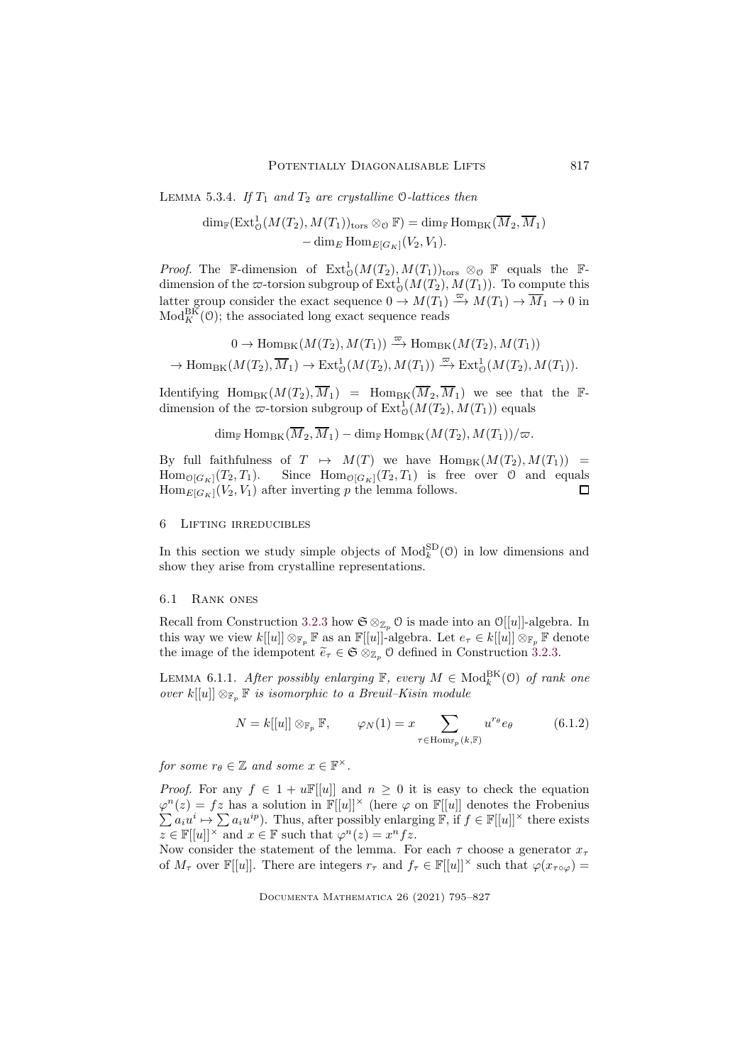Lemma 5.3.4. *If $T_1$ and $T_2$ are crystalline $\mathcal{O}$-lattices then*

$$\dim_{\mathbb{F}}(\mathrm{Ext}^1_{\mathcal{O}}(M(T_2), M(T_1))_{\mathrm{tors}} \otimes_{\mathcal{O}} \mathbb{F}) = \dim_{\mathbb{F}} \mathrm{Hom}_{\mathrm{BK}}(\overline{M}_2, \overline{M}_1) - \dim_E \mathrm{Hom}_{E[G_K]}(V_2, V_1).$$

*Proof.* The $\mathbb{F}$-dimension of $\mathrm{Ext}^1_{\mathcal{O}}(M(T_2), M(T_1))_{\mathrm{tors}} \otimes_{\mathcal{O}} \mathbb{F}$ equals the $\mathbb{F}$-dimension of the $\varpi$-torsion subgroup of $\mathrm{Ext}^1_{\mathcal{O}}(M(T_2), M(T_1))$. To compute this latter group consider the exact sequence $0 \to M(T_1) \xrightarrow{\varpi} M(T_1) \to \overline{M}_1 \to 0$ in $\mathrm{Mod}^{\mathrm{BK}}_K(\mathcal{O})$; the associated long exact sequence reads

$$0 \to \mathrm{Hom}_{\mathrm{BK}}(M(T_2), M(T_1)) \xrightarrow{\varpi} \mathrm{Hom}_{\mathrm{BK}}(M(T_2), M(T_1))$$
$$\to \mathrm{Hom}_{\mathrm{BK}}(M(T_2), \overline{M}_1) \to \mathrm{Ext}^1_{\mathcal{O}}(M(T_2), M(T_1)) \xrightarrow{\varpi} \mathrm{Ext}^1_{\mathcal{O}}(M(T_2), M(T_1)).$$

Identifying $\mathrm{Hom}_{\mathrm{BK}}(M(T_2), \overline{M}_1) = \mathrm{Hom}_{\mathrm{BK}}(\overline{M}_2, \overline{M}_1)$ we see that the $\mathbb{F}$-dimension of the $\varpi$-torsion subgroup of $\mathrm{Ext}^1_{\mathcal{O}}(M(T_2), M(T_1))$ equals

$$\dim_{\mathbb{F}} \mathrm{Hom}_{\mathrm{BK}}(\overline{M}_2, \overline{M}_1) - \dim_{\mathbb{F}} \mathrm{Hom}_{\mathrm{BK}}(M(T_2), M(T_1))/\varpi.$$

By full faithfulness of $T \mapsto M(T)$ we have $\mathrm{Hom}_{\mathrm{BK}}(M(T_2), M(T_1)) = \mathrm{Hom}_{\mathcal{O}[G_K]}(T_2, T_1)$. Since $\mathrm{Hom}_{\mathcal{O}[G_K]}(T_2, T_1)$ is free over $\mathcal{O}$ and equals $\mathrm{Hom}_{E[G_K]}(V_2, V_1)$ after inverting $p$ the lemma follows. $\square$

## 6 Lifting irreducibles

In this section we study simple objects of $\mathrm{Mod}^{\mathrm{SD}}_k(\mathcal{O})$ in low dimensions and show they arise from crystalline representations.

### 6.1 Rank ones

Recall from Construction 3.2.3 how $\mathfrak{S} \otimes_{\mathbb{Z}_p} \mathcal{O}$ is made into an $\mathcal{O}[[u]]$-algebra. In this way we view $k[[u]] \otimes_{\mathbb{F}_p} \mathbb{F}$ as an $\mathbb{F}[[u]]$-algebra. Let $e_\tau \in k[[u]] \otimes_{\mathbb{F}_p} \mathbb{F}$ denote the image of the idempotent $\widetilde{e}_\tau \in \mathfrak{S} \otimes_{\mathbb{Z}_p} \mathcal{O}$ defined in Construction 3.2.3.

Lemma 6.1.1. *After possibly enlarging $\mathbb{F}$, every $M \in \mathrm{Mod}^{\mathrm{BK}}_k(\mathcal{O})$ of rank one over $k[[u]] \otimes_{\mathbb{F}_p} \mathbb{F}$ is isomorphic to a Breuil–Kisin module*

$$N = k[[u]] \otimes_{\mathbb{F}_p} \mathbb{F}, \qquad \varphi_N(1) = x \sum_{\tau \in \mathrm{Hom}_{\mathbb{F}_p}(k, \mathbb{F})} u^{r_\theta} e_\theta \tag{6.1.2}$$

*for some $r_\theta \in \mathbb{Z}$ and some $x \in \mathbb{F}^\times$.*

*Proof.* For any $f \in 1 + u\mathbb{F}[[u]]$ and $n \geq 0$ it is easy to check the equation $\varphi^n(z) = fz$ has a solution in $\mathbb{F}[[u]]^\times$ (here $\varphi$ on $\mathbb{F}[[u]]$ denotes the Frobenius $\sum a_i u^i \mapsto \sum a_i u^{ip}$). Thus, after possibly enlarging $\mathbb{F}$, if $f \in \mathbb{F}[[u]]^\times$ there exists $z \in \mathbb{F}[[u]]^\times$ and $x \in \mathbb{F}$ such that $\varphi^n(z) = x^n f z$.

Now consider the statement of the lemma. For each $\tau$ choose a generator $x_\tau$ of $M_\tau$ over $\mathbb{F}[[u]]$. There are integers $r_\tau$ and $f_\tau \in \mathbb{F}[[u]]^\times$ such that $\varphi(x_{\tau \circ \varphi}) =$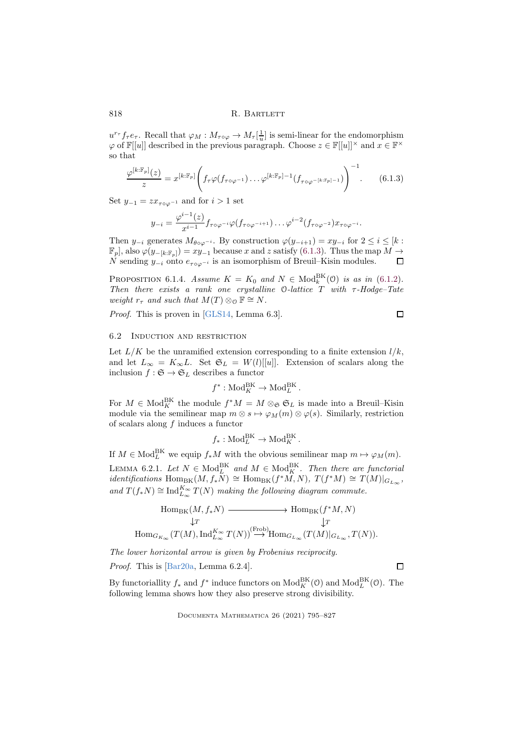$u^{r_\tau} f_\tau e_\tau$. Recall that $\varphi_M : M_{\tau\circ\varphi} \to M_\tau[\frac{1}{u}]$ is semi-linear for the endomorphism $\varphi$ of $\mathbb{F}[[u]]$ described in the previous paragraph. Choose $z \in \mathbb{F}[[u]]^\times$ and $x \in \mathbb{F}^\times$ so that

$$\frac{\varphi^{[k:\mathbb{F}_p]}(z)}{z} = x^{[k:\mathbb{F}_p]} \left( f_\tau \varphi(f_{\tau\circ\varphi^{-1}}) \dots \varphi^{[k:\mathbb{F}_p]-1}(f_{\tau\circ\varphi^{-[k:\mathbb{F}_p]-1}}) \right)^{-1}. \tag{6.1.3}$$

Set $y_{-1} = z x_{\tau\circ\varphi^{-1}}$ and for $i > 1$ set

$$y_{-i} = \frac{\varphi^{i-1}(z)}{x^{i-1}} f_{\tau\circ\varphi^{-i}} \varphi(f_{\tau\circ\varphi^{-i+1}}) \dots \varphi^{i-2}(f_{\tau\circ\varphi^{-2}}) x_{\tau\circ\varphi^{-i}}.$$

Then $y_{-i}$ generates $M_{\theta\circ\varphi^{-i}}$. By construction $\varphi(y_{-i+1}) = x y_{-i}$ for $2 \leq i \leq [k : \mathbb{F}_p]$, also $\varphi(y_{-[k:\mathbb{F}_p]}) = x y_{-1}$ because $x$ and $z$ satisfy (6.1.3). Thus the map $M \to N$ sending $y_{-i}$ onto $e_{\tau\circ\varphi^{-i}}$ is an isomorphism of Breuil–Kisin modules. $\square$

Proposition 6.1.4. *Assume $K = K_0$ and $N \in \mathrm{Mod}_k^{\mathrm{BK}}(\mathcal{O})$ is as in (6.1.2). Then there exists a rank one crystalline $\mathcal{O}$-lattice $T$ with $\tau$-Hodge–Tate weight $r_\tau$ and such that $M(T) \otimes_{\mathcal{O}} \mathbb{F} \cong N$.*

*Proof.* This is proven in [GLS14, Lemma 6.3]. $\square$

## 6.2 Induction and restriction

Let $L/K$ be the unramified extension corresponding to a finite extension $l/k$, and let $L_\infty = K_\infty L$. Set $\mathfrak{S}_L = W(l)[[u]]$. Extension of scalars along the inclusion $f : \mathfrak{S} \to \mathfrak{S}_L$ describes a functor

$$f^* : \mathrm{Mod}_K^{\mathrm{BK}} \to \mathrm{Mod}_L^{\mathrm{BK}}.$$

For $M \in \mathrm{Mod}_K^{\mathrm{BK}}$ the module $f^*M = M \otimes_{\mathfrak{S}} \mathfrak{S}_L$ is made into a Breuil–Kisin module via the semilinear map $m \otimes s \mapsto \varphi_M(m) \otimes \varphi(s)$. Similarly, restriction of scalars along $f$ induces a functor

$$f_* : \mathrm{Mod}_L^{\mathrm{BK}} \to \mathrm{Mod}_K^{\mathrm{BK}}.$$

If $M \in \mathrm{Mod}_L^{\mathrm{BK}}$ we equip $f_*M$ with the obvious semilinear map $m \mapsto \varphi_M(m)$.

Lemma 6.2.1. *Let $N \in \mathrm{Mod}_L^{\mathrm{BK}}$ and $M \in \mathrm{Mod}_K^{\mathrm{BK}}$. Then there are functorial identifications $\mathrm{Hom}_{\mathrm{BK}}(M, f_*N) \cong \mathrm{Hom}_{\mathrm{BK}}(f^*M, N)$, $T(f^*M) \cong T(M)|_{G_{L_\infty}}$, and $T(f_*N) \cong \mathrm{Ind}_{L_\infty}^{K_\infty} T(N)$ making the following diagram commute.*

$$\begin{array}{ccc}
\mathrm{Hom}_{\mathrm{BK}}(M, f_*N) & \longrightarrow & \mathrm{Hom}_{\mathrm{BK}}(f^*M, N) \\
\downarrow T & & \downarrow T \\
\mathrm{Hom}_{G_{K_\infty}}(T(M), \mathrm{Ind}_{L_\infty}^{K_\infty} T(N)) & \xrightarrow{(\mathrm{Frob})} & \mathrm{Hom}_{G_{L_\infty}}(T(M)|_{G_{L_\infty}}, T(N)).
\end{array}$$

*The lower horizontal arrow is given by Frobenius reciprocity.*

*Proof.* This is [Bar20a, Lemma 6.2.4]. $\square$

By functoriallity $f_*$ and $f^*$ induce functors on $\mathrm{Mod}_K^{\mathrm{BK}}(\mathcal{O})$ and $\mathrm{Mod}_L^{\mathrm{BK}}(\mathcal{O})$. The following lemma shows how they also preserve strong divisibility.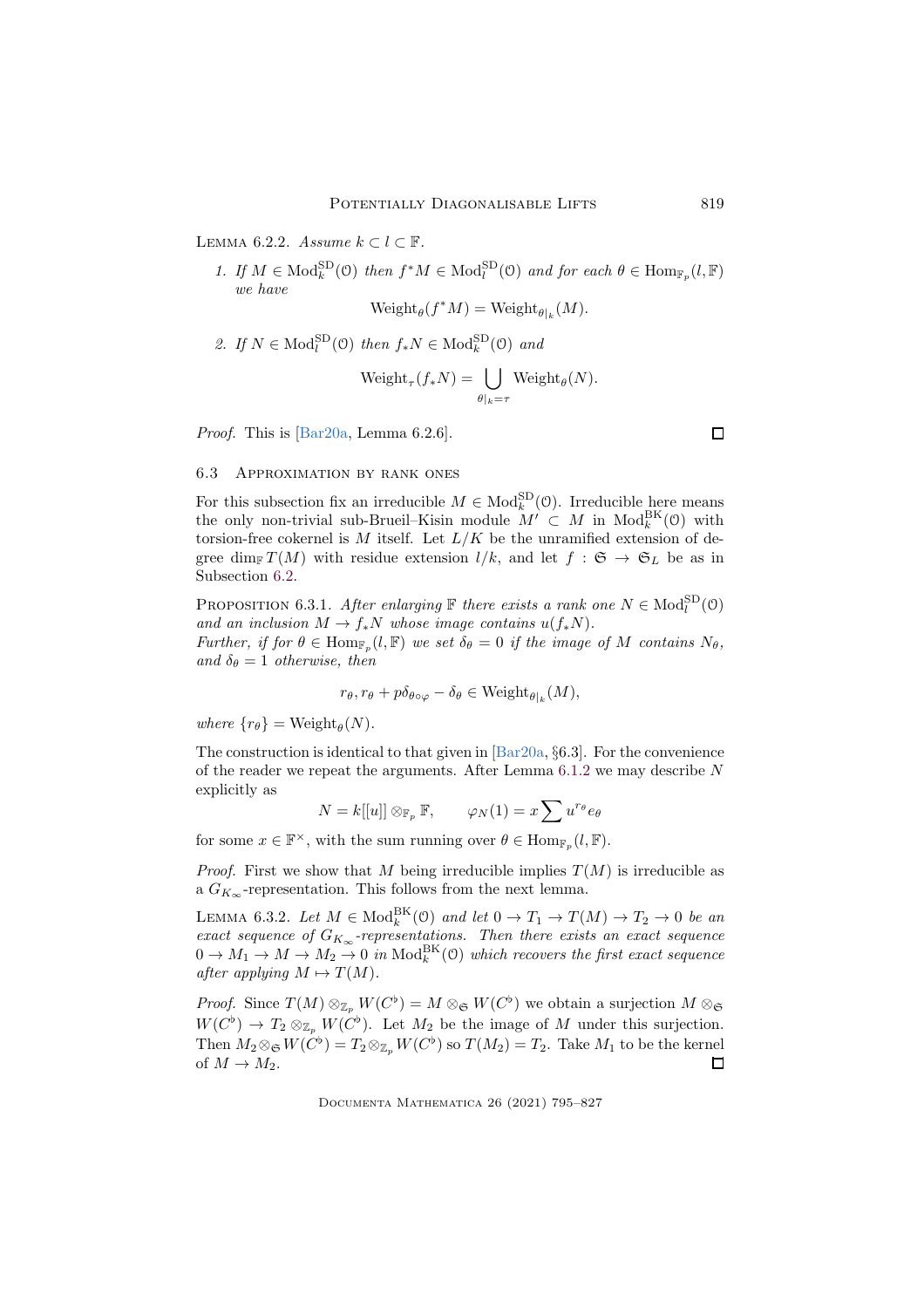Lemma 6.2.2. *Assume $k \subset l \subset \mathbb{F}$.*

1. *If $M \in \mathrm{Mod}_k^{\mathrm{SD}}(\mathcal{O})$ then $f^*M \in \mathrm{Mod}_l^{\mathrm{SD}}(\mathcal{O})$ and for each $\theta \in \mathrm{Hom}_{\mathbb{F}_p}(l, \mathbb{F})$ we have*
$$\mathrm{Weight}_\theta(f^*M) = \mathrm{Weight}_{\theta|_k}(M).$$
2. *If $N \in \mathrm{Mod}_l^{\mathrm{SD}}(\mathcal{O})$ then $f_*N \in \mathrm{Mod}_k^{\mathrm{SD}}(\mathcal{O})$ and*
$$\mathrm{Weight}_\tau(f_*N) = \bigcup_{\theta|_k = \tau} \mathrm{Weight}_\theta(N).$$

*Proof.* This is [Bar20a, Lemma 6.2.6]. ∎

## 6.3 Approximation by rank ones

For this subsection fix an irreducible $M \in \mathrm{Mod}_k^{\mathrm{SD}}(\mathcal{O})$. Irreducible here means the only non-trivial sub-Brueil–Kisin module $M' \subset M$ in $\mathrm{Mod}_k^{\mathrm{BK}}(\mathcal{O})$ with torsion-free cokernel is $M$ itself. Let $L/K$ be the unramified extension of degree $\dim_{\mathbb{F}} T(M)$ with residue extension $l/k$, and let $f : \mathfrak{S} \to \mathfrak{S}_L$ be as in Subsection 6.2.

Proposition 6.3.1. *After enlarging $\mathbb{F}$ there exists a rank one $N \in \mathrm{Mod}_l^{\mathrm{SD}}(\mathcal{O})$ and an inclusion $M \to f_*N$ whose image contains $u(f_*N)$.*
*Further, if for $\theta \in \mathrm{Hom}_{\mathbb{F}_p}(l, \mathbb{F})$ we set $\delta_\theta = 0$ if the image of $M$ contains $N_\theta$, and $\delta_\theta = 1$ otherwise, then*
$$r_\theta, r_\theta + p\delta_{\theta\circ\varphi} - \delta_\theta \in \mathrm{Weight}_{\theta|_k}(M),$$
*where $\{r_\theta\} = \mathrm{Weight}_\theta(N)$.*

The construction is identical to that given in [Bar20a, §6.3]. For the convenience of the reader we repeat the arguments. After Lemma 6.1.2 we may describe $N$ explicitly as
$$N = k[[u]] \otimes_{\mathbb{F}_p} \mathbb{F}, \qquad \varphi_N(1) = x \sum u^{r_\theta} e_\theta$$
for some $x \in \mathbb{F}^\times$, with the sum running over $\theta \in \mathrm{Hom}_{\mathbb{F}_p}(l, \mathbb{F})$.

*Proof.* First we show that $M$ being irreducible implies $T(M)$ is irreducible as a $G_{K_\infty}$-representation. This follows from the next lemma.

Lemma 6.3.2. *Let $M \in \mathrm{Mod}_k^{\mathrm{BK}}(\mathcal{O})$ and let $0 \to T_1 \to T(M) \to T_2 \to 0$ be an exact sequence of $G_{K_\infty}$-representations. Then there exists an exact sequence $0 \to M_1 \to M \to M_2 \to 0$ in $\mathrm{Mod}_k^{\mathrm{BK}}(\mathcal{O})$ which recovers the first exact sequence after applying $M \mapsto T(M)$.*

*Proof.* Since $T(M) \otimes_{\mathbb{Z}_p} W(C^\flat) = M \otimes_{\mathfrak{S}} W(C^\flat)$ we obtain a surjection $M \otimes_{\mathfrak{S}} W(C^\flat) \to T_2 \otimes_{\mathbb{Z}_p} W(C^\flat)$. Let $M_2$ be the image of $M$ under this surjection. Then $M_2 \otimes_{\mathfrak{S}} W(C^\flat) = T_2 \otimes_{\mathbb{Z}_p} W(C^\flat)$ so $T(M_2) = T_2$. Take $M_1$ to be the kernel of $M \to M_2$. ∎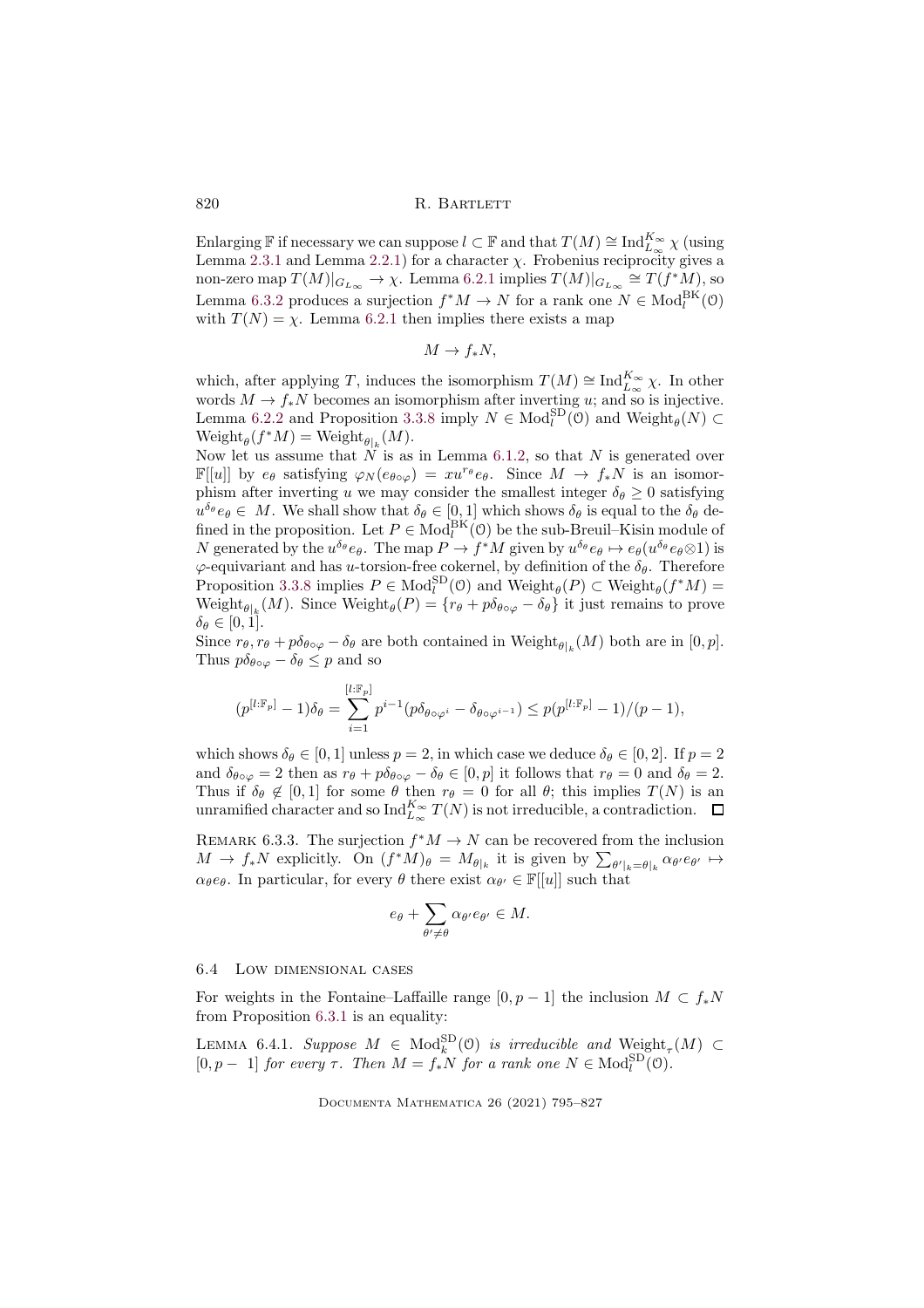Enlarging $\mathbb{F}$ if necessary we can suppose $l \subset \mathbb{F}$ and that $T(M) \cong \mathrm{Ind}_{L_\infty}^{K_\infty} \chi$ (using Lemma 2.3.1 and Lemma 2.2.1) for a character $\chi$. Frobenius reciprocity gives a non-zero map $T(M)|_{G_{L_\infty}} \to \chi$. Lemma 6.2.1 implies $T(M)|_{G_{L_\infty}} \cong T(f^*M)$, so Lemma 6.3.2 produces a surjection $f^*M \to N$ for a rank one $N \in \mathrm{Mod}_l^{\mathrm{BK}}(\mathcal{O})$ with $T(N) = \chi$. Lemma 6.2.1 then implies there exists a map

$$M \to f_*N,$$

which, after applying $T$, induces the isomorphism $T(M) \cong \mathrm{Ind}_{L_\infty}^{K_\infty} \chi$. In other words $M \to f_*N$ becomes an isomorphism after inverting $u$; and so is injective. Lemma 6.2.2 and Proposition 3.3.8 imply $N \in \mathrm{Mod}_l^{\mathrm{SD}}(\mathcal{O})$ and $\mathrm{Weight}_\theta(N) \subset \mathrm{Weight}_\theta(f^*M) = \mathrm{Weight}_{\theta|_k}(M)$.

Now let us assume that $N$ is as in Lemma 6.1.2, so that $N$ is generated over $\mathbb{F}[[u]]$ by $e_\theta$ satisfying $\varphi_N(e_{\theta\circ\varphi}) = xu^{r_\theta}e_\theta$. Since $M \to f_*N$ is an isomorphism after inverting $u$ we may consider the smallest integer $\delta_\theta \geq 0$ satisfying $u^{\delta_\theta}e_\theta \in M$. We shall show that $\delta_\theta \in [0,1]$ which shows $\delta_\theta$ is equal to the $\delta_\theta$ defined in the proposition. Let $P \in \mathrm{Mod}_l^{\mathrm{BK}}(\mathcal{O})$ be the sub-Breuil–Kisin module of $N$ generated by the $u^{\delta_\theta}e_\theta$. The map $P \to f^*M$ given by $u^{\delta_\theta}e_\theta \mapsto e_\theta(u^{\delta_\theta}e_\theta \otimes 1)$ is $\varphi$-equivariant and has $u$-torsion-free cokernel, by definition of the $\delta_\theta$. Therefore Proposition 3.3.8 implies $P \in \mathrm{Mod}_l^{\mathrm{SD}}(\mathcal{O})$ and $\mathrm{Weight}_\theta(P) \subset \mathrm{Weight}_\theta(f^*M) = \mathrm{Weight}_{\theta|_k}(M)$. Since $\mathrm{Weight}_\theta(P) = \{r_\theta + p\delta_{\theta\circ\varphi} - \delta_\theta\}$ it just remains to prove $\delta_\theta \in [0,1]$.

Since $r_\theta, r_\theta + p\delta_{\theta\circ\varphi} - \delta_\theta$ are both contained in $\mathrm{Weight}_{\theta|_k}(M)$ both are in $[0,p]$. Thus $p\delta_{\theta\circ\varphi} - \delta_\theta \leq p$ and so

$$(p^{[l:\mathbb{F}_p]} - 1)\delta_\theta = \sum_{i=1}^{[l:\mathbb{F}_p]} p^{i-1}(p\delta_{\theta\circ\varphi^i} - \delta_{\theta\circ\varphi^{i-1}}) \leq p(p^{[l:\mathbb{F}_p]} - 1)/(p-1),$$

which shows $\delta_\theta \in [0,1]$ unless $p = 2$, in which case we deduce $\delta_\theta \in [0,2]$. If $p = 2$ and $\delta_{\theta\circ\varphi} = 2$ then as $r_\theta + p\delta_{\theta\circ\varphi} - \delta_\theta \in [0,p]$ it follows that $r_\theta = 0$ and $\delta_\theta = 2$. Thus if $\delta_\theta \notin [0,1]$ for some $\theta$ then $r_\theta = 0$ for all $\theta$; this implies $T(N)$ is an unramified character and so $\mathrm{Ind}_{L_\infty}^{K_\infty} T(N)$ is not irreducible, a contradiction. $\square$

Remark 6.3.3. The surjection $f^*M \to N$ can be recovered from the inclusion $M \to f_*N$ explicitly. On $(f^*M)_\theta = M_{\theta|_k}$ it is given by $\sum_{\theta'|_k = \theta|_k} \alpha_{\theta'}e_{\theta'} \mapsto \alpha_\theta e_\theta$. In particular, for every $\theta$ there exist $\alpha_{\theta'} \in \mathbb{F}[[u]]$ such that

$$e_\theta + \sum_{\theta' \neq \theta} \alpha_{\theta'}e_{\theta'} \in M.$$

### 6.4 Low dimensional cases

For weights in the Fontaine–Laffaille range $[0, p-1]$ the inclusion $M \subset f_*N$ from Proposition 6.3.1 is an equality:

Lemma 6.4.1. *Suppose $M \in \mathrm{Mod}_k^{\mathrm{SD}}(\mathcal{O})$ is irreducible and $\mathrm{Weight}_\tau(M) \subset [0, p-1]$ for every $\tau$. Then $M = f_*N$ for a rank one $N \in \mathrm{Mod}_l^{\mathrm{SD}}(\mathcal{O})$.*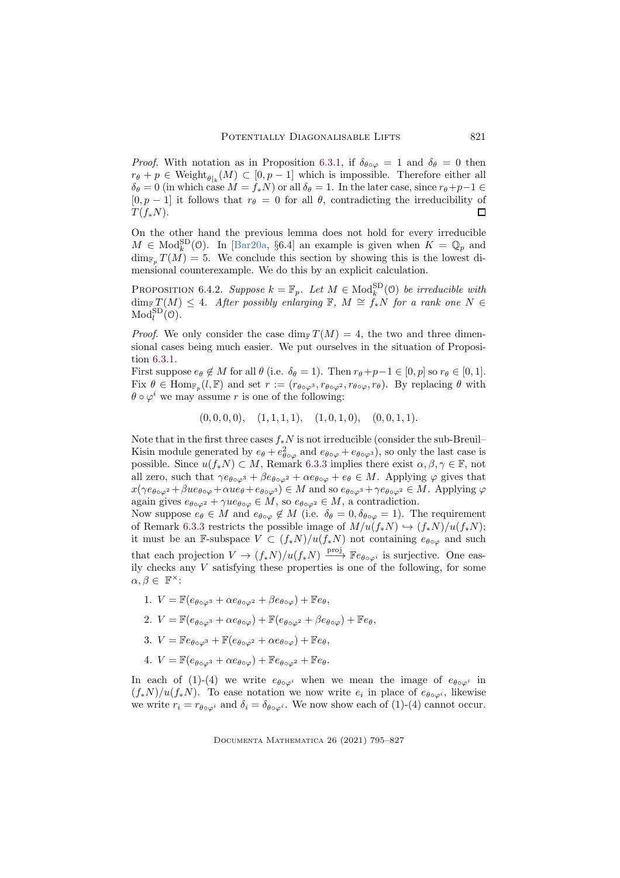*Proof.* With notation as in Proposition 6.3.1, if $\delta_{\theta\circ\varphi} = 1$ and $\delta_\theta = 0$ then $r_\theta + p \in \mathrm{Weight}_{\theta|_k}(M) \subset [0, p-1]$ which is impossible. Therefore either all $\delta_\theta = 0$ (in which case $M = f_*N$) or all $\delta_\theta = 1$. In the later case, since $r_\theta + p - 1 \in [0, p-1]$ it follows that $r_\theta = 0$ for all $\theta$, contradicting the irreducibility of $T(f_*N)$. □

On the other hand the previous lemma does not hold for every irreducible $M \in \mathrm{Mod}_k^{\mathrm{SD}}(\mathcal{O})$. In [Bar20a, §6.4] an example is given when $K = \mathbb{Q}_p$ and $\dim_{\mathbb{F}_p} T(M) = 5$. We conclude this section by showing this is the lowest dimensional counterexample. We do this by an explicit calculation.

Proposition 6.4.2. *Suppose $k = \mathbb{F}_p$. Let $M \in \mathrm{Mod}_k^{\mathrm{SD}}(\mathcal{O})$ be irreducible with $\dim_{\mathbb{F}} T(M) \leq 4$. After possibly enlarging $\mathbb{F}$, $M \cong f_*N$ for a rank one $N \in \mathrm{Mod}_l^{\mathrm{SD}}(\mathcal{O})$.*

*Proof.* We only consider the case $\dim_{\mathbb{F}} T(M) = 4$, the two and three dimensional cases being much easier. We put ourselves in the situation of Proposition 6.3.1.

First suppose $e_\theta \notin M$ for all $\theta$ (i.e. $\delta_\theta = 1$). Then $r_\theta + p - 1 \in [0, p]$ so $r_\theta \in [0, 1]$. Fix $\theta \in \mathrm{Hom}_{\mathbb{F}_p}(l, \mathbb{F})$ and set $r := (r_{\theta\circ\varphi^3}, r_{\theta\circ\varphi^2}, r_{\theta\circ\varphi}, r_\theta)$. By replacing $\theta$ with $\theta \circ \varphi^i$ we may assume $r$ is one of the following:

$$(0, 0, 0, 0), \quad (1, 1, 1, 1), \quad (1, 0, 1, 0), \quad (0, 0, 1, 1).$$

Note that in the first three cases $f_*N$ is not irreducible (consider the sub-Breuil–Kisin module generated by $e_\theta + e_{\theta\circ\varphi}^2$ and $e_{\theta\circ\varphi} + e_{\theta\circ\varphi^3}$), so only the last case is possible. Since $u(f_*N) \subset M$, Remark 6.3.3 implies there exist $\alpha, \beta, \gamma \in \mathbb{F}$, not all zero, such that $\gamma e_{\theta\circ\varphi^3} + \beta e_{\theta\circ\varphi^2} + \alpha e_{\theta\circ\varphi} + e_\theta \in M$. Applying $\varphi$ gives that $x(\gamma e_{\theta\circ\varphi^2} + \beta u e_{\theta\circ\varphi} + \alpha u e_\theta + e_{\theta\circ\varphi^3}) \in M$ and so $e_{\theta\circ\varphi^3} + \gamma e_{\theta\circ\varphi^2} \in M$. Applying $\varphi$ again gives $e_{\theta\circ\varphi^2} + \gamma u e_{\theta\circ\varphi} \in M$, so $e_{\theta\circ\varphi^2} \in M$, a contradiction.

Now suppose $e_\theta \in M$ and $e_{\theta\circ\varphi} \notin M$ (i.e. $\delta_\theta = 0, \delta_{\theta\circ\varphi} = 1$). The requirement of Remark 6.3.3 restricts the possible image of $M/u(f_*N) \hookrightarrow (f_*N)/u(f_*N)$; it must be an $\mathbb{F}$-subspace $V \subset (f_*N)/u(f_*N)$ not containing $e_{\theta\circ\varphi}$ and such that each projection $V \to (f_*N)/u(f_*N) \xrightarrow{\mathrm{proj}} \mathbb{F}e_{\theta\circ\varphi^i}$ is surjective. One easily checks any $V$ satisfying these properties is one of the following, for some $\alpha, \beta \in \mathbb{F}^\times$:

1. $V = \mathbb{F}(e_{\theta\circ\varphi^3} + \alpha e_{\theta\circ\varphi^2} + \beta e_{\theta\circ\varphi}) + \mathbb{F}e_\theta$,
2. $V = \mathbb{F}(e_{\theta\circ\varphi^3} + \alpha e_{\theta\circ\varphi}) + \mathbb{F}(e_{\theta\circ\varphi^2} + \beta e_{\theta\circ\varphi}) + \mathbb{F}e_\theta$,
3. $V = \mathbb{F}e_{\theta\circ\varphi^3} + \mathbb{F}(e_{\theta\circ\varphi^2} + \alpha e_{\theta\circ\varphi}) + \mathbb{F}e_\theta$,
4. $V = \mathbb{F}(e_{\theta\circ\varphi^3} + \alpha e_{\theta\circ\varphi}) + \mathbb{F}e_{\theta\circ\varphi^2} + \mathbb{F}e_\theta$.

In each of (1)-(4) we write $e_{\theta\circ\varphi^i}$ when we mean the image of $e_{\theta\circ\varphi^i}$ in $(f_*N)/u(f_*N)$. To ease notation we now write $e_i$ in place of $e_{\theta\circ\varphi^i}$, likewise we write $r_i = r_{\theta\circ\varphi^i}$ and $\delta_i = \delta_{\theta\circ\varphi^i}$. We now show each of (1)-(4) cannot occur.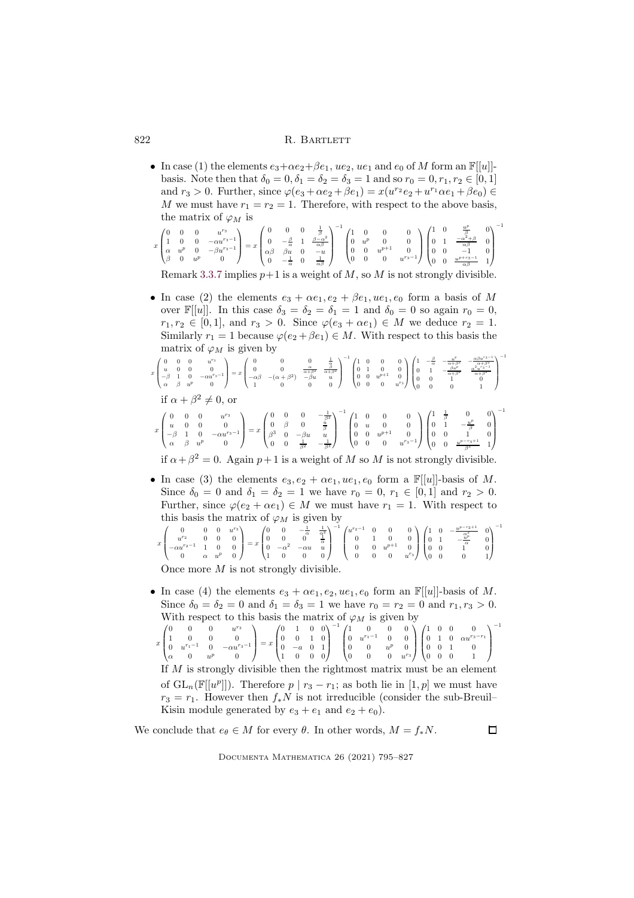- In case (1) the elements $e_3+\alpha e_2+\beta e_1$, $ue_2$, $ue_1$ and $e_0$ of $M$ form an $\mathbb{F}[[u]]$-basis. Note then that $\delta_0 = 0, \delta_1 = \delta_2 = \delta_3 = 1$ and so $r_0 = 0, r_1, r_2 \in [0,1]$ and $r_3 > 0$. Further, since $\varphi(e_3+\alpha e_2+\beta e_1) = x(u^{r_2}e_2 + u^{r_1}\alpha e_1 + \beta e_0) \in M$ we must have $r_1 = r_2 = 1$. Therefore, with respect to the above basis, the matrix of $\varphi_M$ is

$$x\begin{pmatrix} 0 & 0 & 0 & u^{r_3} \\ 1 & 0 & 0 & -\alpha u^{r_3-1} \\ \alpha & u^p & 0 & -\beta u^{r_3-1} \\ \beta & 0 & u^p & 0 \end{pmatrix} = x\begin{pmatrix} 0 & 0 & 0 & \frac{1}{\beta} \\ 0 & -\frac{\beta}{\alpha} & 1 & \frac{\beta-\alpha^2}{\alpha\beta} \\ \alpha\beta & \beta u & 0 & -u \\ 0 & -\frac{1}{\alpha} & 0 & \frac{1}{\alpha\beta} \end{pmatrix}^{-1}\begin{pmatrix} 1 & 0 & 0 & 0 \\ 0 & u^p & 0 & 0 \\ 0 & 0 & u^{p+1} & 0 \\ 0 & 0 & 0 & u^{r_3-1} \end{pmatrix}\begin{pmatrix} 1 & 0 & \frac{u^p}{\beta} & 0 \\ 0 & 1 & \frac{-\alpha^2+\beta}{\alpha\beta} & 0 \\ 0 & 0 & -1 & 0 \\ 0 & 0 & \frac{u^{p+r_3-1}}{\alpha\beta} & 1 \end{pmatrix}^{-1}$$

  Remark 3.3.7 implies $p+1$ is a weight of $M$, so $M$ is not strongly divisible.

- In case (2) the elements $e_3 + \alpha e_1, e_2 + \beta e_1, ue_1, e_0$ form a basis of $M$ over $\mathbb{F}[[u]]$. In this case $\delta_3 = \delta_2 = \delta_1 = 1$ and $\delta_0 = 0$ so again $r_0 = 0$, $r_1, r_2 \in [0,1]$, and $r_3 > 0$. Since $\varphi(e_3 + \alpha e_1) \in M$ we deduce $r_2 = 1$. Similarly $r_1 = 1$ because $\varphi(e_2+\beta e_1) \in M$. With respect to this basis the matrix of $\varphi_M$ is given by

$$x\begin{pmatrix} 0 & 0 & 0 & u^{r_3} \\ u & 0 & 0 & 0 \\ -\beta & 1 & 0 & -\alpha u^{r_3-1} \\ \alpha & \beta & u^p & 0 \end{pmatrix} = x\begin{pmatrix} 0 & 0 & 0 & \frac{1}{\alpha} \\ 0 & 0 & \frac{\alpha}{\alpha+\beta^2} & \frac{\beta}{\alpha+\beta^2} \\ -\alpha\beta & -(\alpha+\beta^2) & -\beta u & u \\ 1 & 0 & 0 & 0 \end{pmatrix}^{-1}\begin{pmatrix} 1 & 0 & 0 & 0 \\ 0 & 1 & 0 & 0 \\ 0 & 0 & u^{p+1} & 0 \\ 0 & 0 & 0 & u^{r_3} \end{pmatrix}\begin{pmatrix} 1 & -\frac{\beta}{\alpha} & -\frac{u^p}{\alpha+\beta^2} & -\frac{\alpha\beta u^{r_3-1}}{\alpha+\beta^2} \\ 0 & 1 & -\frac{\beta u^p}{\alpha+\beta^2} & \frac{\alpha^2 u^{r_3-1}}{\alpha+\beta^2} \\ 0 & 0 & 1 & 0 \\ 0 & 0 & 0 & 1 \end{pmatrix}^{-1}$$

  if $\alpha + \beta^2 \neq 0$, or

$$x\begin{pmatrix} 0 & 0 & 0 & u^{r_3} \\ u & 0 & 0 & 0 \\ -\beta & 1 & 0 & -\alpha u^{r_3-1} \\ \alpha & \beta & u^p & 0 \end{pmatrix} = x\begin{pmatrix} 0 & 0 & 0 & -\frac{1}{\beta^2} \\ 0 & \beta & 0 & \frac{u}{\beta} \\ \beta^3 & 0 & -\beta u & u \\ 0 & 0 & \frac{1}{\beta^2} & -\frac{1}{\beta^3} \end{pmatrix}^{-1}\begin{pmatrix} 1 & 0 & 0 & 0 \\ 0 & u & 0 & 0 \\ 0 & 0 & u^{p+1} & 0 \\ 0 & 0 & 0 & u^{r_3-1} \end{pmatrix}\begin{pmatrix} 1 & \frac{1}{\beta} & 0 & 0 \\ 0 & 1 & -\frac{u^p}{\beta} & 0 \\ 0 & 0 & 1 & 0 \\ 0 & 0 & \frac{u^{p-r_3+1}}{\beta^3} & 1 \end{pmatrix}^{-1}$$

  if $\alpha + \beta^2 = 0$. Again $p+1$ is a weight of $M$ so $M$ is not strongly divisible.

- In case (3) the elements $e_3, e_2 + \alpha e_1, ue_1, e_0$ form a $\mathbb{F}[[u]]$-basis of $M$. Since $\delta_0 = 0$ and $\delta_1 = \delta_2 = 1$ we have $r_0 = 0$, $r_1 \in [0,1]$ and $r_2 > 0$. Further, since $\varphi(e_2 + \alpha e_1) \in M$ we must have $r_1 = 1$. With respect to this basis the matrix of $\varphi_M$ is given by

$$x\begin{pmatrix} 0 & 0 & 0 & u^{r_3} \\ u^{r_2} & 0 & 0 & 0 \\ -\alpha u^{r_2-1} & 1 & 0 & 0 \\ 0 & \alpha & u^p & 0 \end{pmatrix} = x\begin{pmatrix} 0 & 0 & -\frac{1}{\alpha} & \frac{1}{\alpha^2} \\ 0 & 0 & 0 & \frac{1}{\alpha} \\ 0 & -\alpha^2 & -\alpha u & u \\ 1 & 0 & 0 & 0 \end{pmatrix}^{-1}\begin{pmatrix} u^{r_2-1} & 0 & 0 & 0 \\ 0 & 1 & 0 & 0 \\ 0 & 0 & u^{p+1} & 0 \\ 0 & 0 & 0 & u^{r_3} \end{pmatrix}\begin{pmatrix} 1 & 0 & -\frac{u^{p-r_2+1}}{\alpha^2} & 0 \\ 0 & 1 & -\frac{u^p}{\alpha} & 0 \\ 0 & 0 & 1 & 0 \\ 0 & 0 & 0 & 1 \end{pmatrix}^{-1}$$

  Once more $M$ is not strongly divisible.

- In case (4) the elements $e_3 + \alpha e_1, e_2, ue_1, e_0$ form an $\mathbb{F}[[u]]$-basis of $M$. Since $\delta_0 = \delta_2 = 0$ and $\delta_1 = \delta_3 = 1$ we have $r_0 = r_2 = 0$ and $r_1, r_3 > 0$. With respect to this basis the matrix of $\varphi_M$ is given by

$$x\begin{pmatrix} 0 & 0 & 0 & u^{r_3} \\ 1 & 0 & 0 & 0 \\ 0 & u^{r_1-1} & 0 & -\alpha u^{r_3-1} \\ \alpha & 0 & u^p & 0 \end{pmatrix} = x\begin{pmatrix} 0 & 1 & 0 & 0 \\ 0 & 0 & 1 & 0 \\ 0 & -a & 0 & 1 \\ 1 & 0 & 0 & 0 \end{pmatrix}^{-1}\begin{pmatrix} 1 & 0 & 0 & 0 \\ 0 & u^{r_1-1} & 0 & 0 \\ 0 & 0 & u^p & 0 \\ 0 & 0 & 0 & u^{r_3} \end{pmatrix}\begin{pmatrix} 1 & 0 & 0 & 0 \\ 0 & 1 & 0 & \alpha u^{r_3-r_1} \\ 0 & 0 & 1 & 0 \\ 0 & 0 & 0 & 1 \end{pmatrix}^{-1}$$

  If $M$ is strongly divisible then the rightmost matrix must be an element of $\mathrm{GL}_n(\mathbb{F}[[u^p]])$. Therefore $p \mid r_3 - r_1$; as both lie in $[1,p]$ we must have $r_3 = r_1$. However then $f_*N$ is not irreducible (consider the sub-Breuil–Kisin module generated by $e_3 + e_1$ and $e_2 + e_0$).

We conclude that $e_\theta \in M$ for every $\theta$. In other words, $M = f_*N$. $\square$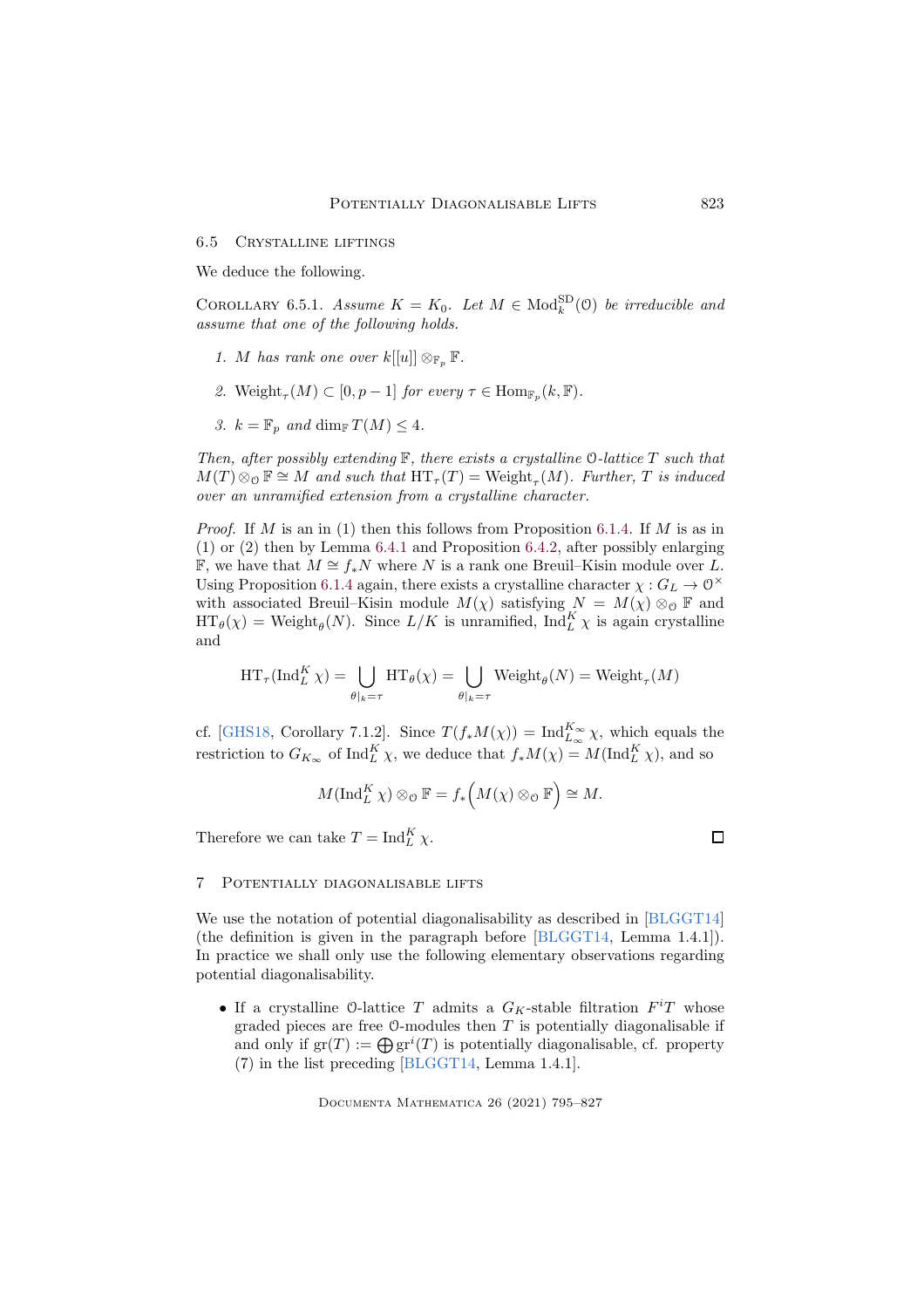## 6.5 Crystalline liftings

We deduce the following.

**Corollary 6.5.1.** *Assume $K = K_0$. Let $M \in \mathrm{Mod}_k^{\mathrm{SD}}(\mathcal{O})$ be irreducible and assume that one of the following holds.*

1. *$M$ has rank one over $k[[u]] \otimes_{\mathbb{F}_p} \mathbb{F}$.*
2. *$\mathrm{Weight}_\tau(M) \subset [0, p-1]$ for every $\tau \in \mathrm{Hom}_{\mathbb{F}_p}(k, \mathbb{F})$.*
3. *$k = \mathbb{F}_p$ and $\dim_{\mathbb{F}} T(M) \leq 4$.*

*Then, after possibly extending $\mathbb{F}$, there exists a crystalline $\mathcal{O}$-lattice $T$ such that $M(T) \otimes_{\mathcal{O}} \mathbb{F} \cong M$ and such that $\mathrm{HT}_\tau(T) = \mathrm{Weight}_\tau(M)$. Further, $T$ is induced over an unramified extension from a crystalline character.*

*Proof.* If $M$ is an in (1) then this follows from Proposition 6.1.4. If $M$ is as in (1) or (2) then by Lemma 6.4.1 and Proposition 6.4.2, after possibly enlarging $\mathbb{F}$, we have that $M \cong f_* N$ where $N$ is a rank one Breuil–Kisin module over $L$. Using Proposition 6.1.4 again, there exists a crystalline character $\chi : G_L \to \mathcal{O}^\times$ with associated Breuil–Kisin module $M(\chi)$ satisfying $N = M(\chi) \otimes_{\mathcal{O}} \mathbb{F}$ and $\mathrm{HT}_\theta(\chi) = \mathrm{Weight}_\theta(N)$. Since $L/K$ is unramified, $\mathrm{Ind}_L^K \chi$ is again crystalline and

$$\mathrm{HT}_\tau(\mathrm{Ind}_L^K \chi) = \bigcup_{\theta|_k = \tau} \mathrm{HT}_\theta(\chi) = \bigcup_{\theta|_k = \tau} \mathrm{Weight}_\theta(N) = \mathrm{Weight}_\tau(M)$$

cf. [GHS18, Corollary 7.1.2]. Since $T(f_* M(\chi)) = \mathrm{Ind}_{L_\infty}^{K_\infty} \chi$, which equals the restriction to $G_{K_\infty}$ of $\mathrm{Ind}_L^K \chi$, we deduce that $f_* M(\chi) = M(\mathrm{Ind}_L^K \chi)$, and so

$$M(\mathrm{Ind}_L^K \chi) \otimes_{\mathcal{O}} \mathbb{F} = f_*\Big(M(\chi) \otimes_{\mathcal{O}} \mathbb{F}\Big) \cong M.$$

Therefore we can take $T = \mathrm{Ind}_L^K \chi$. $\square$

# 7 Potentially diagonalisable lifts

We use the notation of potential diagonalisability as described in [BLGGT14] (the definition is given in the paragraph before [BLGGT14, Lemma 1.4.1]). In practice we shall only use the following elementary observations regarding potential diagonalisability.

- If a crystalline $\mathcal{O}$-lattice $T$ admits a $G_K$-stable filtration $F^i T$ whose graded pieces are free $\mathcal{O}$-modules then $T$ is potentially diagonalisable if and only if $\mathrm{gr}(T) := \bigoplus \mathrm{gr}^i(T)$ is potentially diagonalisable, cf. property (7) in the list preceding [BLGGT14, Lemma 1.4.1].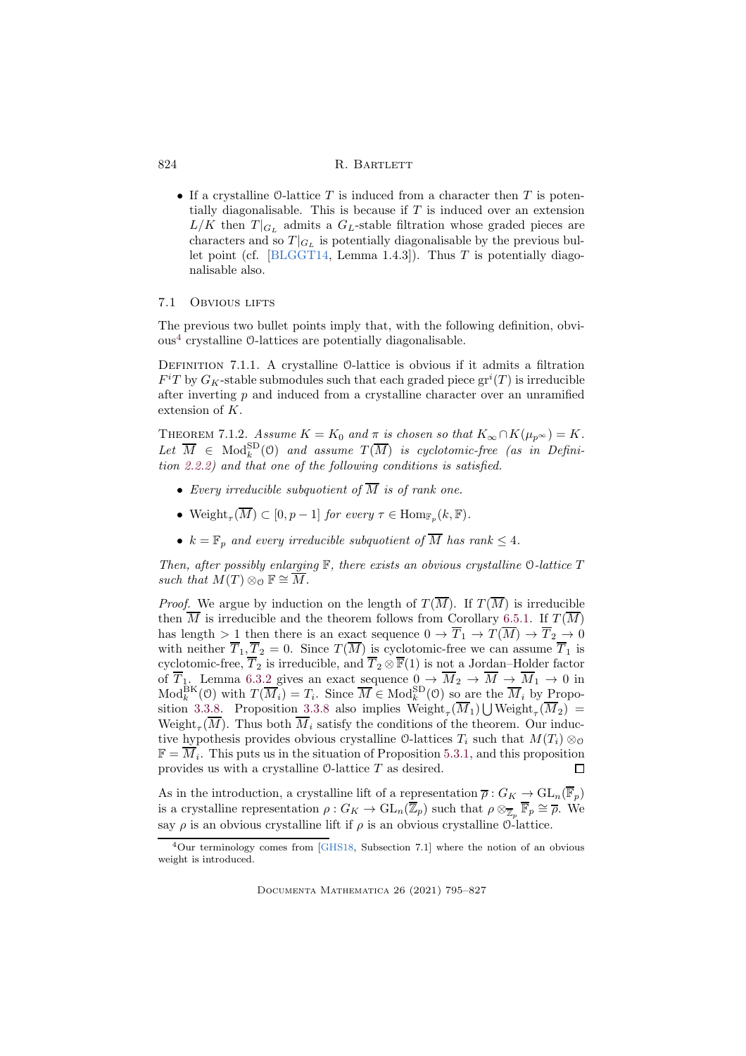- If a crystalline $\mathcal{O}$-lattice $T$ is induced from a character then $T$ is potentially diagonalisable. This is because if $T$ is induced over an extension $L/K$ then $T|_{G_L}$ admits a $G_L$-stable filtration whose graded pieces are characters and so $T|_{G_L}$ is potentially diagonalisable by the previous bullet point (cf. [BLGGT14, Lemma 1.4.3]). Thus $T$ is potentially diagonalisable also.

## 7.1 Obvious lifts

The previous two bullet points imply that, with the following definition, obvious[4] crystalline $\mathcal{O}$-lattices are potentially diagonalisable.

Definition 7.1.1. A crystalline $\mathcal{O}$-lattice is obvious if it admits a filtration $F^iT$ by $G_K$-stable submodules such that each graded piece $\mathrm{gr}^i(T)$ is irreducible after inverting $p$ and induced from a crystalline character over an unramified extension of $K$.

Theorem 7.1.2. *Assume $K = K_0$ and $\pi$ is chosen so that $K_\infty \cap K(\mu_{p^\infty}) = K$. Let $\overline{M} \in \mathrm{Mod}_k^{\mathrm{SD}}(\mathcal{O})$ and assume $T(\overline{M})$ is cyclotomic-free (as in Definition 2.2.2) and that one of the following conditions is satisfied.*

- *Every irreducible subquotient of $\overline{M}$ is of rank one.*
- *$\mathrm{Weight}_\tau(\overline{M}) \subset [0, p-1]$ for every $\tau \in \mathrm{Hom}_{\mathbb{F}_p}(k, \mathbb{F})$.*
- *$k = \mathbb{F}_p$ and every irreducible subquotient of $\overline{M}$ has rank $\leq 4$.*

*Then, after possibly enlarging $\mathbb{F}$, there exists an obvious crystalline $\mathcal{O}$-lattice $T$ such that $M(T) \otimes_{\mathcal{O}} \mathbb{F} \cong \overline{M}$.*

*Proof.* We argue by induction on the length of $T(\overline{M})$. If $T(\overline{M})$ is irreducible then $\overline{M}$ is irreducible and the theorem follows from Corollary 6.5.1. If $T(\overline{M})$ has length $> 1$ then there is an exact sequence $0 \to \overline{T}_1 \to T(\overline{M}) \to \overline{T}_2 \to 0$ with neither $\overline{T}_1, \overline{T}_2 = 0$. Since $T(\overline{M})$ is cyclotomic-free we can assume $\overline{T}_1$ is cyclotomic-free, $\overline{T}_2$ is irreducible, and $\overline{T}_2 \otimes \overline{\mathbb{F}}(1)$ is not a Jordan–Holder factor of $\overline{T}_1$. Lemma 6.3.2 gives an exact sequence $0 \to \overline{M}_2 \to \overline{M} \to \overline{M}_1 \to 0$ in $\mathrm{Mod}_k^{\mathrm{BK}}(\mathcal{O})$ with $T(\overline{M}_i) = T_i$. Since $\overline{M} \in \mathrm{Mod}_k^{\mathrm{SD}}(\mathcal{O})$ so are the $\overline{M}_i$ by Proposition 3.3.8. Proposition 3.3.8 also implies $\mathrm{Weight}_\tau(\overline{M}_1) \bigcup \mathrm{Weight}_\tau(\overline{M}_2) = \mathrm{Weight}_\tau(\overline{M})$. Thus both $\overline{M}_i$ satisfy the conditions of the theorem. Our inductive hypothesis provides obvious crystalline $\mathcal{O}$-lattices $T_i$ such that $M(T_i) \otimes_{\mathcal{O}} \mathbb{F} = \overline{M}_i$. This puts us in the situation of Proposition 5.3.1, and this proposition provides us with a crystalline $\mathcal{O}$-lattice $T$ as desired. $\square$

As in the introduction, a crystalline lift of a representation $\overline{\rho} : G_K \to \mathrm{GL}_n(\overline{\mathbb{F}}_p)$ is a crystalline representation $\rho : G_K \to \mathrm{GL}_n(\overline{\mathbb{Z}}_p)$ such that $\rho \otimes_{\overline{\mathbb{Z}}_p} \overline{\mathbb{F}}_p \cong \overline{\rho}$. We say $\rho$ is an obvious crystalline lift if $\rho$ is an obvious crystalline $\mathcal{O}$-lattice.

[4] Our terminology comes from [GHS18, Subsection 7.1] where the notion of an obvious weight is introduced.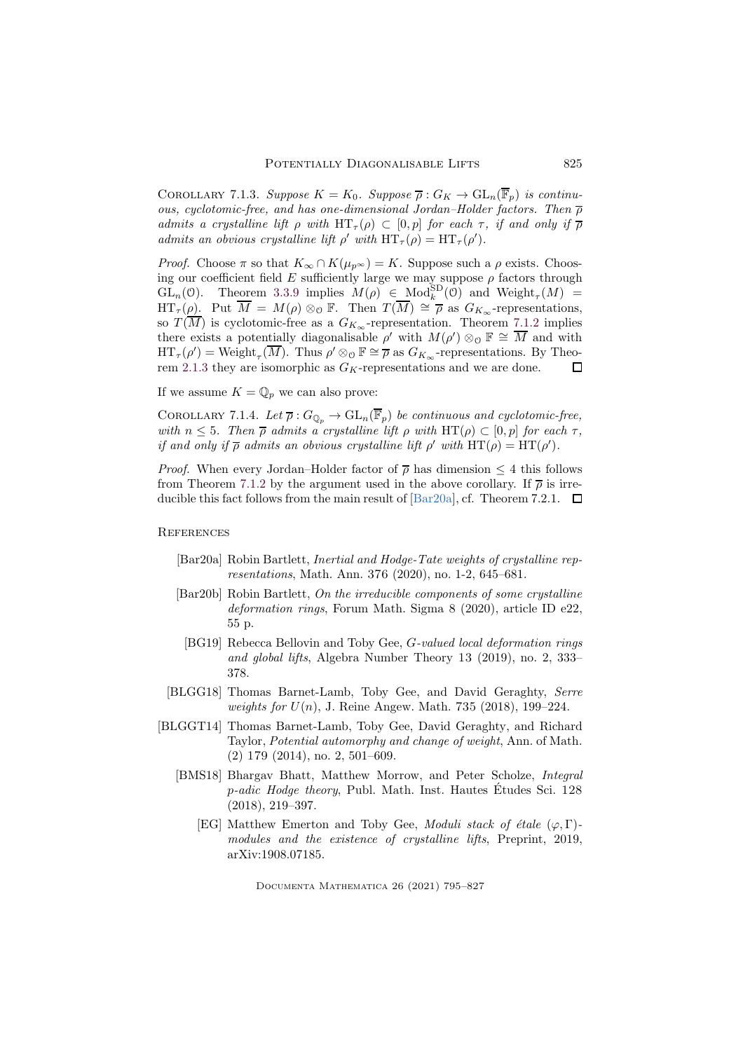Corollary 7.1.3. *Suppose $K = K_0$. Suppose $\overline{\rho} : G_K \to \mathrm{GL}_n(\overline{\mathbb{F}}_p)$ is continuous, cyclotomic-free, and has one-dimensional Jordan–Holder factors. Then $\overline{\rho}$ admits a crystalline lift $\rho$ with $\mathrm{HT}_\tau(\rho) \subset [0,p]$ for each $\tau$, if and only if $\overline{\rho}$ admits an obvious crystalline lift $\rho'$ with $\mathrm{HT}_\tau(\rho) = \mathrm{HT}_\tau(\rho')$.*

*Proof.* Choose $\pi$ so that $K_\infty \cap K(\mu_{p^\infty}) = K$. Suppose such a $\rho$ exists. Choosing our coefficient field $E$ sufficiently large we may suppose $\rho$ factors through $\mathrm{GL}_n(\mathcal{O})$. Theorem 3.3.9 implies $M(\rho) \in \mathrm{Mod}_k^{\mathrm{SD}}(\mathcal{O})$ and $\mathrm{Weight}_\tau(M) = \mathrm{HT}_\tau(\rho)$. Put $\overline{M} = M(\rho) \otimes_{\mathcal{O}} \mathbb{F}$. Then $T(\overline{M}) \cong \overline{\rho}$ as $G_{K_\infty}$-representations, so $T(\overline{M})$ is cyclotomic-free as a $G_{K_\infty}$-representation. Theorem 7.1.2 implies there exists a potentially diagonalisable $\rho'$ with $M(\rho') \otimes_{\mathcal{O}} \mathbb{F} \cong \overline{M}$ and with $\mathrm{HT}_\tau(\rho') = \mathrm{Weight}_\tau(\overline{M})$. Thus $\rho' \otimes_{\mathcal{O}} \mathbb{F} \cong \overline{\rho}$ as $G_{K_\infty}$-representations. By Theorem 2.1.3 they are isomorphic as $G_K$-representations and we are done. $\square$

If we assume $K = \mathbb{Q}_p$ we can also prove:

Corollary 7.1.4. *Let $\overline{\rho} : G_{\mathbb{Q}_p} \to \mathrm{GL}_n(\overline{\mathbb{F}}_p)$ be continuous and cyclotomic-free, with $n \leq 5$. Then $\overline{\rho}$ admits a crystalline lift $\rho$ with $\mathrm{HT}(\rho) \subset [0,p]$ for each $\tau$, if and only if $\overline{\rho}$ admits an obvious crystalline lift $\rho'$ with $\mathrm{HT}(\rho) = \mathrm{HT}(\rho')$.*

*Proof.* When every Jordan–Holder factor of $\overline{\rho}$ has dimension $\leq 4$ this follows from Theorem 7.1.2 by the argument used in the above corollary. If $\overline{\rho}$ is irreducible this fact follows from the main result of [Bar20a], cf. Theorem 7.2.1. $\square$

## References

- [Bar20a] Robin Bartlett, *Inertial and Hodge-Tate weights of crystalline representations*, Math. Ann. 376 (2020), no. 1-2, 645–681.
- [Bar20b] Robin Bartlett, *On the irreducible components of some crystalline deformation rings*, Forum Math. Sigma 8 (2020), article ID e22, 55 p.
- [BG19] Rebecca Bellovin and Toby Gee, *G-valued local deformation rings and global lifts*, Algebra Number Theory 13 (2019), no. 2, 333–378.
- [BLGG18] Thomas Barnet-Lamb, Toby Gee, and David Geraghty, *Serre weights for $U(n)$*, J. Reine Angew. Math. 735 (2018), 199–224.
- [BLGGT14] Thomas Barnet-Lamb, Toby Gee, David Geraghty, and Richard Taylor, *Potential automorphy and change of weight*, Ann. of Math. (2) 179 (2014), no. 2, 501–609.
- [BMS18] Bhargav Bhatt, Matthew Morrow, and Peter Scholze, *Integral p-adic Hodge theory*, Publ. Math. Inst. Hautes Études Sci. 128 (2018), 219–397.
- [EG] Matthew Emerton and Toby Gee, *Moduli stack of étale $(\varphi, \Gamma)$-modules and the existence of crystalline lifts*, Preprint, 2019, arXiv:1908.07185.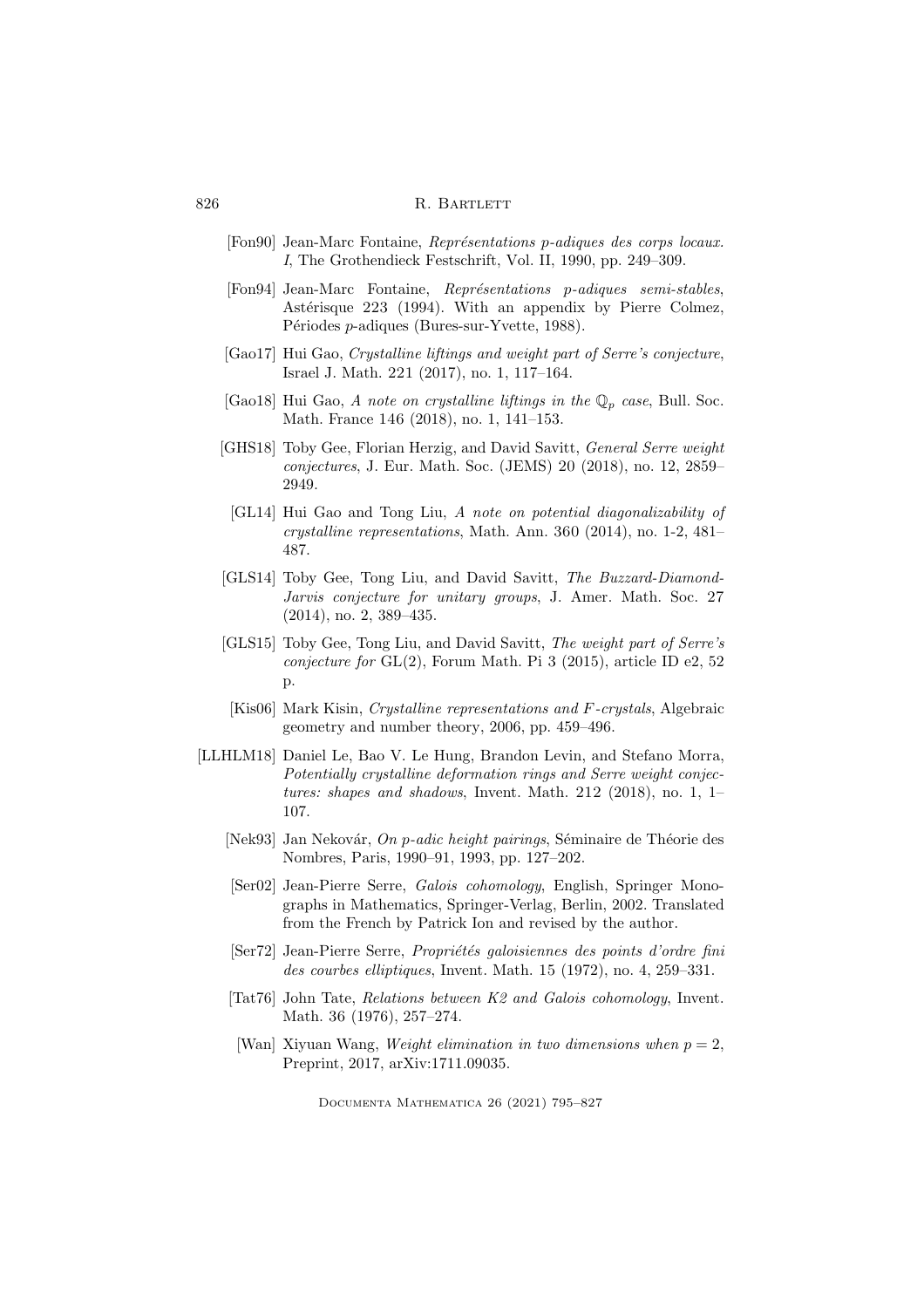[Fon90] Jean-Marc Fontaine, *Représentations p-adiques des corps locaux. I*, The Grothendieck Festschrift, Vol. II, 1990, pp. 249–309.

[Fon94] Jean-Marc Fontaine, *Représentations p-adiques semi-stables*, Astérisque 223 (1994). With an appendix by Pierre Colmez, Périodes $p$-adiques (Bures-sur-Yvette, 1988).

[Gao17] Hui Gao, *Crystalline liftings and weight part of Serre's conjecture*, Israel J. Math. 221 (2017), no. 1, 117–164.

[Gao18] Hui Gao, *A note on crystalline liftings in the $\mathbb{Q}_p$ case*, Bull. Soc. Math. France 146 (2018), no. 1, 141–153.

[GHS18] Toby Gee, Florian Herzig, and David Savitt, *General Serre weight conjectures*, J. Eur. Math. Soc. (JEMS) 20 (2018), no. 12, 2859–2949.

[GL14] Hui Gao and Tong Liu, *A note on potential diagonalizability of crystalline representations*, Math. Ann. 360 (2014), no. 1-2, 481–487.

[GLS14] Toby Gee, Tong Liu, and David Savitt, *The Buzzard-Diamond-Jarvis conjecture for unitary groups*, J. Amer. Math. Soc. 27 (2014), no. 2, 389–435.

[GLS15] Toby Gee, Tong Liu, and David Savitt, *The weight part of Serre's conjecture for* GL(2), Forum Math. Pi 3 (2015), article ID e2, 52 p.

[Kis06] Mark Kisin, *Crystalline representations and F-crystals*, Algebraic geometry and number theory, 2006, pp. 459–496.

[LLHLM18] Daniel Le, Bao V. Le Hung, Brandon Levin, and Stefano Morra, *Potentially crystalline deformation rings and Serre weight conjectures: shapes and shadows*, Invent. Math. 212 (2018), no. 1, 1–107.

[Nek93] Jan Nekovár, *On p-adic height pairings*, Séminaire de Théorie des Nombres, Paris, 1990–91, 1993, pp. 127–202.

[Ser02] Jean-Pierre Serre, *Galois cohomology*, English, Springer Monographs in Mathematics, Springer-Verlag, Berlin, 2002. Translated from the French by Patrick Ion and revised by the author.

[Ser72] Jean-Pierre Serre, *Propriétés galoisiennes des points d'ordre fini des courbes elliptiques*, Invent. Math. 15 (1972), no. 4, 259–331.

[Tat76] John Tate, *Relations between K2 and Galois cohomology*, Invent. Math. 36 (1976), 257–274.

[Wan] Xiyuan Wang, *Weight elimination in two dimensions when $p = 2$*, Preprint, 2017, arXiv:1711.09035.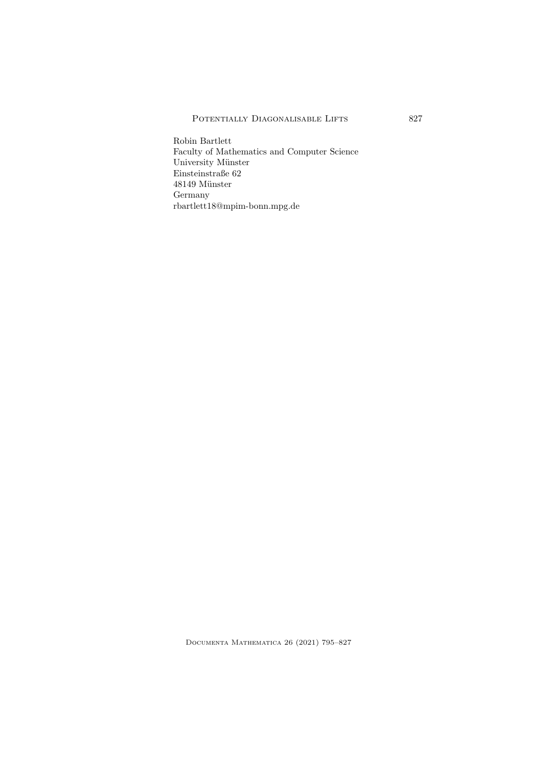Robin Bartlett
Faculty of Mathematics and Computer Science
University Münster
Einsteinstraße 62
48149 Münster
Germany
rbartlett18@mpim-bonn.mpg.de